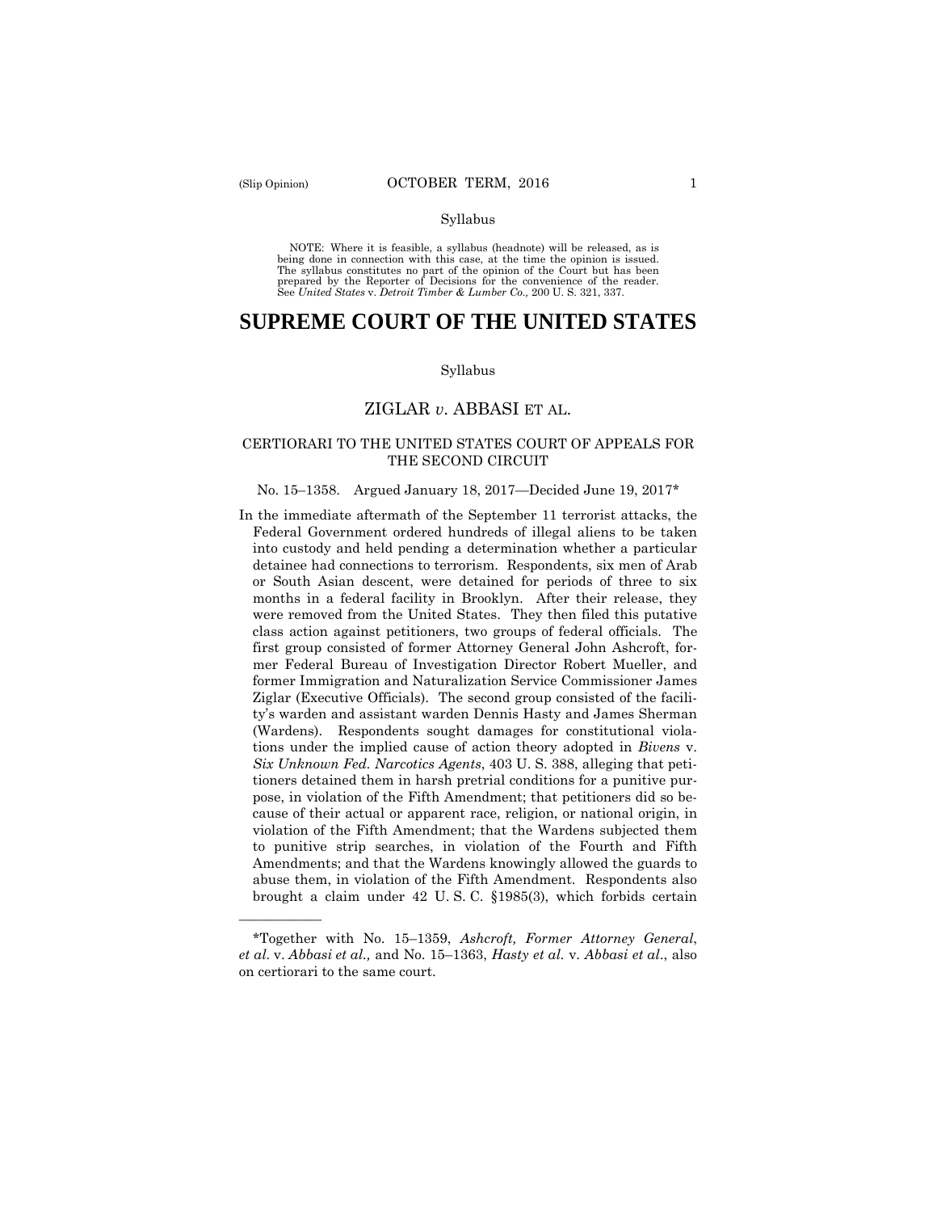Syllabus

NOTE: Where it is feasible, a syllabus (headnote) will be released, as is being done in connection with this case, at the time the opinion is issued. The syllabus constitutes no part of the opinion of the Court but has been prepared by the Reporter of Decisions for the convenience of the reader. See *United States* v. *Detroit Timber & Lumber Co.,* 200 U. S. 321, 337.

# SUPREME COURT OF THE UNITED STATES

Syllabus

## ZIGLAR *v.* ABBASI ET AL.

### CERTIORARI TO THE UNITED STATES COURT OF APPEALS FOR THE SECOND CIRCUIT

No. 15–1358. Argued January 18, 2017—Decided June 19, 2017*

In the immediate aftermath of the September 11 terrorist attacks, the Federal Government ordered hundreds of illegal aliens to be taken into custody and held pending a determination whether a particular detainee had connections to terrorism. Respondents, six men of Arab or South Asian descent, were detained for periods of three to six months in a federal facility in Brooklyn. After their release, they were removed from the United States. They then filed this putative class action against petitioners, two groups of federal officials. The first group consisted of former Attorney General John Ashcroft, former Federal Bureau of Investigation Director Robert Mueller, and former Immigration and Naturalization Service Commissioner James Ziglar (Executive Officials). The second group consisted of the facility's warden and assistant warden Dennis Hasty and James Sherman (Wardens). Respondents sought damages for constitutional violations under the implied cause of action theory adopted in *Bivens* v. *Six Unknown Fed. Narcotics Agents*, 403 U. S. 388, alleging that petitioners detained them in harsh pretrial conditions for a punitive purpose, in violation of the Fifth Amendment; that petitioners did so because of their actual or apparent race, religion, or national origin, in violation of the Fifth Amendment; that the Wardens subjected them to punitive strip searches, in violation of the Fourth and Fifth Amendments; and that the Wardens knowingly allowed the guards to abuse them, in violation of the Fifth Amendment. Respondents also brought a claim under 42 U. S. C. §1985(3), which forbids certain

---

*Together with No. 15–1359, *Ashcroft, Former Attorney General, et al.* v. *Abbasi et al.,* and No. 15–1363, *Hasty et al.* v. *Abbasi et al*., also on certiorari to the same court.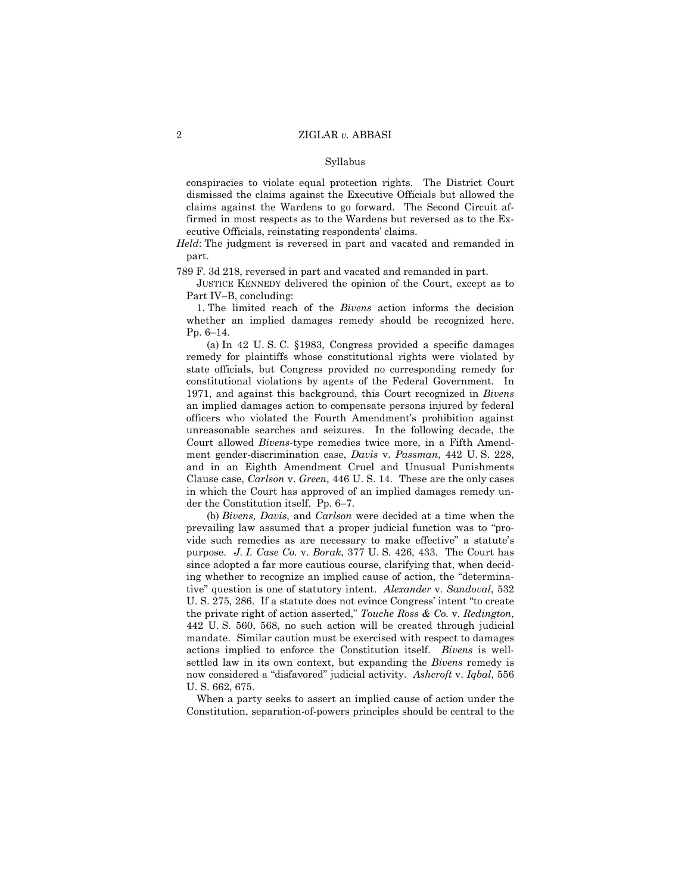conspiracies to violate equal protection rights. The District Court dismissed the claims against the Executive Officials but allowed the claims against the Wardens to go forward. The Second Circuit affirmed in most respects as to the Wardens but reversed as to the Executive Officials, reinstating respondents' claims.

*Held*: The judgment is reversed in part and vacated and remanded in part.

789 F. 3d 218, reversed in part and vacated and remanded in part.

JUSTICE KENNEDY delivered the opinion of the Court, except as to Part IV–B, concluding:

1. The limited reach of the *Bivens* action informs the decision whether an implied damages remedy should be recognized here. Pp. 6–14.

(a) In 42 U. S. C. §1983, Congress provided a specific damages remedy for plaintiffs whose constitutional rights were violated by state officials, but Congress provided no corresponding remedy for constitutional violations by agents of the Federal Government. In 1971, and against this background, this Court recognized in *Bivens* an implied damages action to compensate persons injured by federal officers who violated the Fourth Amendment's prohibition against unreasonable searches and seizures. In the following decade, the Court allowed *Bivens*-type remedies twice more, in a Fifth Amendment gender-discrimination case, *Davis* v. *Passman*, 442 U. S. 228, and in an Eighth Amendment Cruel and Unusual Punishments Clause case, *Carlson* v. *Green*, 446 U. S. 14. These are the only cases in which the Court has approved of an implied damages remedy under the Constitution itself. Pp. 6–7.

(b) *Bivens, Davis,* and *Carlson* were decided at a time when the prevailing law assumed that a proper judicial function was to "provide such remedies as are necessary to make effective" a statute's purpose. *J. I. Case Co.* v. *Borak*, 377 U. S. 426, 433. The Court has since adopted a far more cautious course, clarifying that, when deciding whether to recognize an implied cause of action, the "determinative" question is one of statutory intent. *Alexander* v. *Sandoval*, 532 U. S. 275, 286. If a statute does not evince Congress' intent "to create the private right of action asserted," *Touche Ross & Co.* v. *Redington*, 442 U. S. 560, 568, no such action will be created through judicial mandate. Similar caution must be exercised with respect to damages actions implied to enforce the Constitution itself. *Bivens* is well-settled law in its own context, but expanding the *Bivens* remedy is now considered a "disfavored" judicial activity. *Ashcroft* v. *Iqbal*, 556 U. S. 662, 675.

When a party seeks to assert an implied cause of action under the Constitution, separation-of-powers principles should be central to the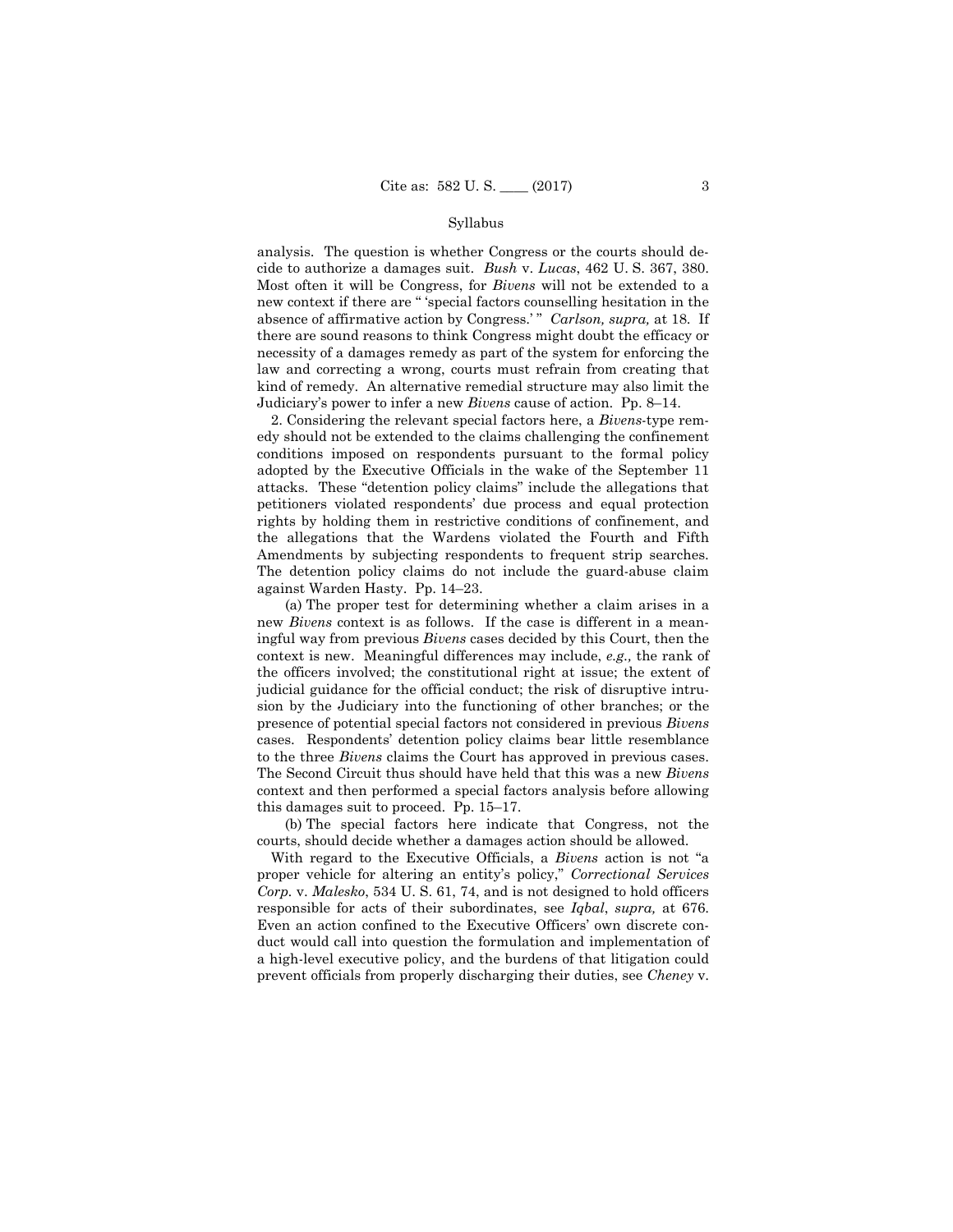analysis. The question is whether Congress or the courts should decide to authorize a damages suit. *Bush* v. *Lucas*, 462 U. S. 367, 380. Most often it will be Congress, for *Bivens* will not be extended to a new context if there are " 'special factors counselling hesitation in the absence of affirmative action by Congress.' " *Carlson, supra,* at 18. If there are sound reasons to think Congress might doubt the efficacy or necessity of a damages remedy as part of the system for enforcing the law and correcting a wrong, courts must refrain from creating that kind of remedy. An alternative remedial structure may also limit the Judiciary's power to infer a new *Bivens* cause of action. Pp. 8–14.

2. Considering the relevant special factors here, a *Bivens*-type remedy should not be extended to the claims challenging the confinement conditions imposed on respondents pursuant to the formal policy adopted by the Executive Officials in the wake of the September 11 attacks. These "detention policy claims" include the allegations that petitioners violated respondents' due process and equal protection rights by holding them in restrictive conditions of confinement, and the allegations that the Wardens violated the Fourth and Fifth Amendments by subjecting respondents to frequent strip searches. The detention policy claims do not include the guard-abuse claim against Warden Hasty. Pp. 14–23.

(a) The proper test for determining whether a claim arises in a new *Bivens* context is as follows. If the case is different in a meaningful way from previous *Bivens* cases decided by this Court, then the context is new. Meaningful differences may include, *e.g.,* the rank of the officers involved; the constitutional right at issue; the extent of judicial guidance for the official conduct; the risk of disruptive intrusion by the Judiciary into the functioning of other branches; or the presence of potential special factors not considered in previous *Bivens* cases. Respondents' detention policy claims bear little resemblance to the three *Bivens* claims the Court has approved in previous cases. The Second Circuit thus should have held that this was a new *Bivens* context and then performed a special factors analysis before allowing this damages suit to proceed. Pp. 15–17.

(b) The special factors here indicate that Congress, not the courts, should decide whether a damages action should be allowed.

With regard to the Executive Officials, a *Bivens* action is not "a proper vehicle for altering an entity's policy," *Correctional Services Corp.* v. *Malesko*, 534 U. S. 61, 74, and is not designed to hold officers responsible for acts of their subordinates, see *Iqbal*, *supra,* at 676. Even an action confined to the Executive Officers' own discrete conduct would call into question the formulation and implementation of a high-level executive policy, and the burdens of that litigation could prevent officials from properly discharging their duties, see *Cheney* v.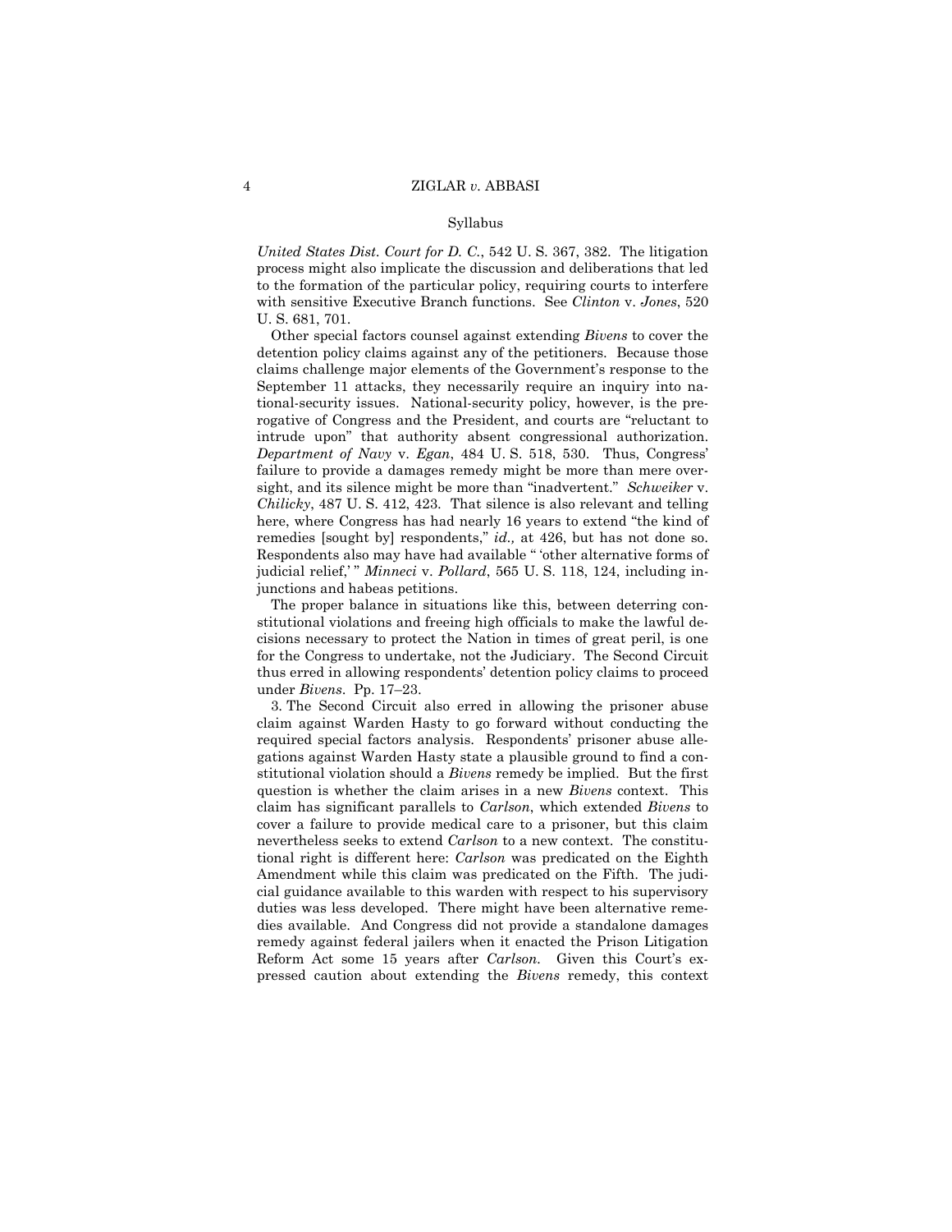Syllabus

*United States Dist. Court for D. C.*, 542 U. S. 367, 382. The litigation process might also implicate the discussion and deliberations that led to the formation of the particular policy, requiring courts to interfere with sensitive Executive Branch functions. See *Clinton* v. *Jones*, 520 U. S. 681, 701.

Other special factors counsel against extending *Bivens* to cover the detention policy claims against any of the petitioners. Because those claims challenge major elements of the Government's response to the September 11 attacks, they necessarily require an inquiry into national-security issues. National-security policy, however, is the prerogative of Congress and the President, and courts are "reluctant to intrude upon" that authority absent congressional authorization. *Department of Navy* v. *Egan*, 484 U. S. 518, 530. Thus, Congress' failure to provide a damages remedy might be more than mere oversight, and its silence might be more than "inadvertent." *Schweiker* v. *Chilicky*, 487 U. S. 412, 423. That silence is also relevant and telling here, where Congress has had nearly 16 years to extend "the kind of remedies [sought by] respondents," *id.,* at 426, but has not done so. Respondents also may have had available " 'other alternative forms of judicial relief,' " *Minneci* v. *Pollard*, 565 U. S. 118, 124, including injunctions and habeas petitions.

The proper balance in situations like this, between deterring constitutional violations and freeing high officials to make the lawful decisions necessary to protect the Nation in times of great peril, is one for the Congress to undertake, not the Judiciary. The Second Circuit thus erred in allowing respondents' detention policy claims to proceed under *Bivens*. Pp. 17–23.

3. The Second Circuit also erred in allowing the prisoner abuse claim against Warden Hasty to go forward without conducting the required special factors analysis. Respondents' prisoner abuse allegations against Warden Hasty state a plausible ground to find a constitutional violation should a *Bivens* remedy be implied. But the first question is whether the claim arises in a new *Bivens* context. This claim has significant parallels to *Carlson*, which extended *Bivens* to cover a failure to provide medical care to a prisoner, but this claim nevertheless seeks to extend *Carlson* to a new context. The constitutional right is different here: *Carlson* was predicated on the Eighth Amendment while this claim was predicated on the Fifth. The judicial guidance available to this warden with respect to his supervisory duties was less developed. There might have been alternative remedies available. And Congress did not provide a standalone damages remedy against federal jailers when it enacted the Prison Litigation Reform Act some 15 years after *Carlson.* Given this Court's expressed caution about extending the *Bivens* remedy, this context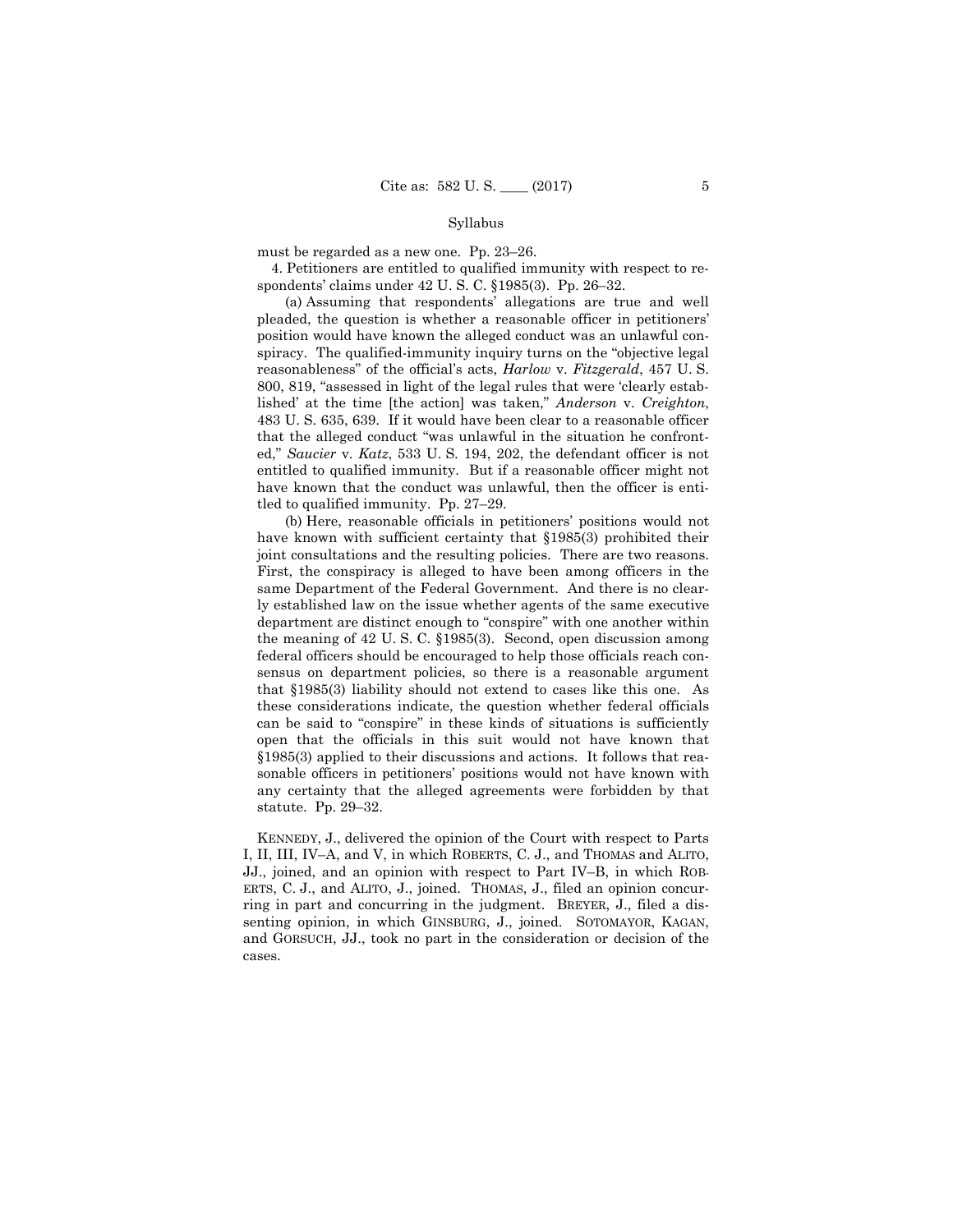must be regarded as a new one. Pp. 23–26.

4. Petitioners are entitled to qualified immunity with respect to respondents' claims under 42 U. S. C. §1985(3). Pp. 26–32.

(a) Assuming that respondents' allegations are true and well pleaded, the question is whether a reasonable officer in petitioners' position would have known the alleged conduct was an unlawful conspiracy. The qualified-immunity inquiry turns on the "objective legal reasonableness" of the official's acts, *Harlow* v. *Fitzgerald*, 457 U. S. 800, 819, "assessed in light of the legal rules that were 'clearly established' at the time [the action] was taken," *Anderson* v. *Creighton*, 483 U. S. 635, 639. If it would have been clear to a reasonable officer that the alleged conduct "was unlawful in the situation he confronted," *Saucier* v. *Katz*, 533 U. S. 194, 202, the defendant officer is not entitled to qualified immunity. But if a reasonable officer might not have known that the conduct was unlawful, then the officer is entitled to qualified immunity. Pp. 27–29.

(b) Here, reasonable officials in petitioners' positions would not have known with sufficient certainty that §1985(3) prohibited their joint consultations and the resulting policies. There are two reasons. First, the conspiracy is alleged to have been among officers in the same Department of the Federal Government. And there is no clearly established law on the issue whether agents of the same executive department are distinct enough to "conspire" with one another within the meaning of 42 U. S. C. §1985(3). Second, open discussion among federal officers should be encouraged to help those officials reach consensus on department policies, so there is a reasonable argument that §1985(3) liability should not extend to cases like this one. As these considerations indicate, the question whether federal officials can be said to "conspire" in these kinds of situations is sufficiently open that the officials in this suit would not have known that §1985(3) applied to their discussions and actions. It follows that reasonable officers in petitioners' positions would not have known with any certainty that the alleged agreements were forbidden by that statute. Pp. 29–32.

KENNEDY, J., delivered the opinion of the Court with respect to Parts I, II, III, IV–A, and V, in which ROBERTS, C. J., and THOMAS and ALITO, JJ., joined, and an opinion with respect to Part IV–B, in which ROBERTS, C. J., and ALITO, J., joined. THOMAS, J., filed an opinion concurring in part and concurring in the judgment. BREYER, J., filed a dissenting opinion, in which GINSBURG, J., joined. SOTOMAYOR, KAGAN, and GORSUCH, JJ., took no part in the consideration or decision of the cases.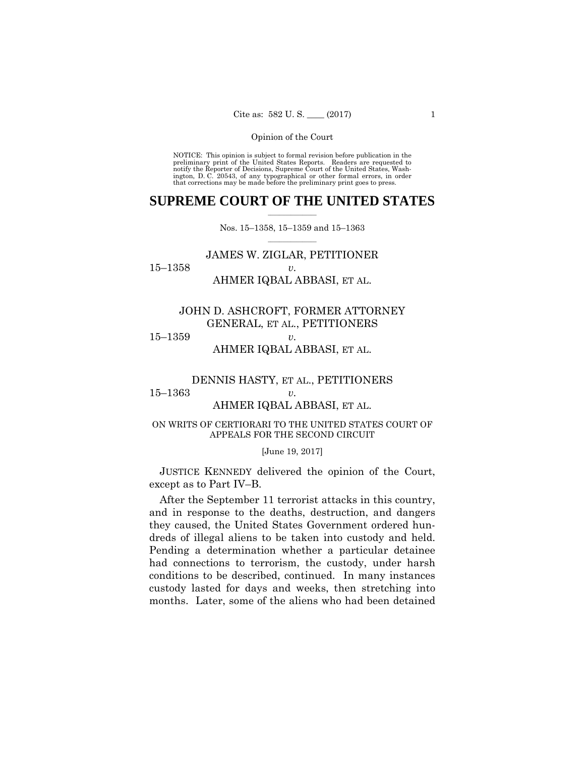Opinion of the Court

NOTICE: This opinion is subject to formal revision before publication in the preliminary print of the United States Reports. Readers are requested to notify the Reporter of Decisions, Supreme Court of the United States, Washington, D. C. 20543, of any typographical or other formal errors, in order that corrections may be made before the preliminary print goes to press.

# SUPREME COURT OF THE UNITED STATES

Nos. 15–1358, 15–1359 and 15–1363

JAMES W. ZIGLAR, PETITIONER

15–1358 *v.*

AHMER IQBAL ABBASI, ET AL.

JOHN D. ASHCROFT, FORMER ATTORNEY GENERAL, ET AL., PETITIONERS

15–1359 *v.*

AHMER IQBAL ABBASI, ET AL.

DENNIS HASTY, ET AL., PETITIONERS

15–1363 *v.*

AHMER IQBAL ABBASI, ET AL.

ON WRITS OF CERTIORARI TO THE UNITED STATES COURT OF APPEALS FOR THE SECOND CIRCUIT

[June 19, 2017]

JUSTICE KENNEDY delivered the opinion of the Court, except as to Part IV–B.

After the September 11 terrorist attacks in this country, and in response to the deaths, destruction, and dangers they caused, the United States Government ordered hundreds of illegal aliens to be taken into custody and held. Pending a determination whether a particular detainee had connections to terrorism, the custody, under harsh conditions to be described, continued. In many instances custody lasted for days and weeks, then stretching into months. Later, some of the aliens who had been detained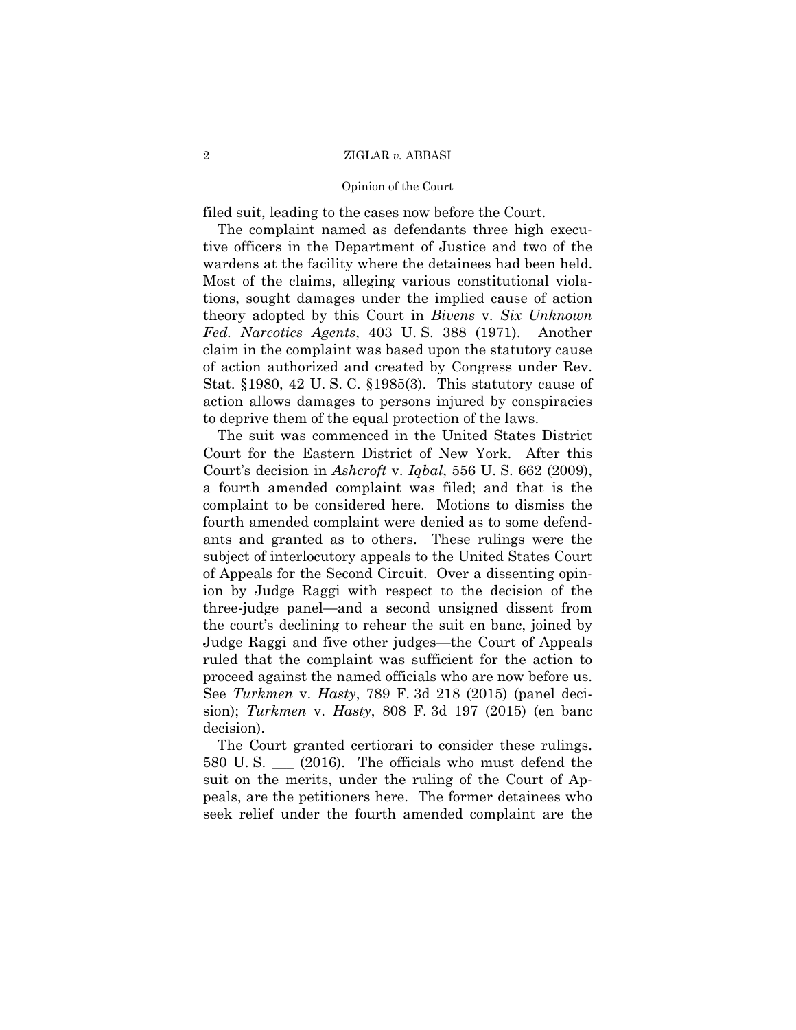filed suit, leading to the cases now before the Court.

The complaint named as defendants three high executive officers in the Department of Justice and two of the wardens at the facility where the detainees had been held. Most of the claims, alleging various constitutional violations, sought damages under the implied cause of action theory adopted by this Court in *Bivens* v. *Six Unknown Fed. Narcotics Agents*, 403 U. S. 388 (1971). Another claim in the complaint was based upon the statutory cause of action authorized and created by Congress under Rev. Stat. §1980, 42 U. S. C. §1985(3). This statutory cause of action allows damages to persons injured by conspiracies to deprive them of the equal protection of the laws.

The suit was commenced in the United States District Court for the Eastern District of New York. After this Court's decision in *Ashcroft* v. *Iqbal*, 556 U. S. 662 (2009), a fourth amended complaint was filed; and that is the complaint to be considered here. Motions to dismiss the fourth amended complaint were denied as to some defendants and granted as to others. These rulings were the subject of interlocutory appeals to the United States Court of Appeals for the Second Circuit. Over a dissenting opinion by Judge Raggi with respect to the decision of the three-judge panel—and a second unsigned dissent from the court's declining to rehear the suit en banc, joined by Judge Raggi and five other judges—the Court of Appeals ruled that the complaint was sufficient for the action to proceed against the named officials who are now before us. See *Turkmen* v. *Hasty*, 789 F. 3d 218 (2015) (panel decision); *Turkmen* v. *Hasty*, 808 F. 3d 197 (2015) (en banc decision).

The Court granted certiorari to consider these rulings. 580 U. S. ___ (2016). The officials who must defend the suit on the merits, under the ruling of the Court of Appeals, are the petitioners here. The former detainees who seek relief under the fourth amended complaint are the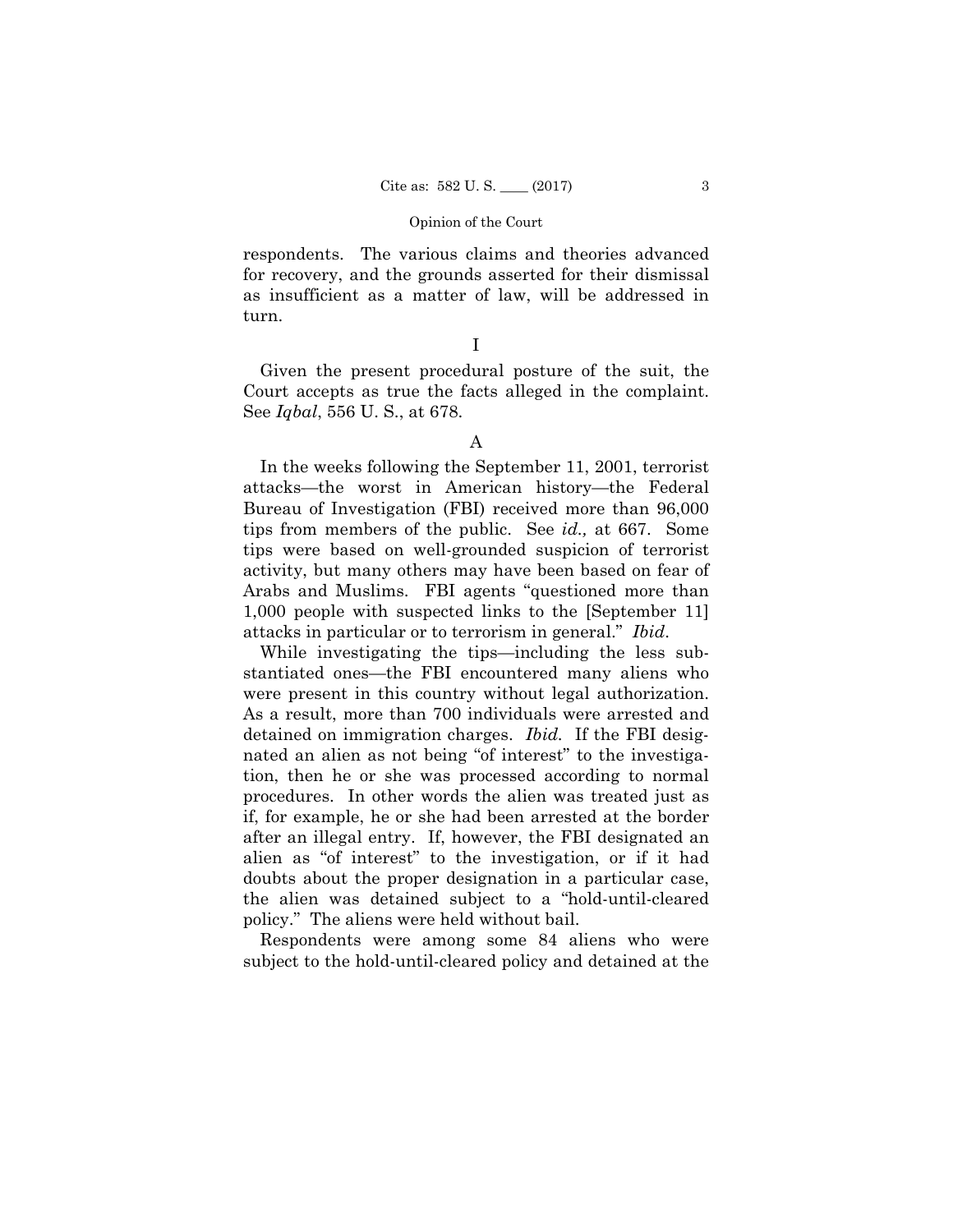respondents. The various claims and theories advanced for recovery, and the grounds asserted for their dismissal as insufficient as a matter of law, will be addressed in turn.

# I

Given the present procedural posture of the suit, the Court accepts as true the facts alleged in the complaint. See *Iqbal*, 556 U. S., at 678.

## A

In the weeks following the September 11, 2001, terrorist attacks—the worst in American history—the Federal Bureau of Investigation (FBI) received more than 96,000 tips from members of the public. See *id.,* at 667. Some tips were based on well-grounded suspicion of terrorist activity, but many others may have been based on fear of Arabs and Muslims. FBI agents "questioned more than 1,000 people with suspected links to the [September 11] attacks in particular or to terrorism in general." *Ibid*.

While investigating the tips—including the less substantiated ones—the FBI encountered many aliens who were present in this country without legal authorization. As a result, more than 700 individuals were arrested and detained on immigration charges. *Ibid.* If the FBI designated an alien as not being "of interest" to the investigation, then he or she was processed according to normal procedures. In other words the alien was treated just as if, for example, he or she had been arrested at the border after an illegal entry. If, however, the FBI designated an alien as "of interest" to the investigation, or if it had doubts about the proper designation in a particular case, the alien was detained subject to a "hold-until-cleared policy." The aliens were held without bail.

Respondents were among some 84 aliens who were subject to the hold-until-cleared policy and detained at the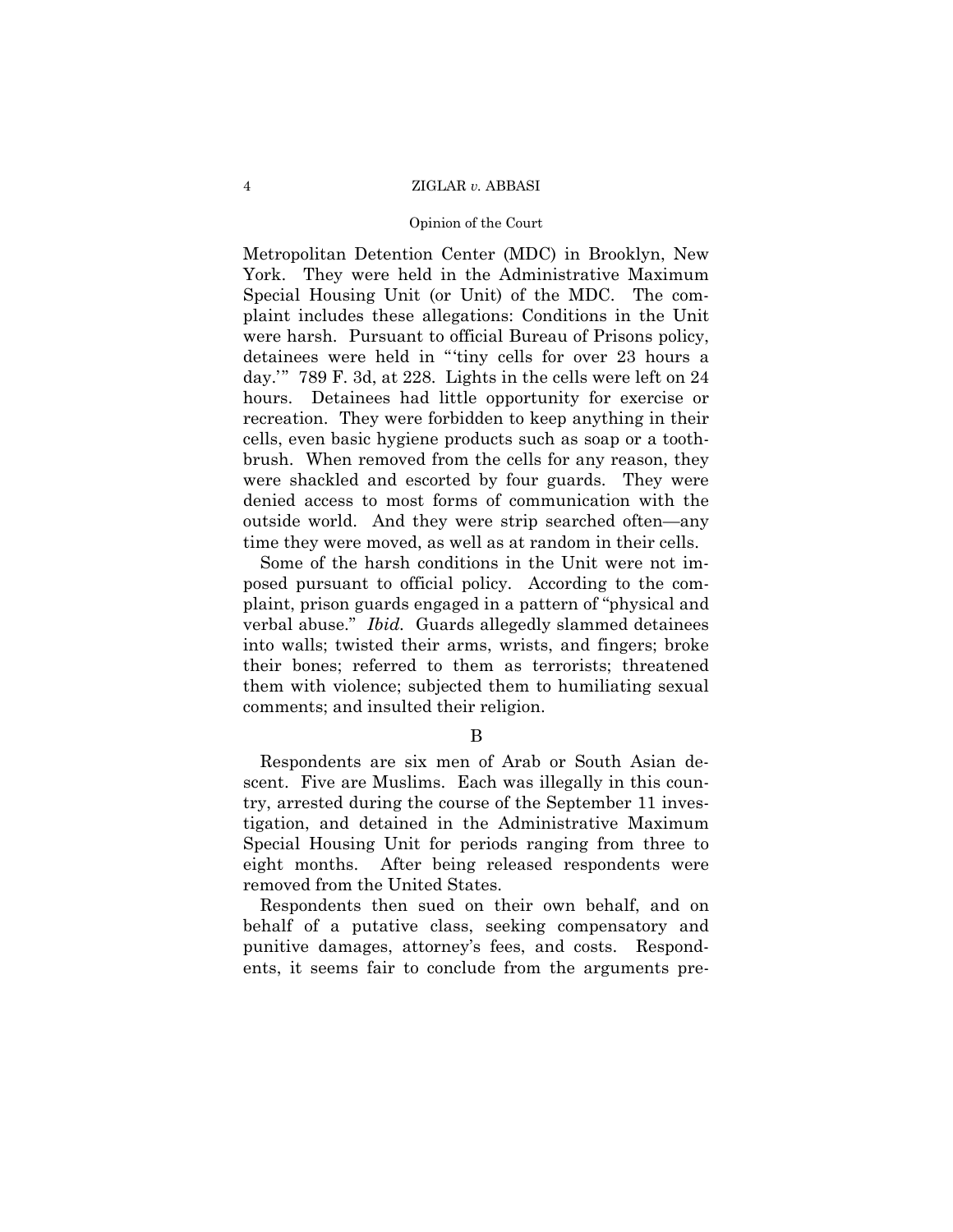Metropolitan Detention Center (MDC) in Brooklyn, New York. They were held in the Administrative Maximum Special Housing Unit (or Unit) of the MDC. The complaint includes these allegations: Conditions in the Unit were harsh. Pursuant to official Bureau of Prisons policy, detainees were held in "'tiny cells for over 23 hours a day.'" 789 F. 3d, at 228. Lights in the cells were left on 24 hours. Detainees had little opportunity for exercise or recreation. They were forbidden to keep anything in their cells, even basic hygiene products such as soap or a toothbrush. When removed from the cells for any reason, they were shackled and escorted by four guards. They were denied access to most forms of communication with the outside world. And they were strip searched often—any time they were moved, as well as at random in their cells.

Some of the harsh conditions in the Unit were not imposed pursuant to official policy. According to the complaint, prison guards engaged in a pattern of "physical and verbal abuse." *Ibid.* Guards allegedly slammed detainees into walls; twisted their arms, wrists, and fingers; broke their bones; referred to them as terrorists; threatened them with violence; subjected them to humiliating sexual comments; and insulted their religion.

B

Respondents are six men of Arab or South Asian descent. Five are Muslims. Each was illegally in this country, arrested during the course of the September 11 investigation, and detained in the Administrative Maximum Special Housing Unit for periods ranging from three to eight months. After being released respondents were removed from the United States.

Respondents then sued on their own behalf, and on behalf of a putative class, seeking compensatory and punitive damages, attorney's fees, and costs. Respondents, it seems fair to conclude from the arguments pre-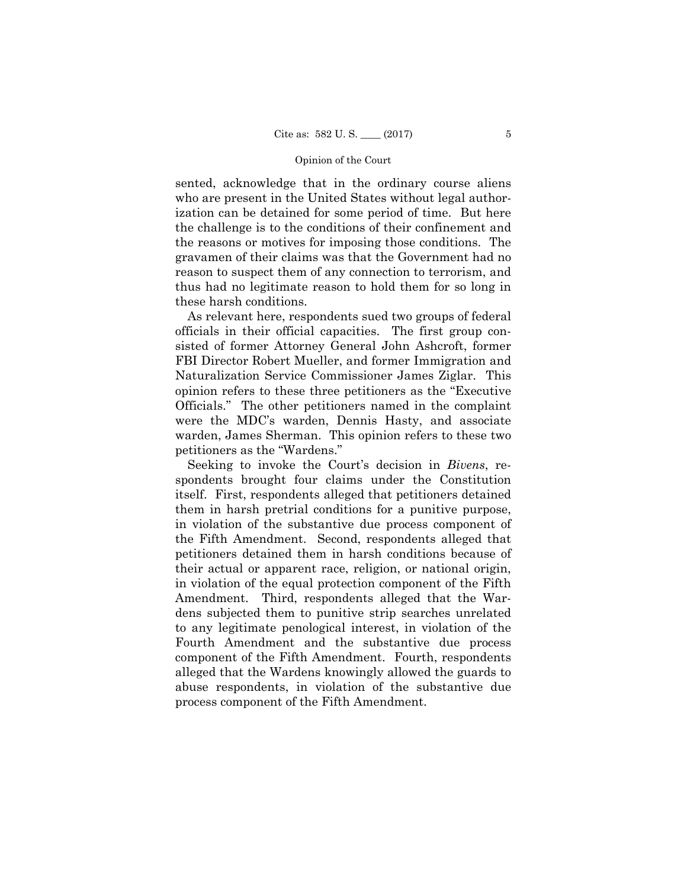sented, acknowledge that in the ordinary course aliens who are present in the United States without legal authorization can be detained for some period of time. But here the challenge is to the conditions of their confinement and the reasons or motives for imposing those conditions. The gravamen of their claims was that the Government had no reason to suspect them of any connection to terrorism, and thus had no legitimate reason to hold them for so long in these harsh conditions.

As relevant here, respondents sued two groups of federal officials in their official capacities. The first group consisted of former Attorney General John Ashcroft, former FBI Director Robert Mueller, and former Immigration and Naturalization Service Commissioner James Ziglar. This opinion refers to these three petitioners as the "Executive Officials." The other petitioners named in the complaint were the MDC's warden, Dennis Hasty, and associate warden, James Sherman. This opinion refers to these two petitioners as the "Wardens."

Seeking to invoke the Court's decision in *Bivens*, respondents brought four claims under the Constitution itself. First, respondents alleged that petitioners detained them in harsh pretrial conditions for a punitive purpose, in violation of the substantive due process component of the Fifth Amendment. Second, respondents alleged that petitioners detained them in harsh conditions because of their actual or apparent race, religion, or national origin, in violation of the equal protection component of the Fifth Amendment. Third, respondents alleged that the Wardens subjected them to punitive strip searches unrelated to any legitimate penological interest, in violation of the Fourth Amendment and the substantive due process component of the Fifth Amendment. Fourth, respondents alleged that the Wardens knowingly allowed the guards to abuse respondents, in violation of the substantive due process component of the Fifth Amendment.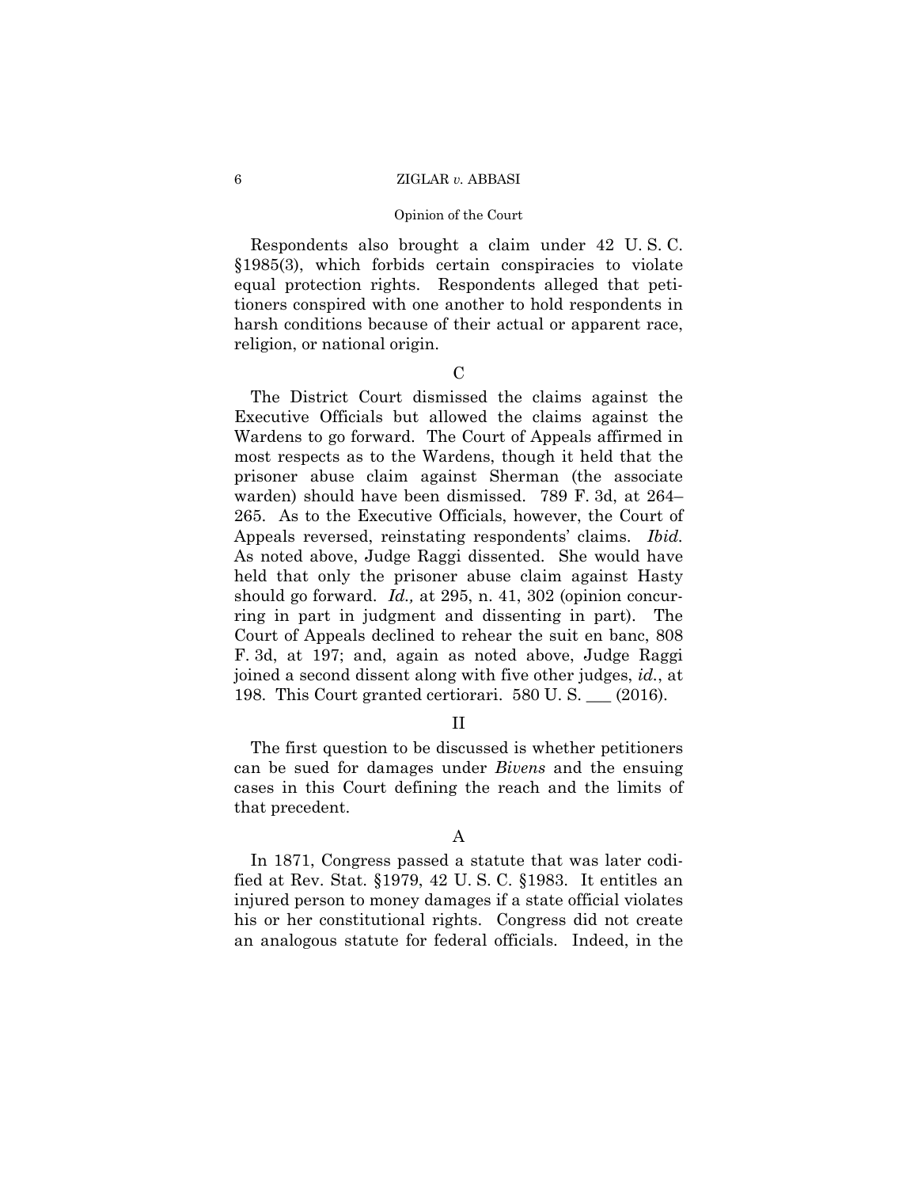Respondents also brought a claim under 42 U. S. C. §1985(3), which forbids certain conspiracies to violate equal protection rights. Respondents alleged that petitioners conspired with one another to hold respondents in harsh conditions because of their actual or apparent race, religion, or national origin.

### C

The District Court dismissed the claims against the Executive Officials but allowed the claims against the Wardens to go forward. The Court of Appeals affirmed in most respects as to the Wardens, though it held that the prisoner abuse claim against Sherman (the associate warden) should have been dismissed. 789 F. 3d, at 264–265. As to the Executive Officials, however, the Court of Appeals reversed, reinstating respondents' claims. *Ibid.* As noted above, Judge Raggi dissented. She would have held that only the prisoner abuse claim against Hasty should go forward. *Id.,* at 295, n. 41, 302 (opinion concurring in part in judgment and dissenting in part). The Court of Appeals declined to rehear the suit en banc, 808 F. 3d, at 197; and, again as noted above, Judge Raggi joined a second dissent along with five other judges, *id.*, at 198. This Court granted certiorari. 580 U. S. ___ (2016).

## II

The first question to be discussed is whether petitioners can be sued for damages under *Bivens* and the ensuing cases in this Court defining the reach and the limits of that precedent.

### A

In 1871, Congress passed a statute that was later codified at Rev. Stat. §1979, 42 U. S. C. §1983. It entitles an injured person to money damages if a state official violates his or her constitutional rights. Congress did not create an analogous statute for federal officials. Indeed, in the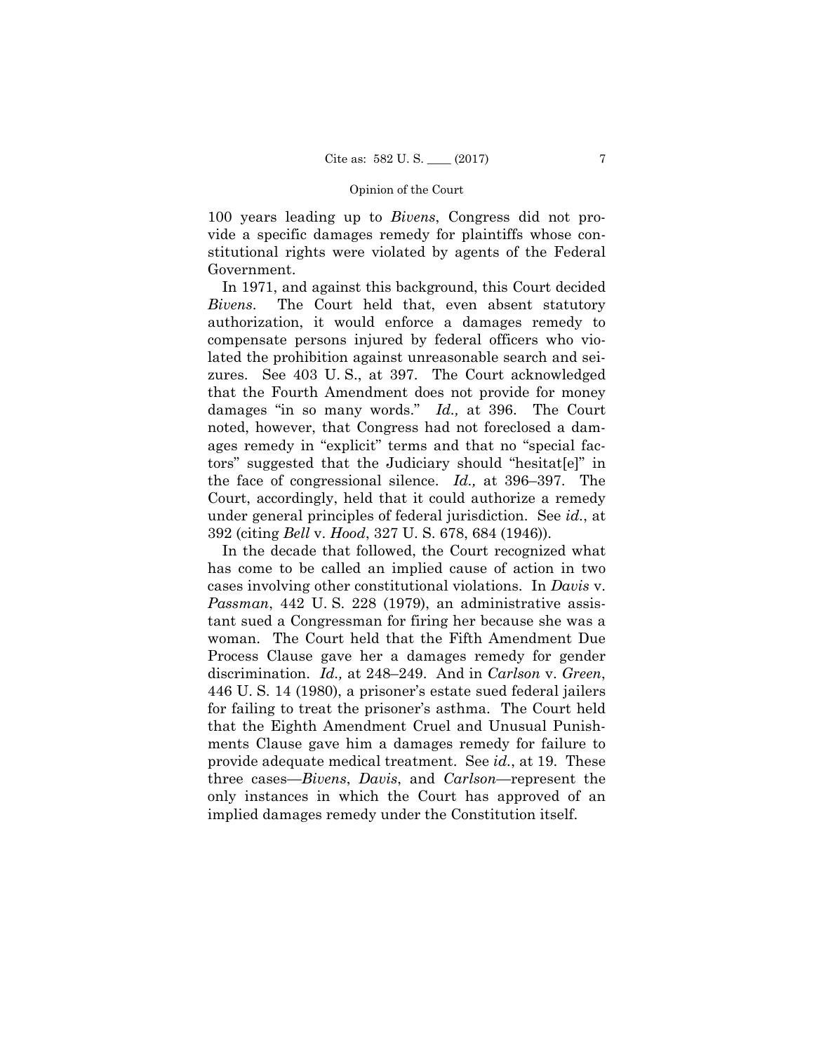100 years leading up to *Bivens*, Congress did not provide a specific damages remedy for plaintiffs whose constitutional rights were violated by agents of the Federal Government.

In 1971, and against this background, this Court decided *Bivens*. The Court held that, even absent statutory authorization, it would enforce a damages remedy to compensate persons injured by federal officers who violated the prohibition against unreasonable search and seizures. See 403 U. S., at 397. The Court acknowledged that the Fourth Amendment does not provide for money damages "in so many words." *Id.,* at 396. The Court noted, however, that Congress had not foreclosed a damages remedy in "explicit" terms and that no "special factors" suggested that the Judiciary should "hesitat[e]" in the face of congressional silence. *Id.,* at 396–397. The Court, accordingly, held that it could authorize a remedy under general principles of federal jurisdiction. See *id.*, at 392 (citing *Bell* v. *Hood*, 327 U. S. 678, 684 (1946)).

In the decade that followed, the Court recognized what has come to be called an implied cause of action in two cases involving other constitutional violations. In *Davis* v. *Passman*, 442 U. S. 228 (1979), an administrative assistant sued a Congressman for firing her because she was a woman. The Court held that the Fifth Amendment Due Process Clause gave her a damages remedy for gender discrimination. *Id.,* at 248–249. And in *Carlson* v. *Green*, 446 U. S. 14 (1980), a prisoner's estate sued federal jailers for failing to treat the prisoner's asthma. The Court held that the Eighth Amendment Cruel and Unusual Punishments Clause gave him a damages remedy for failure to provide adequate medical treatment. See *id.*, at 19. These three cases—*Bivens*, *Davis*, and *Carlson*—represent the only instances in which the Court has approved of an implied damages remedy under the Constitution itself.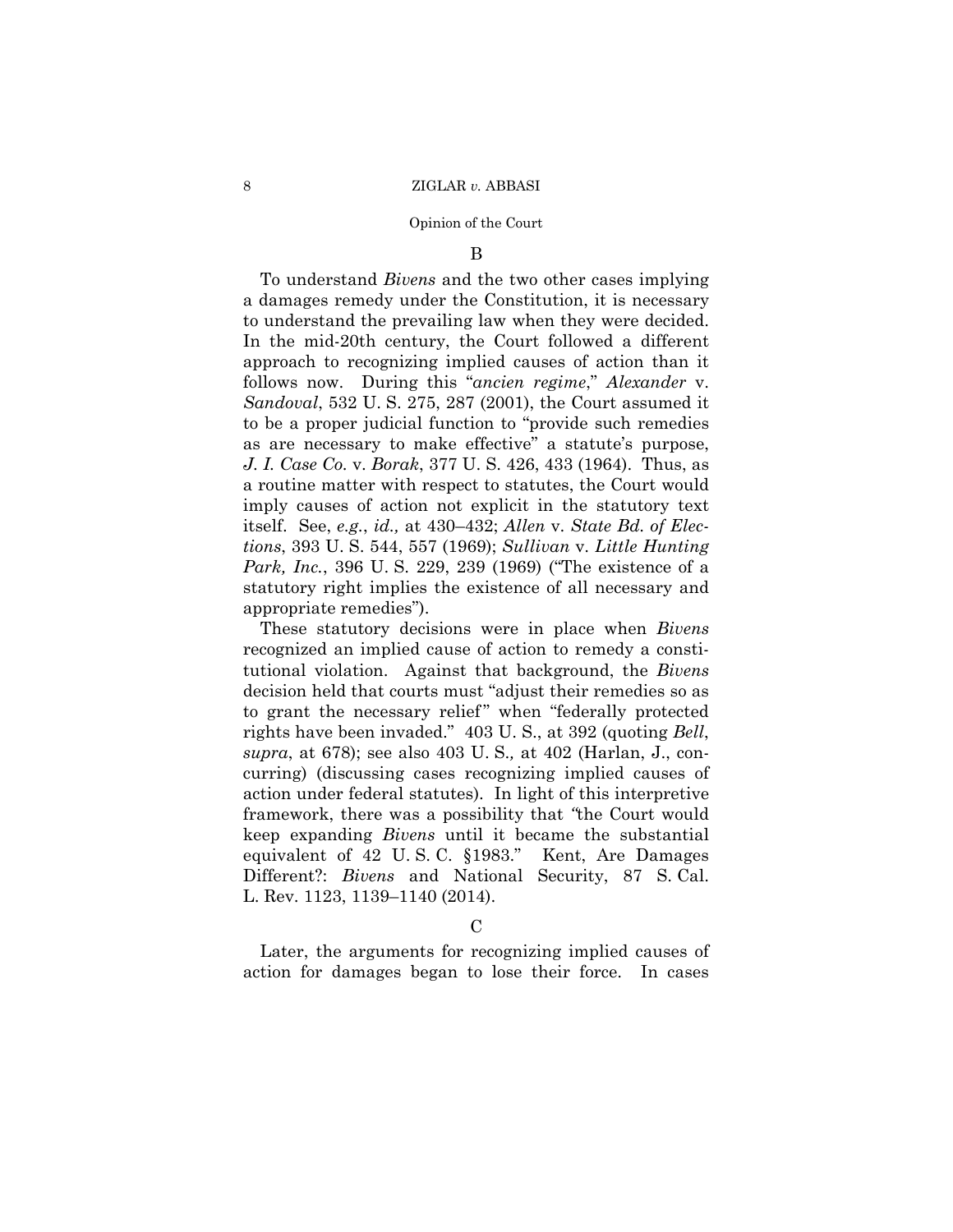### B

To understand *Bivens* and the two other cases implying a damages remedy under the Constitution, it is necessary to understand the prevailing law when they were decided. In the mid-20th century, the Court followed a different approach to recognizing implied causes of action than it follows now. During this "*ancien regime*," *Alexander* v. *Sandoval*, 532 U. S. 275, 287 (2001), the Court assumed it to be a proper judicial function to "provide such remedies as are necessary to make effective" a statute's purpose, *J. I. Case Co.* v. *Borak*, 377 U. S. 426, 433 (1964). Thus, as a routine matter with respect to statutes, the Court would imply causes of action not explicit in the statutory text itself. See, *e.g.*, *id.,* at 430–432; *Allen* v. *State Bd. of Elections*, 393 U. S. 544, 557 (1969); *Sullivan* v. *Little Hunting Park, Inc.*, 396 U. S. 229, 239 (1969) ("The existence of a statutory right implies the existence of all necessary and appropriate remedies").

These statutory decisions were in place when *Bivens* recognized an implied cause of action to remedy a constitutional violation. Against that background, the *Bivens* decision held that courts must "adjust their remedies so as to grant the necessary relief" when "federally protected rights have been invaded." 403 U. S., at 392 (quoting *Bell*, *supra*, at 678); see also 403 U. S.*,* at 402 (Harlan, J., concurring) (discussing cases recognizing implied causes of action under federal statutes). In light of this interpretive framework, there was a possibility that "the Court would keep expanding *Bivens* until it became the substantial equivalent of 42 U. S. C. §1983." Kent, Are Damages Different?: *Bivens* and National Security, 87 S. Cal. L. Rev. 1123, 1139–1140 (2014).

### C

Later, the arguments for recognizing implied causes of action for damages began to lose their force. In cases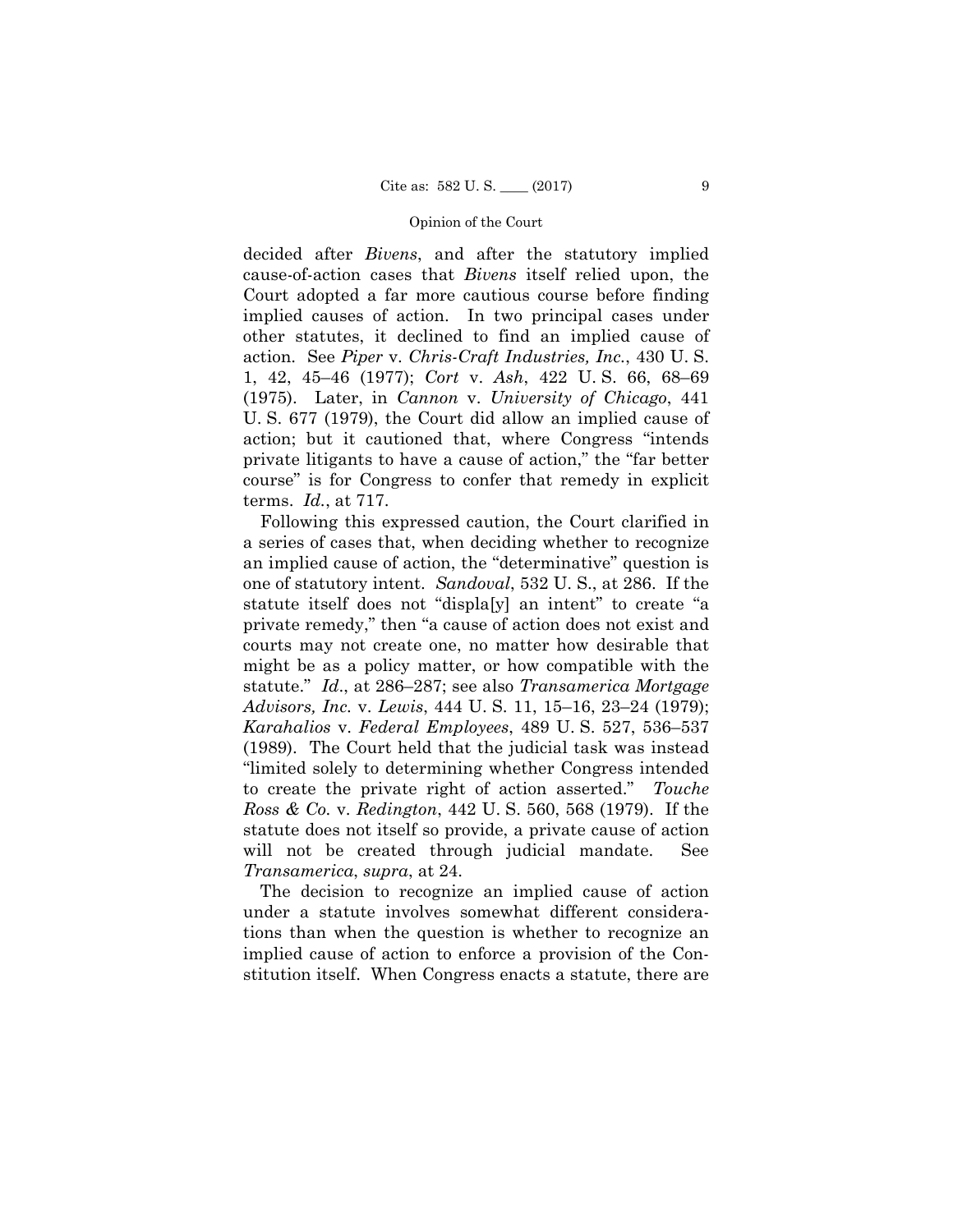decided after *Bivens*, and after the statutory implied cause-of-action cases that *Bivens* itself relied upon, the Court adopted a far more cautious course before finding implied causes of action. In two principal cases under other statutes, it declined to find an implied cause of action. See *Piper* v. *Chris-Craft Industries, Inc.*, 430 U. S. 1, 42, 45–46 (1977); *Cort* v. *Ash*, 422 U. S. 66, 68–69 (1975). Later, in *Cannon* v. *University of Chicago*, 441 U. S. 677 (1979), the Court did allow an implied cause of action; but it cautioned that, where Congress "intends private litigants to have a cause of action," the "far better course" is for Congress to confer that remedy in explicit terms. *Id.*, at 717.

Following this expressed caution, the Court clarified in a series of cases that, when deciding whether to recognize an implied cause of action, the "determinative" question is one of statutory intent. *Sandoval*, 532 U. S., at 286. If the statute itself does not "displa[y] an intent" to create "a private remedy," then "a cause of action does not exist and courts may not create one, no matter how desirable that might be as a policy matter, or how compatible with the statute." *Id.*, at 286–287; see also *Transamerica Mortgage Advisors, Inc.* v. *Lewis*, 444 U. S. 11, 15–16, 23–24 (1979); *Karahalios* v. *Federal Employees*, 489 U. S. 527, 536–537 (1989). The Court held that the judicial task was instead "limited solely to determining whether Congress intended to create the private right of action asserted." *Touche Ross & Co.* v. *Redington*, 442 U. S. 560, 568 (1979). If the statute does not itself so provide, a private cause of action will not be created through judicial mandate. See *Transamerica*, *supra*, at 24.

The decision to recognize an implied cause of action under a statute involves somewhat different considerations than when the question is whether to recognize an implied cause of action to enforce a provision of the Constitution itself. When Congress enacts a statute, there are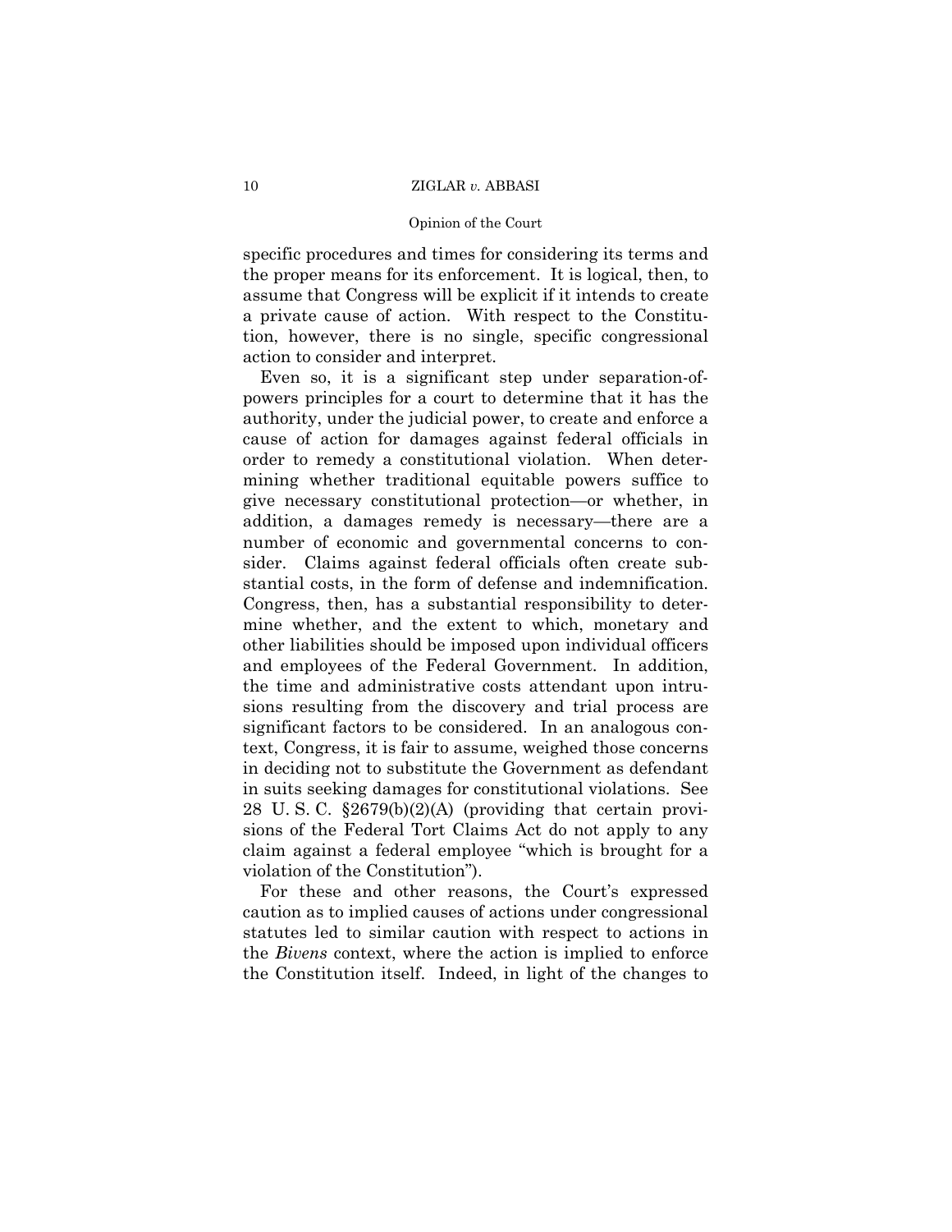specific procedures and times for considering its terms and the proper means for its enforcement. It is logical, then, to assume that Congress will be explicit if it intends to create a private cause of action. With respect to the Constitution, however, there is no single, specific congressional action to consider and interpret.

Even so, it is a significant step under separation-of-powers principles for a court to determine that it has the authority, under the judicial power, to create and enforce a cause of action for damages against federal officials in order to remedy a constitutional violation. When determining whether traditional equitable powers suffice to give necessary constitutional protection—or whether, in addition, a damages remedy is necessary—there are a number of economic and governmental concerns to consider. Claims against federal officials often create substantial costs, in the form of defense and indemnification. Congress, then, has a substantial responsibility to determine whether, and the extent to which, monetary and other liabilities should be imposed upon individual officers and employees of the Federal Government. In addition, the time and administrative costs attendant upon intrusions resulting from the discovery and trial process are significant factors to be considered. In an analogous context, Congress, it is fair to assume, weighed those concerns in deciding not to substitute the Government as defendant in suits seeking damages for constitutional violations. See 28 U. S. C. §2679(b)(2)(A) (providing that certain provisions of the Federal Tort Claims Act do not apply to any claim against a federal employee "which is brought for a violation of the Constitution").

For these and other reasons, the Court's expressed caution as to implied causes of actions under congressional statutes led to similar caution with respect to actions in the *Bivens* context, where the action is implied to enforce the Constitution itself. Indeed, in light of the changes to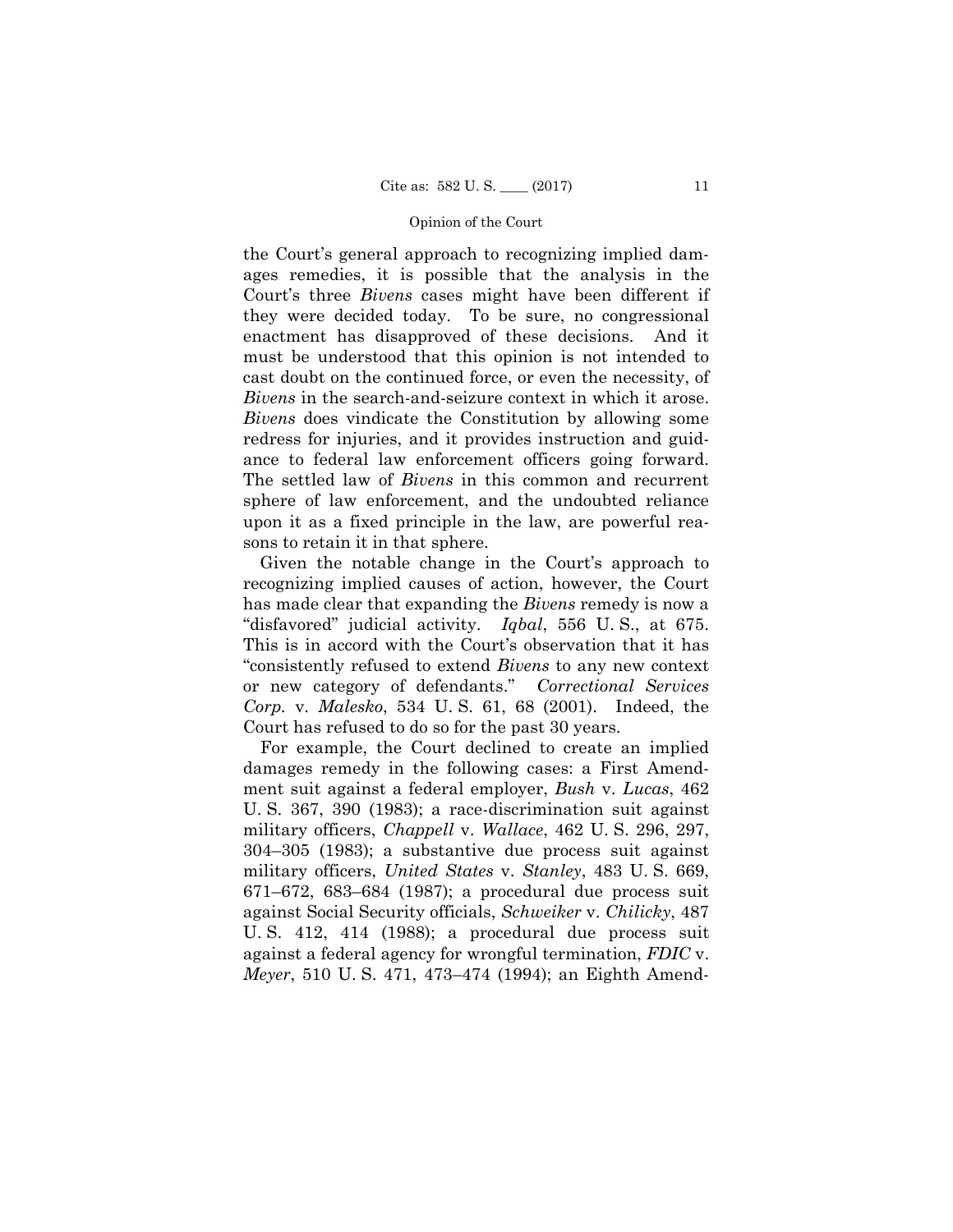the Court's general approach to recognizing implied damages remedies, it is possible that the analysis in the Court's three *Bivens* cases might have been different if they were decided today. To be sure, no congressional enactment has disapproved of these decisions. And it must be understood that this opinion is not intended to cast doubt on the continued force, or even the necessity, of *Bivens* in the search-and-seizure context in which it arose. *Bivens* does vindicate the Constitution by allowing some redress for injuries, and it provides instruction and guidance to federal law enforcement officers going forward. The settled law of *Bivens* in this common and recurrent sphere of law enforcement, and the undoubted reliance upon it as a fixed principle in the law, are powerful reasons to retain it in that sphere.

Given the notable change in the Court's approach to recognizing implied causes of action, however, the Court has made clear that expanding the *Bivens* remedy is now a "disfavored" judicial activity. *Iqbal*, 556 U. S., at 675. This is in accord with the Court's observation that it has "consistently refused to extend *Bivens* to any new context or new category of defendants." *Correctional Services Corp.* v. *Malesko*, 534 U. S. 61, 68 (2001). Indeed, the Court has refused to do so for the past 30 years.

For example, the Court declined to create an implied damages remedy in the following cases: a First Amendment suit against a federal employer, *Bush* v. *Lucas*, 462 U. S. 367, 390 (1983); a race-discrimination suit against military officers, *Chappell* v. *Wallace*, 462 U. S. 296, 297, 304–305 (1983); a substantive due process suit against military officers, *United States* v. *Stanley*, 483 U. S. 669, 671–672, 683–684 (1987); a procedural due process suit against Social Security officials, *Schweiker* v. *Chilicky*, 487 U. S. 412, 414 (1988); a procedural due process suit against a federal agency for wrongful termination, *FDIC* v. *Meyer*, 510 U. S. 471, 473–474 (1994); an Eighth Amend-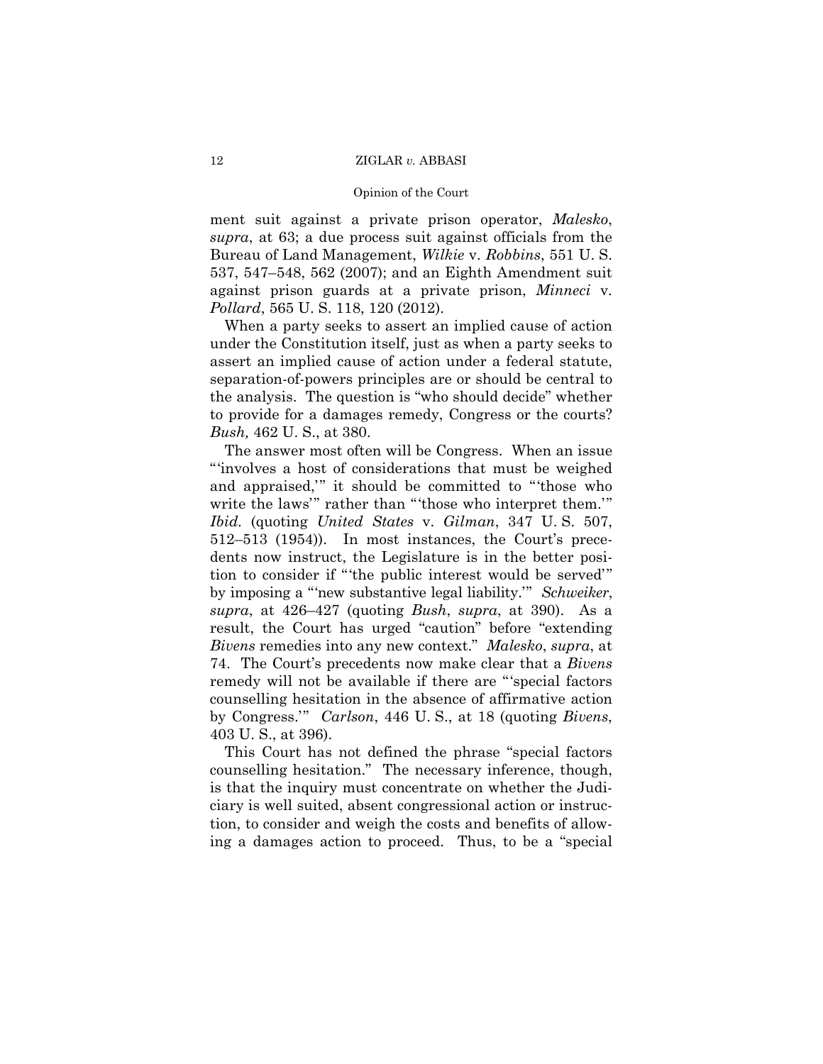ment suit against a private prison operator, *Malesko*, *supra*, at 63; a due process suit against officials from the Bureau of Land Management, *Wilkie* v. *Robbins*, 551 U. S. 537, 547–548, 562 (2007); and an Eighth Amendment suit against prison guards at a private prison, *Minneci* v. *Pollard*, 565 U. S. 118, 120 (2012).

When a party seeks to assert an implied cause of action under the Constitution itself, just as when a party seeks to assert an implied cause of action under a federal statute, separation-of-powers principles are or should be central to the analysis. The question is "who should decide" whether to provide for a damages remedy, Congress or the courts? *Bush,* 462 U. S., at 380.

The answer most often will be Congress. When an issue "'involves a host of considerations that must be weighed and appraised,'" it should be committed to "'those who write the laws'" rather than "'those who interpret them.'" *Ibid.* (quoting *United States* v. *Gilman*, 347 U. S. 507, 512–513 (1954)). In most instances, the Court's precedents now instruct, the Legislature is in the better position to consider if "'the public interest would be served'" by imposing a "'new substantive legal liability.'" *Schweiker*, *supra*, at 426–427 (quoting *Bush*, *supra*, at 390). As a result, the Court has urged "caution" before "extending *Bivens* remedies into any new context." *Malesko*, *supra*, at 74. The Court's precedents now make clear that a *Bivens* remedy will not be available if there are "'special factors counselling hesitation in the absence of affirmative action by Congress.'" *Carlson*, 446 U. S., at 18 (quoting *Bivens*, 403 U. S., at 396).

This Court has not defined the phrase "special factors counselling hesitation." The necessary inference, though, is that the inquiry must concentrate on whether the Judiciary is well suited, absent congressional action or instruction, to consider and weigh the costs and benefits of allowing a damages action to proceed. Thus, to be a "special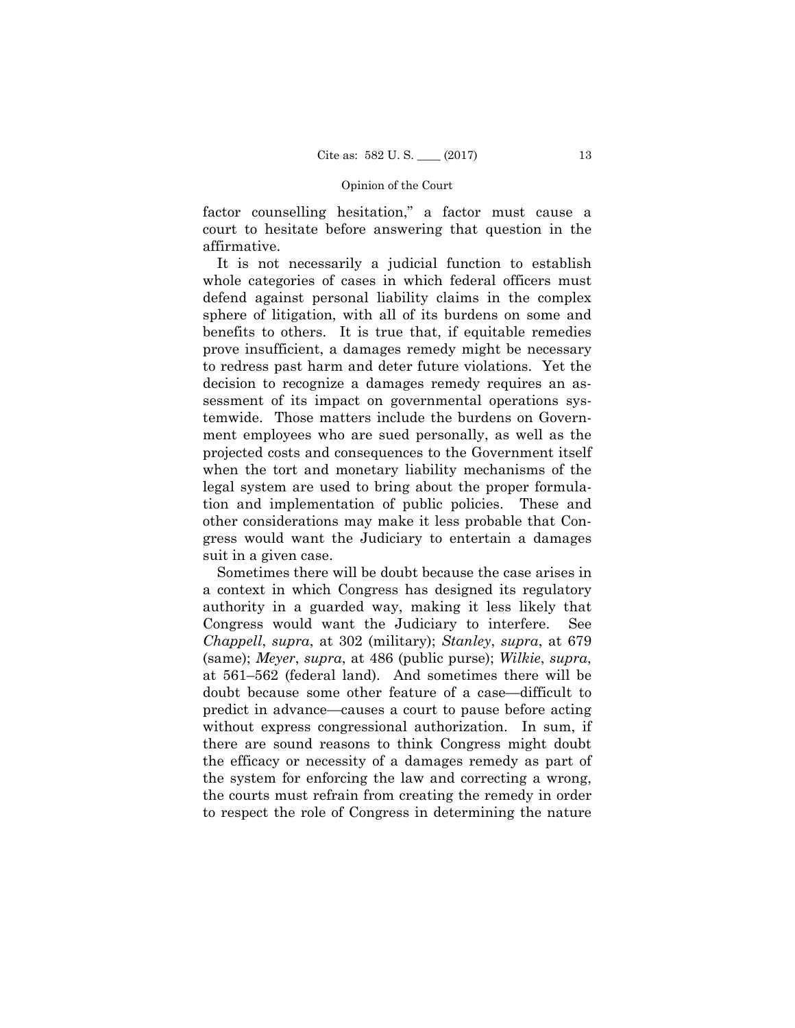factor counselling hesitation," a factor must cause a court to hesitate before answering that question in the affirmative.

It is not necessarily a judicial function to establish whole categories of cases in which federal officers must defend against personal liability claims in the complex sphere of litigation, with all of its burdens on some and benefits to others. It is true that, if equitable remedies prove insufficient, a damages remedy might be necessary to redress past harm and deter future violations. Yet the decision to recognize a damages remedy requires an assessment of its impact on governmental operations systemwide. Those matters include the burdens on Government employees who are sued personally, as well as the projected costs and consequences to the Government itself when the tort and monetary liability mechanisms of the legal system are used to bring about the proper formulation and implementation of public policies. These and other considerations may make it less probable that Congress would want the Judiciary to entertain a damages suit in a given case.

Sometimes there will be doubt because the case arises in a context in which Congress has designed its regulatory authority in a guarded way, making it less likely that Congress would want the Judiciary to interfere. See *Chappell*, *supra*, at 302 (military); *Stanley*, *supra*, at 679 (same); *Meyer*, *supra*, at 486 (public purse); *Wilkie*, *supra*, at 561–562 (federal land). And sometimes there will be doubt because some other feature of a case—difficult to predict in advance—causes a court to pause before acting without express congressional authorization. In sum, if there are sound reasons to think Congress might doubt the efficacy or necessity of a damages remedy as part of the system for enforcing the law and correcting a wrong, the courts must refrain from creating the remedy in order to respect the role of Congress in determining the nature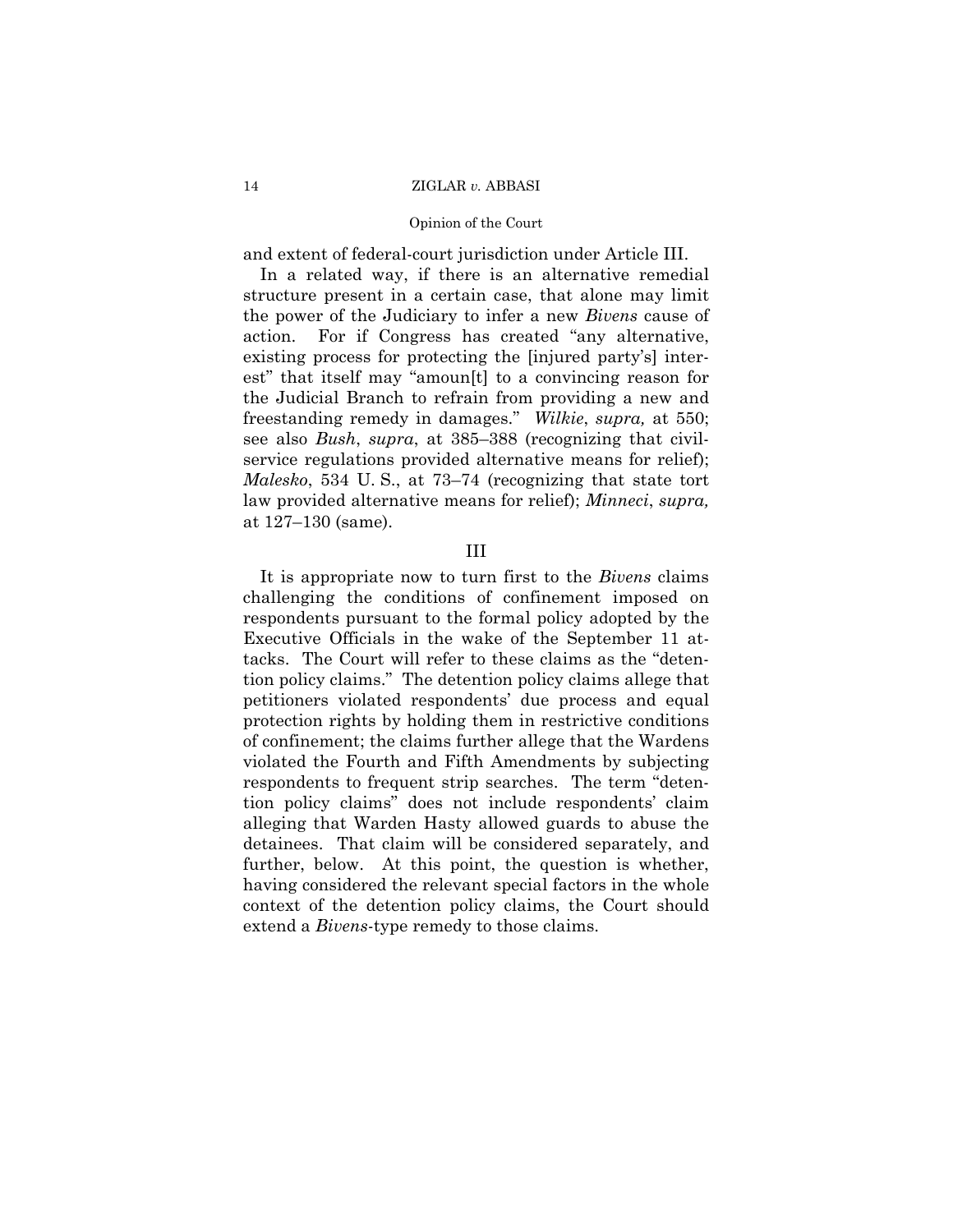and extent of federal-court jurisdiction under Article III.

In a related way, if there is an alternative remedial structure present in a certain case, that alone may limit the power of the Judiciary to infer a new *Bivens* cause of action. For if Congress has created "any alternative, existing process for protecting the [injured party's] interest" that itself may "amoun[t] to a convincing reason for the Judicial Branch to refrain from providing a new and freestanding remedy in damages." *Wilkie*, *supra,* at 550; see also *Bush*, *supra*, at 385–388 (recognizing that civil-service regulations provided alternative means for relief); *Malesko*, 534 U. S., at 73–74 (recognizing that state tort law provided alternative means for relief); *Minneci*, *supra,* at 127–130 (same).

## III

It is appropriate now to turn first to the *Bivens* claims challenging the conditions of confinement imposed on respondents pursuant to the formal policy adopted by the Executive Officials in the wake of the September 11 attacks. The Court will refer to these claims as the "detention policy claims." The detention policy claims allege that petitioners violated respondents' due process and equal protection rights by holding them in restrictive conditions of confinement; the claims further allege that the Wardens violated the Fourth and Fifth Amendments by subjecting respondents to frequent strip searches. The term "detention policy claims" does not include respondents' claim alleging that Warden Hasty allowed guards to abuse the detainees. That claim will be considered separately, and further, below. At this point, the question is whether, having considered the relevant special factors in the whole context of the detention policy claims, the Court should extend a *Bivens*-type remedy to those claims.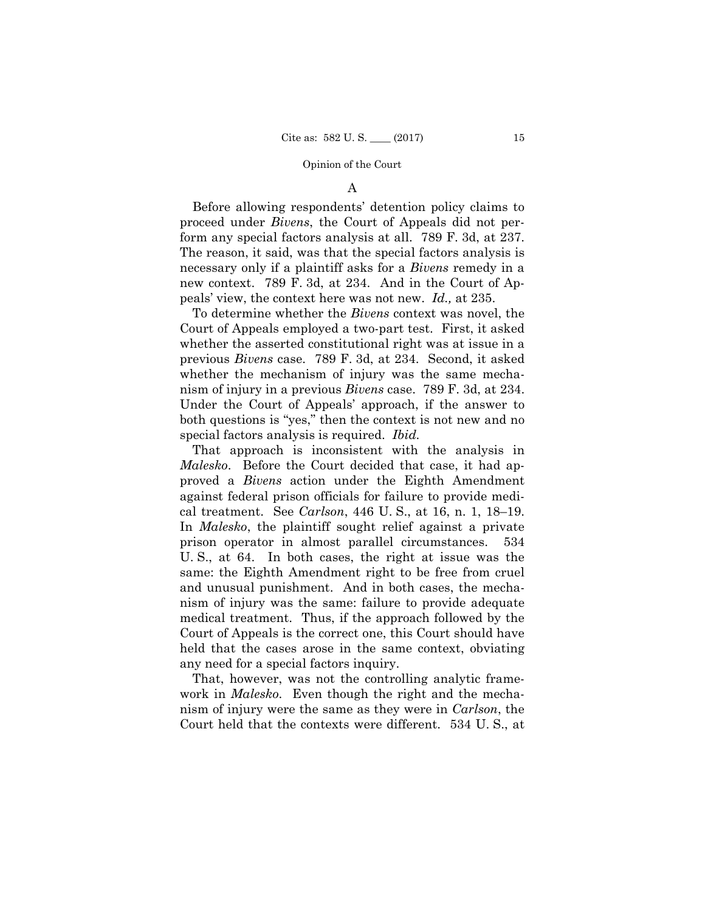### A

Before allowing respondents' detention policy claims to proceed under *Bivens*, the Court of Appeals did not perform any special factors analysis at all. 789 F. 3d, at 237. The reason, it said, was that the special factors analysis is necessary only if a plaintiff asks for a *Bivens* remedy in a new context. 789 F. 3d, at 234. And in the Court of Appeals' view, the context here was not new. *Id.,* at 235.

To determine whether the *Bivens* context was novel, the Court of Appeals employed a two-part test. First, it asked whether the asserted constitutional right was at issue in a previous *Bivens* case. 789 F. 3d, at 234. Second, it asked whether the mechanism of injury was the same mechanism of injury in a previous *Bivens* case. 789 F. 3d, at 234. Under the Court of Appeals' approach, if the answer to both questions is "yes," then the context is not new and no special factors analysis is required. *Ibid.*

That approach is inconsistent with the analysis in *Malesko*. Before the Court decided that case, it had approved a *Bivens* action under the Eighth Amendment against federal prison officials for failure to provide medical treatment. See *Carlson*, 446 U. S., at 16, n. 1, 18–19. In *Malesko*, the plaintiff sought relief against a private prison operator in almost parallel circumstances. 534 U. S., at 64. In both cases, the right at issue was the same: the Eighth Amendment right to be free from cruel and unusual punishment. And in both cases, the mechanism of injury was the same: failure to provide adequate medical treatment. Thus, if the approach followed by the Court of Appeals is the correct one, this Court should have held that the cases arose in the same context, obviating any need for a special factors inquiry.

That, however, was not the controlling analytic framework in *Malesko*. Even though the right and the mechanism of injury were the same as they were in *Carlson*, the Court held that the contexts were different. 534 U. S., at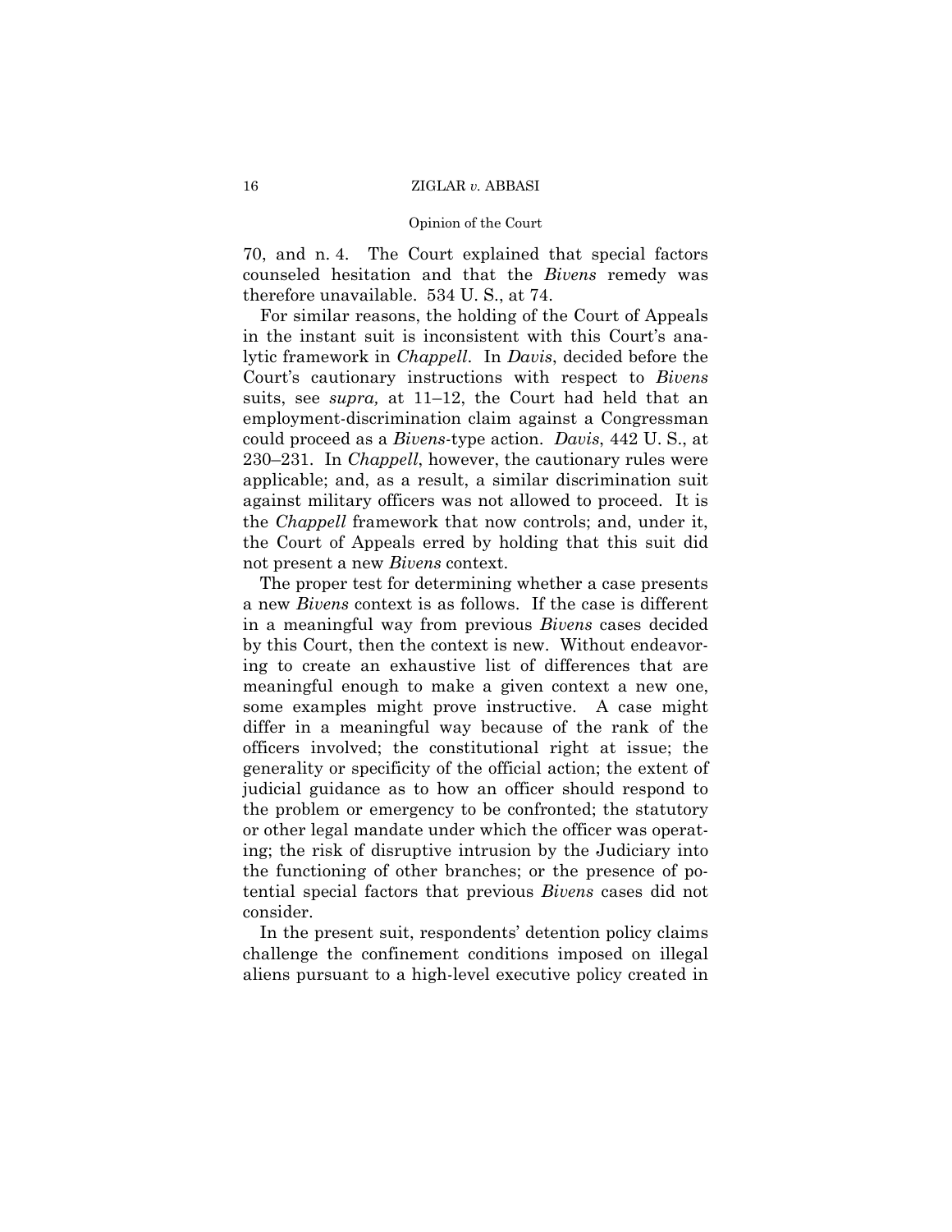70, and n. 4. The Court explained that special factors counseled hesitation and that the *Bivens* remedy was therefore unavailable. 534 U. S., at 74.

For similar reasons, the holding of the Court of Appeals in the instant suit is inconsistent with this Court's analytic framework in *Chappell*. In *Davis*, decided before the Court's cautionary instructions with respect to *Bivens* suits, see *supra,* at 11–12, the Court had held that an employment-discrimination claim against a Congressman could proceed as a *Bivens*-type action. *Davis*, 442 U. S., at 230–231. In *Chappell*, however, the cautionary rules were applicable; and, as a result, a similar discrimination suit against military officers was not allowed to proceed. It is the *Chappell* framework that now controls; and, under it, the Court of Appeals erred by holding that this suit did not present a new *Bivens* context.

The proper test for determining whether a case presents a new *Bivens* context is as follows. If the case is different in a meaningful way from previous *Bivens* cases decided by this Court, then the context is new. Without endeavoring to create an exhaustive list of differences that are meaningful enough to make a given context a new one, some examples might prove instructive. A case might differ in a meaningful way because of the rank of the officers involved; the constitutional right at issue; the generality or specificity of the official action; the extent of judicial guidance as to how an officer should respond to the problem or emergency to be confronted; the statutory or other legal mandate under which the officer was operating; the risk of disruptive intrusion by the Judiciary into the functioning of other branches; or the presence of potential special factors that previous *Bivens* cases did not consider.

In the present suit, respondents' detention policy claims challenge the confinement conditions imposed on illegal aliens pursuant to a high-level executive policy created in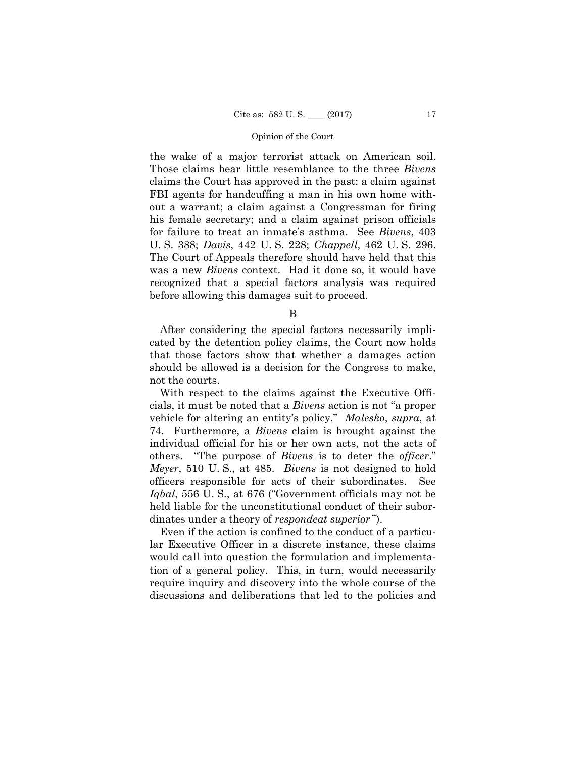the wake of a major terrorist attack on American soil. Those claims bear little resemblance to the three *Bivens* claims the Court has approved in the past: a claim against FBI agents for handcuffing a man in his own home without a warrant; a claim against a Congressman for firing his female secretary; and a claim against prison officials for failure to treat an inmate's asthma. See *Bivens*, 403 U. S. 388; *Davis*, 442 U. S. 228; *Chappell*, 462 U. S. 296. The Court of Appeals therefore should have held that this was a new *Bivens* context. Had it done so, it would have recognized that a special factors analysis was required before allowing this damages suit to proceed.

B

After considering the special factors necessarily implicated by the detention policy claims, the Court now holds that those factors show that whether a damages action should be allowed is a decision for the Congress to make, not the courts.

With respect to the claims against the Executive Officials, it must be noted that a *Bivens* action is not "a proper vehicle for altering an entity's policy." *Malesko*, *supra*, at 74. Furthermore, a *Bivens* claim is brought against the individual official for his or her own acts, not the acts of others. "The purpose of *Bivens* is to deter the *officer*." *Meyer*, 510 U. S., at 485. *Bivens* is not designed to hold officers responsible for acts of their subordinates. See *Iqbal*, 556 U. S., at 676 ("Government officials may not be held liable for the unconstitutional conduct of their subordinates under a theory of *respondeat superior*").

Even if the action is confined to the conduct of a particular Executive Officer in a discrete instance, these claims would call into question the formulation and implementation of a general policy. This, in turn, would necessarily require inquiry and discovery into the whole course of the discussions and deliberations that led to the policies and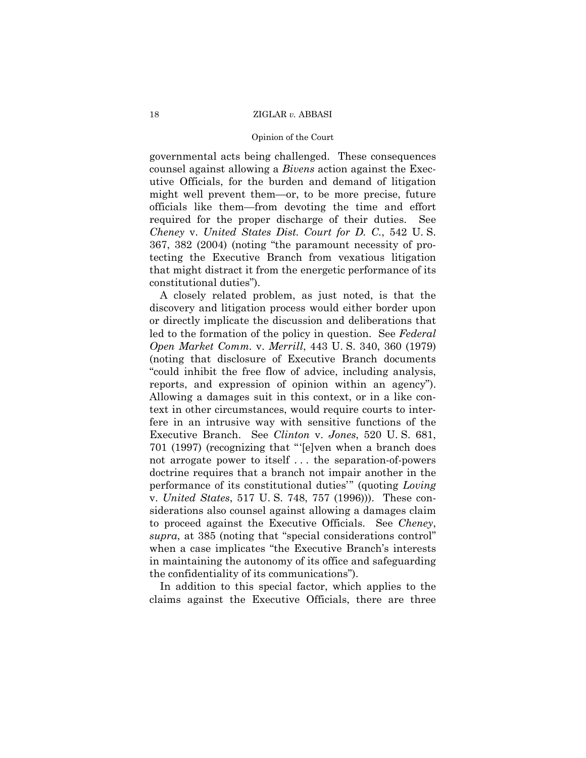governmental acts being challenged. These consequences counsel against allowing a *Bivens* action against the Executive Officials, for the burden and demand of litigation might well prevent them—or, to be more precise, future officials like them—from devoting the time and effort required for the proper discharge of their duties. See *Cheney* v. *United States Dist. Court for D. C.*, 542 U. S. 367, 382 (2004) (noting "the paramount necessity of protecting the Executive Branch from vexatious litigation that might distract it from the energetic performance of its constitutional duties").

A closely related problem, as just noted, is that the discovery and litigation process would either border upon or directly implicate the discussion and deliberations that led to the formation of the policy in question. See *Federal Open Market Comm.* v. *Merrill*, 443 U. S. 340, 360 (1979) (noting that disclosure of Executive Branch documents "could inhibit the free flow of advice, including analysis, reports, and expression of opinion within an agency"). Allowing a damages suit in this context, or in a like context in other circumstances, would require courts to interfere in an intrusive way with sensitive functions of the Executive Branch. See *Clinton* v. *Jones*, 520 U. S. 681, 701 (1997) (recognizing that "'[e]ven when a branch does not arrogate power to itself . . . the separation-of-powers doctrine requires that a branch not impair another in the performance of its constitutional duties'" (quoting *Loving* v. *United States*, 517 U. S. 748, 757 (1996))). These considerations also counsel against allowing a damages claim to proceed against the Executive Officials. See *Cheney*, *supra*, at 385 (noting that "special considerations control" when a case implicates "the Executive Branch's interests in maintaining the autonomy of its office and safeguarding the confidentiality of its communications").

In addition to this special factor, which applies to the claims against the Executive Officials, there are three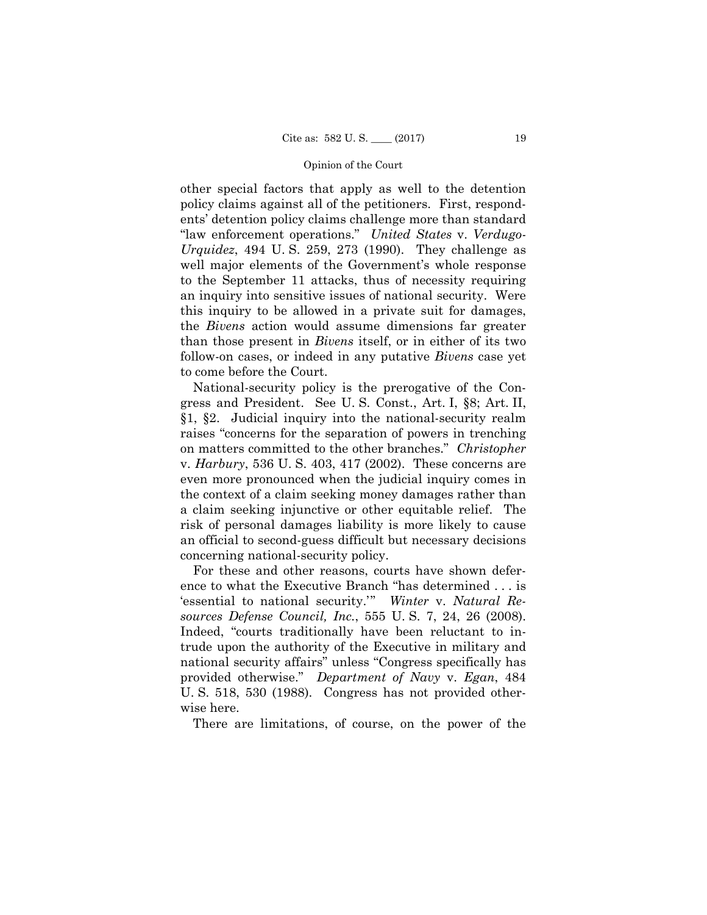other special factors that apply as well to the detention policy claims against all of the petitioners. First, respondents' detention policy claims challenge more than standard "law enforcement operations." *United States* v. *Verdugo-Urquidez*, 494 U. S. 259, 273 (1990). They challenge as well major elements of the Government's whole response to the September 11 attacks, thus of necessity requiring an inquiry into sensitive issues of national security. Were this inquiry to be allowed in a private suit for damages, the *Bivens* action would assume dimensions far greater than those present in *Bivens* itself, or in either of its two follow-on cases, or indeed in any putative *Bivens* case yet to come before the Court.

National-security policy is the prerogative of the Congress and President. See U. S. Const., Art. I, §8; Art. II, §1, §2. Judicial inquiry into the national-security realm raises "concerns for the separation of powers in trenching on matters committed to the other branches." *Christopher* v. *Harbury*, 536 U. S. 403, 417 (2002). These concerns are even more pronounced when the judicial inquiry comes in the context of a claim seeking money damages rather than a claim seeking injunctive or other equitable relief. The risk of personal damages liability is more likely to cause an official to second-guess difficult but necessary decisions concerning national-security policy.

For these and other reasons, courts have shown deference to what the Executive Branch "has determined . . . is 'essential to national security.'" *Winter* v. *Natural Resources Defense Council, Inc.*, 555 U. S. 7, 24, 26 (2008). Indeed, "courts traditionally have been reluctant to intrude upon the authority of the Executive in military and national security affairs" unless "Congress specifically has provided otherwise." *Department of Navy* v. *Egan*, 484 U. S. 518, 530 (1988). Congress has not provided otherwise here.

There are limitations, of course, on the power of the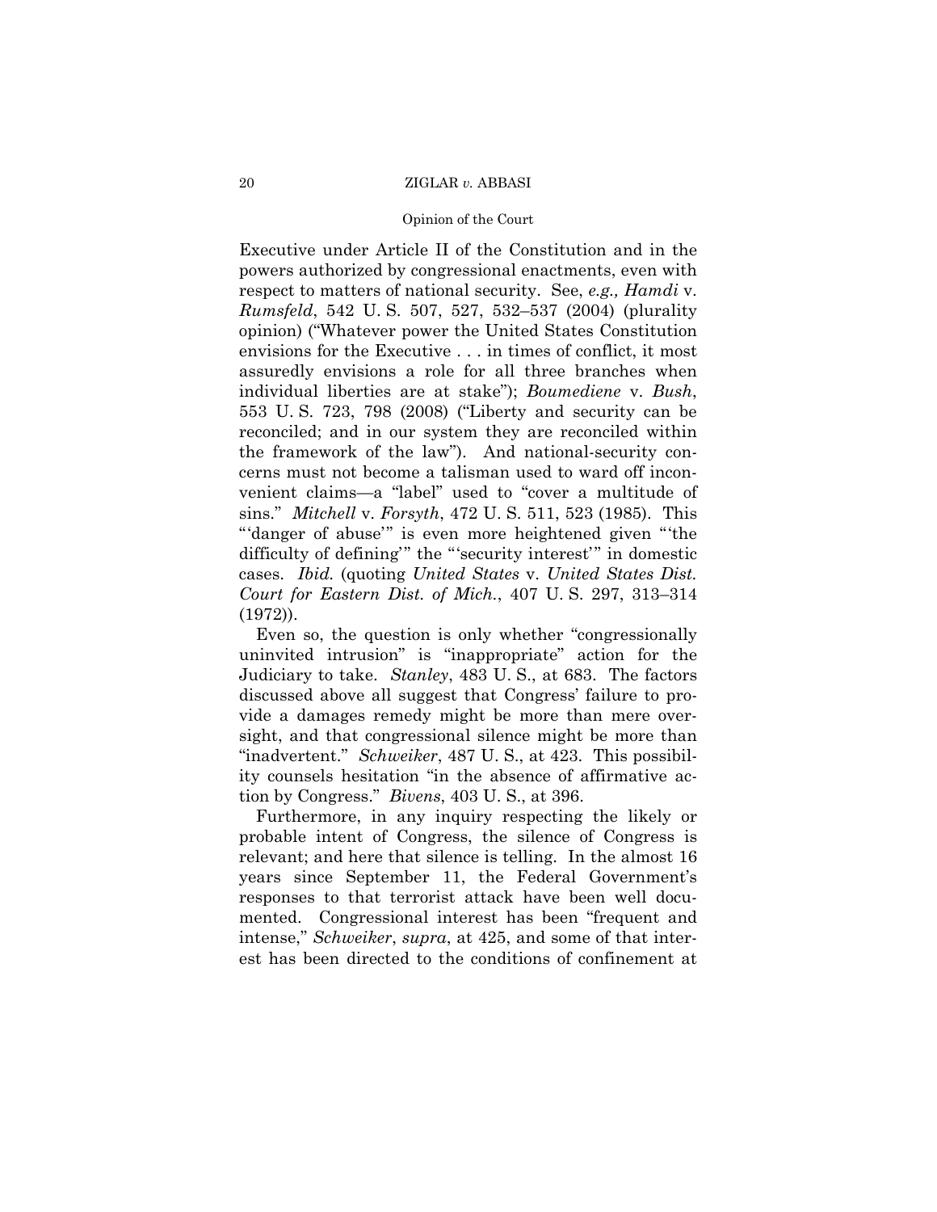Executive under Article II of the Constitution and in the powers authorized by congressional enactments, even with respect to matters of national security. See, *e.g., Hamdi* v. *Rumsfeld*, 542 U. S. 507, 527, 532–537 (2004) (plurality opinion) ("Whatever power the United States Constitution envisions for the Executive . . . in times of conflict, it most assuredly envisions a role for all three branches when individual liberties are at stake"); *Boumediene* v. *Bush*, 553 U. S. 723, 798 (2008) ("Liberty and security can be reconciled; and in our system they are reconciled within the framework of the law"). And national-security concerns must not become a talisman used to ward off inconvenient claims—a "label" used to "cover a multitude of sins." *Mitchell* v. *Forsyth*, 472 U. S. 511, 523 (1985). This "'danger of abuse'" is even more heightened given "'the difficulty of defining'" the "'security interest'" in domestic cases. *Ibid.* (quoting *United States* v. *United States Dist. Court for Eastern Dist. of Mich.*, 407 U. S. 297, 313–314 (1972)).

Even so, the question is only whether "congressionally uninvited intrusion" is "inappropriate" action for the Judiciary to take. *Stanley*, 483 U. S., at 683. The factors discussed above all suggest that Congress' failure to provide a damages remedy might be more than mere oversight, and that congressional silence might be more than "inadvertent." *Schweiker*, 487 U. S., at 423. This possibility counsels hesitation "in the absence of affirmative action by Congress." *Bivens*, 403 U. S., at 396.

Furthermore, in any inquiry respecting the likely or probable intent of Congress, the silence of Congress is relevant; and here that silence is telling. In the almost 16 years since September 11, the Federal Government's responses to that terrorist attack have been well documented. Congressional interest has been "frequent and intense," *Schweiker*, *supra*, at 425, and some of that interest has been directed to the conditions of confinement at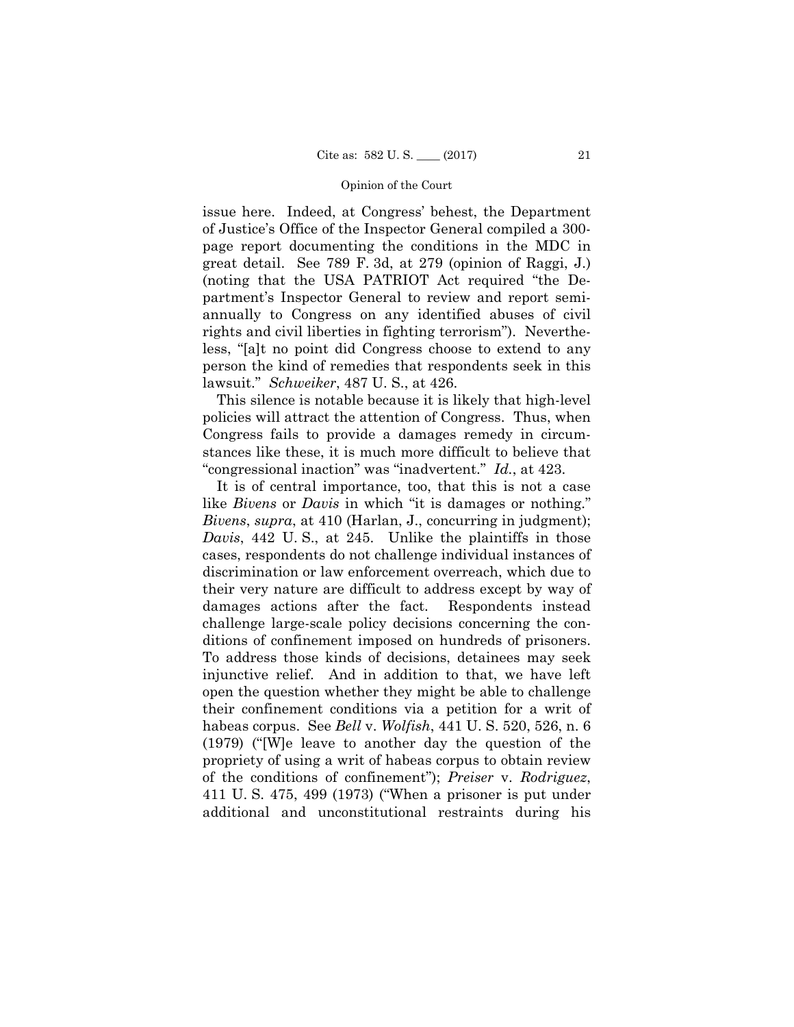issue here. Indeed, at Congress' behest, the Department of Justice's Office of the Inspector General compiled a 300-page report documenting the conditions in the MDC in great detail. See 789 F. 3d, at 279 (opinion of Raggi, J.) (noting that the USA PATRIOT Act required "the Department's Inspector General to review and report semi-annually to Congress on any identified abuses of civil rights and civil liberties in fighting terrorism"). Nevertheless, "[a]t no point did Congress choose to extend to any person the kind of remedies that respondents seek in this lawsuit." *Schweiker*, 487 U. S., at 426.

This silence is notable because it is likely that high-level policies will attract the attention of Congress. Thus, when Congress fails to provide a damages remedy in circumstances like these, it is much more difficult to believe that "congressional inaction" was "inadvertent." *Id.*, at 423.

It is of central importance, too, that this is not a case like *Bivens* or *Davis* in which "it is damages or nothing." *Bivens*, *supra*, at 410 (Harlan, J., concurring in judgment); *Davis*, 442 U. S., at 245. Unlike the plaintiffs in those cases, respondents do not challenge individual instances of discrimination or law enforcement overreach, which due to their very nature are difficult to address except by way of damages actions after the fact. Respondents instead challenge large-scale policy decisions concerning the conditions of confinement imposed on hundreds of prisoners. To address those kinds of decisions, detainees may seek injunctive relief. And in addition to that, we have left open the question whether they might be able to challenge their confinement conditions via a petition for a writ of habeas corpus. See *Bell* v. *Wolfish*, 441 U. S. 520, 526, n. 6 (1979) ("[W]e leave to another day the question of the propriety of using a writ of habeas corpus to obtain review of the conditions of confinement"); *Preiser* v. *Rodriguez*, 411 U. S. 475, 499 (1973) ("When a prisoner is put under additional and unconstitutional restraints during his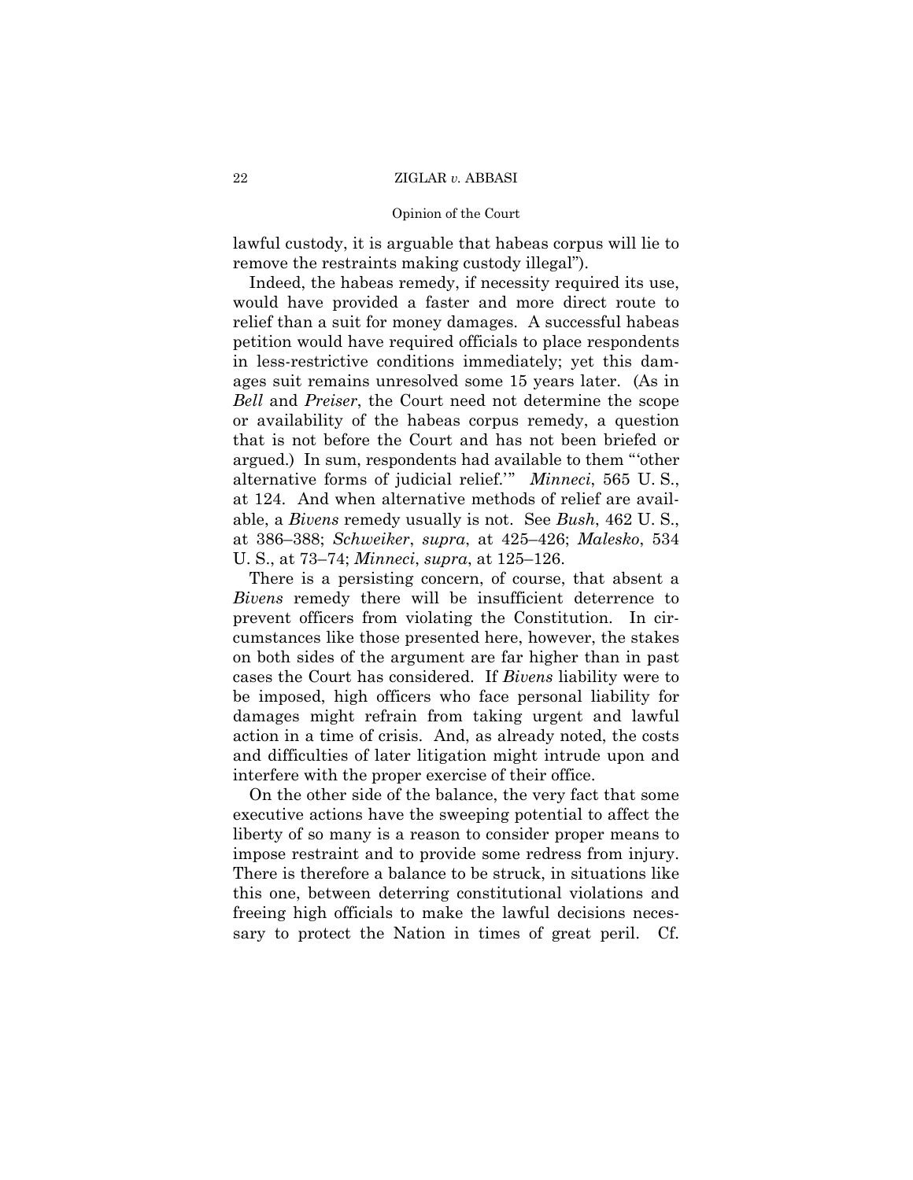lawful custody, it is arguable that habeas corpus will lie to remove the restraints making custody illegal").

Indeed, the habeas remedy, if necessity required its use, would have provided a faster and more direct route to relief than a suit for money damages. A successful habeas petition would have required officials to place respondents in less-restrictive conditions immediately; yet this damages suit remains unresolved some 15 years later. (As in *Bell* and *Preiser*, the Court need not determine the scope or availability of the habeas corpus remedy, a question that is not before the Court and has not been briefed or argued.) In sum, respondents had available to them "'other alternative forms of judicial relief.'" *Minneci*, 565 U. S., at 124. And when alternative methods of relief are available, a *Bivens* remedy usually is not. See *Bush*, 462 U. S., at 386–388; *Schweiker*, *supra*, at 425–426; *Malesko*, 534 U. S., at 73–74; *Minneci*, *supra*, at 125–126.

There is a persisting concern, of course, that absent a *Bivens* remedy there will be insufficient deterrence to prevent officers from violating the Constitution. In circumstances like those presented here, however, the stakes on both sides of the argument are far higher than in past cases the Court has considered. If *Bivens* liability were to be imposed, high officers who face personal liability for damages might refrain from taking urgent and lawful action in a time of crisis. And, as already noted, the costs and difficulties of later litigation might intrude upon and interfere with the proper exercise of their office.

On the other side of the balance, the very fact that some executive actions have the sweeping potential to affect the liberty of so many is a reason to consider proper means to impose restraint and to provide some redress from injury. There is therefore a balance to be struck, in situations like this one, between deterring constitutional violations and freeing high officials to make the lawful decisions necessary to protect the Nation in times of great peril. Cf.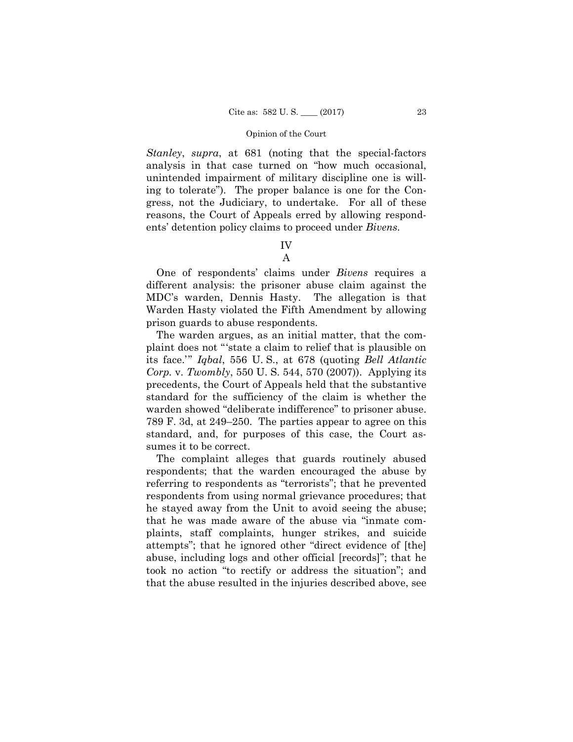*Stanley*, *supra*, at 681 (noting that the special-factors analysis in that case turned on "how much occasional, unintended impairment of military discipline one is willing to tolerate"). The proper balance is one for the Congress, not the Judiciary, to undertake. For all of these reasons, the Court of Appeals erred by allowing respondents' detention policy claims to proceed under *Bivens*.

## IV

### A

One of respondents' claims under *Bivens* requires a different analysis: the prisoner abuse claim against the MDC's warden, Dennis Hasty. The allegation is that Warden Hasty violated the Fifth Amendment by allowing prison guards to abuse respondents.

The warden argues, as an initial matter, that the complaint does not "'state a claim to relief that is plausible on its face.'" *Iqbal*, 556 U. S., at 678 (quoting *Bell Atlantic Corp.* v. *Twombly*, 550 U. S. 544, 570 (2007)). Applying its precedents, the Court of Appeals held that the substantive standard for the sufficiency of the claim is whether the warden showed "deliberate indifference" to prisoner abuse. 789 F. 3d, at 249–250. The parties appear to agree on this standard, and, for purposes of this case, the Court assumes it to be correct.

The complaint alleges that guards routinely abused respondents; that the warden encouraged the abuse by referring to respondents as "terrorists"; that he prevented respondents from using normal grievance procedures; that he stayed away from the Unit to avoid seeing the abuse; that he was made aware of the abuse via "inmate complaints, staff complaints, hunger strikes, and suicide attempts"; that he ignored other "direct evidence of [the] abuse, including logs and other official [records]"; that he took no action "to rectify or address the situation"; and that the abuse resulted in the injuries described above, see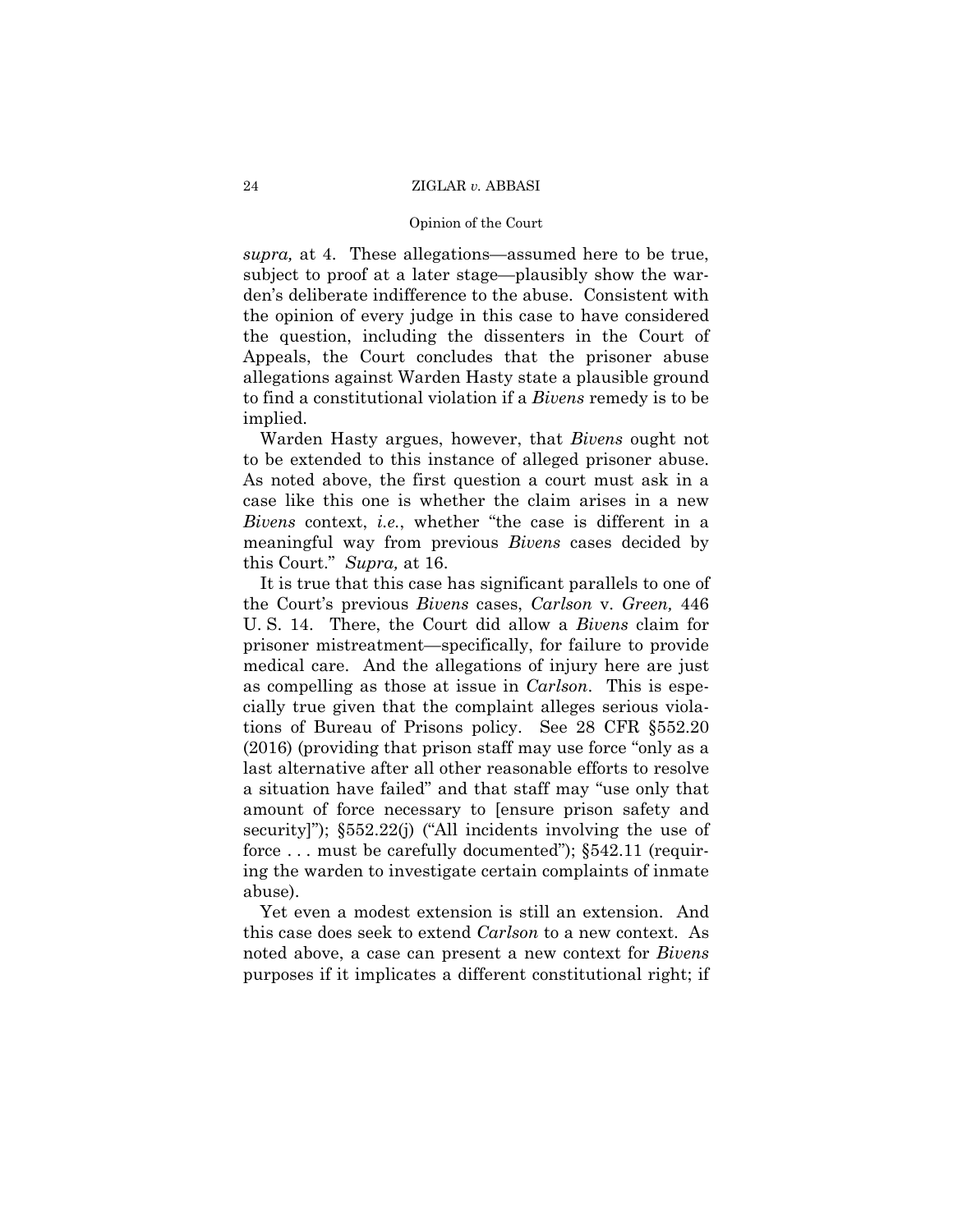*supra,* at 4. These allegations—assumed here to be true, subject to proof at a later stage—plausibly show the warden's deliberate indifference to the abuse. Consistent with the opinion of every judge in this case to have considered the question, including the dissenters in the Court of Appeals, the Court concludes that the prisoner abuse allegations against Warden Hasty state a plausible ground to find a constitutional violation if a *Bivens* remedy is to be implied.

Warden Hasty argues, however, that *Bivens* ought not to be extended to this instance of alleged prisoner abuse. As noted above, the first question a court must ask in a case like this one is whether the claim arises in a new *Bivens* context, *i.e.*, whether "the case is different in a meaningful way from previous *Bivens* cases decided by this Court." *Supra,* at 16.

It is true that this case has significant parallels to one of the Court's previous *Bivens* cases, *Carlson* v. *Green,* 446 U. S. 14. There, the Court did allow a *Bivens* claim for prisoner mistreatment—specifically, for failure to provide medical care. And the allegations of injury here are just as compelling as those at issue in *Carlson*. This is especially true given that the complaint alleges serious violations of Bureau of Prisons policy. See 28 CFR §552.20 (2016) (providing that prison staff may use force "only as a last alternative after all other reasonable efforts to resolve a situation have failed" and that staff may "use only that amount of force necessary to [ensure prison safety and security]"); §552.22(j) ("All incidents involving the use of force . . . must be carefully documented"); §542.11 (requiring the warden to investigate certain complaints of inmate abuse).

Yet even a modest extension is still an extension. And this case does seek to extend *Carlson* to a new context. As noted above, a case can present a new context for *Bivens* purposes if it implicates a different constitutional right; if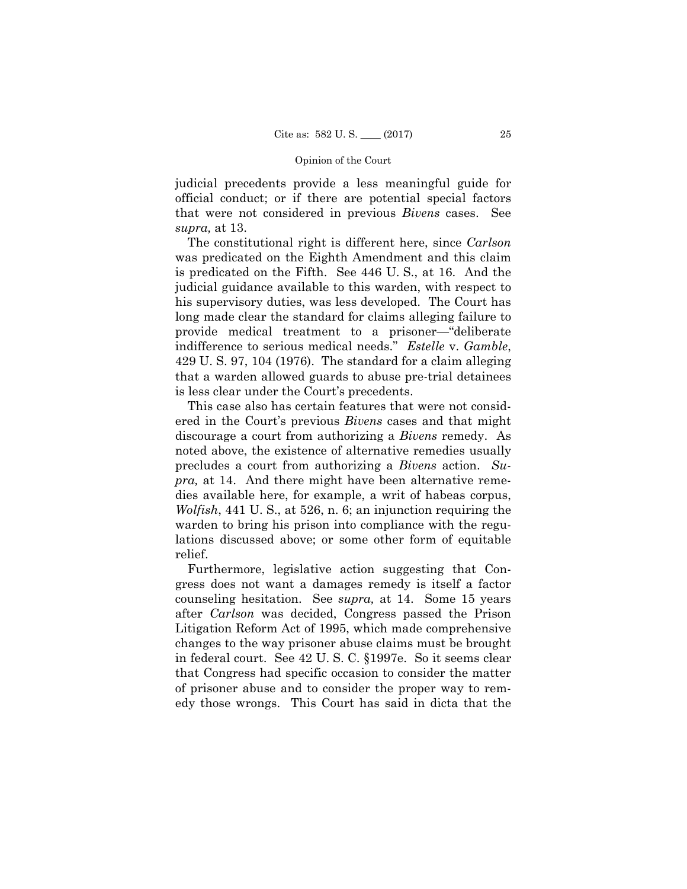judicial precedents provide a less meaningful guide for official conduct; or if there are potential special factors that were not considered in previous *Bivens* cases. See *supra,* at 13.

The constitutional right is different here, since *Carlson* was predicated on the Eighth Amendment and this claim is predicated on the Fifth. See 446 U. S., at 16. And the judicial guidance available to this warden, with respect to his supervisory duties, was less developed. The Court has long made clear the standard for claims alleging failure to provide medical treatment to a prisoner—"deliberate indifference to serious medical needs." *Estelle* v. *Gamble*, 429 U. S. 97, 104 (1976). The standard for a claim alleging that a warden allowed guards to abuse pre-trial detainees is less clear under the Court's precedents.

This case also has certain features that were not considered in the Court's previous *Bivens* cases and that might discourage a court from authorizing a *Bivens* remedy. As noted above, the existence of alternative remedies usually precludes a court from authorizing a *Bivens* action. *Supra,* at 14. And there might have been alternative remedies available here, for example, a writ of habeas corpus, *Wolfish*, 441 U. S., at 526, n. 6; an injunction requiring the warden to bring his prison into compliance with the regulations discussed above; or some other form of equitable relief.

Furthermore, legislative action suggesting that Congress does not want a damages remedy is itself a factor counseling hesitation. See *supra,* at 14. Some 15 years after *Carlson* was decided, Congress passed the Prison Litigation Reform Act of 1995, which made comprehensive changes to the way prisoner abuse claims must be brought in federal court. See 42 U. S. C. §1997e. So it seems clear that Congress had specific occasion to consider the matter of prisoner abuse and to consider the proper way to remedy those wrongs. This Court has said in dicta that the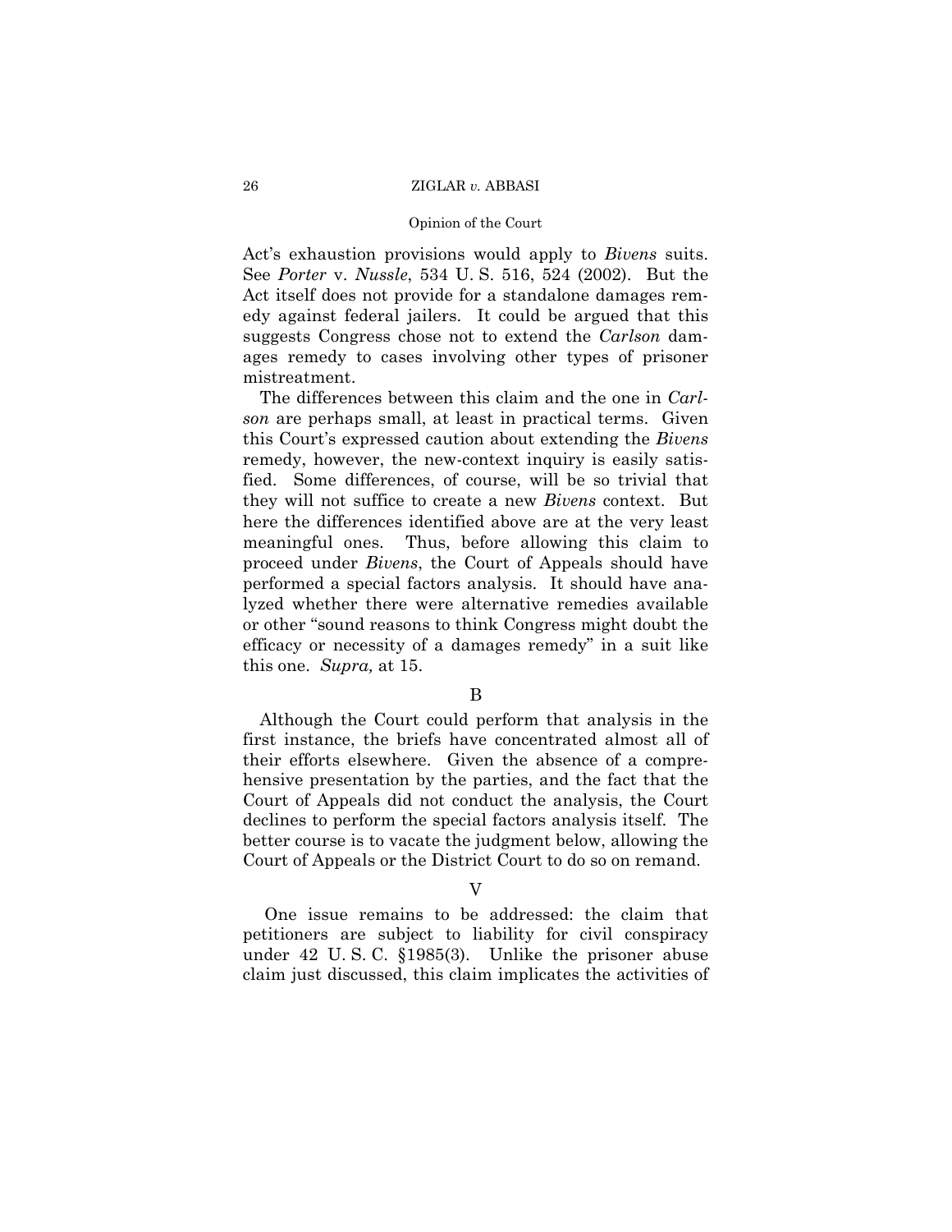Act's exhaustion provisions would apply to *Bivens* suits. See *Porter* v. *Nussle*, 534 U. S. 516, 524 (2002). But the Act itself does not provide for a standalone damages remedy against federal jailers. It could be argued that this suggests Congress chose not to extend the *Carlson* damages remedy to cases involving other types of prisoner mistreatment.

The differences between this claim and the one in *Carlson* are perhaps small, at least in practical terms. Given this Court's expressed caution about extending the *Bivens* remedy, however, the new-context inquiry is easily satisfied. Some differences, of course, will be so trivial that they will not suffice to create a new *Bivens* context. But here the differences identified above are at the very least meaningful ones. Thus, before allowing this claim to proceed under *Bivens*, the Court of Appeals should have performed a special factors analysis. It should have analyzed whether there were alternative remedies available or other "sound reasons to think Congress might doubt the efficacy or necessity of a damages remedy" in a suit like this one. *Supra,* at 15.

### B

Although the Court could perform that analysis in the first instance, the briefs have concentrated almost all of their efforts elsewhere. Given the absence of a comprehensive presentation by the parties, and the fact that the Court of Appeals did not conduct the analysis, the Court declines to perform the special factors analysis itself. The better course is to vacate the judgment below, allowing the Court of Appeals or the District Court to do so on remand.

## V

One issue remains to be addressed: the claim that petitioners are subject to liability for civil conspiracy under 42 U. S. C. §1985(3). Unlike the prisoner abuse claim just discussed, this claim implicates the activities of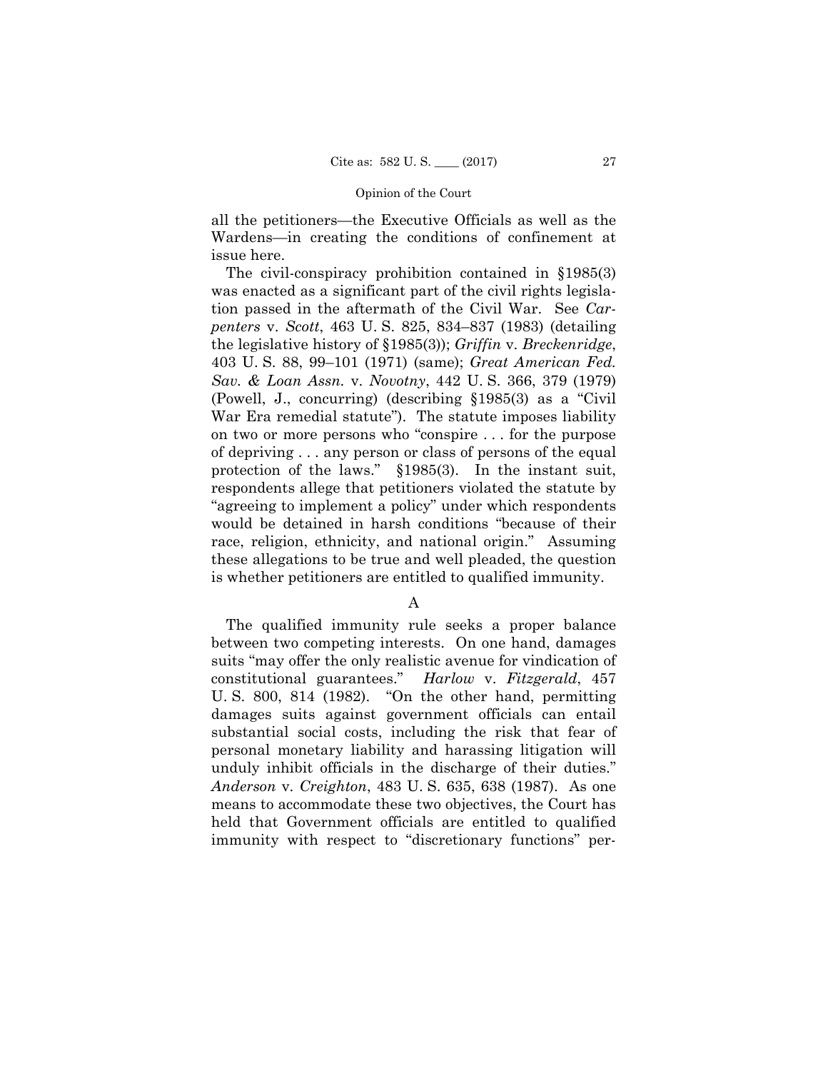all the petitioners—the Executive Officials as well as the Wardens—in creating the conditions of confinement at issue here.

The civil-conspiracy prohibition contained in §1985(3) was enacted as a significant part of the civil rights legislation passed in the aftermath of the Civil War. See *Carpenters* v. *Scott*, 463 U. S. 825, 834–837 (1983) (detailing the legislative history of §1985(3)); *Griffin* v. *Breckenridge*, 403 U. S. 88, 99–101 (1971) (same); *Great American Fed. Sav. & Loan Assn.* v. *Novotny*, 442 U. S. 366, 379 (1979) (Powell, J., concurring) (describing §1985(3) as a "Civil War Era remedial statute"). The statute imposes liability on two or more persons who "conspire . . . for the purpose of depriving . . . any person or class of persons of the equal protection of the laws." §1985(3). In the instant suit, respondents allege that petitioners violated the statute by "agreeing to implement a policy" under which respondents would be detained in harsh conditions "because of their race, religion, ethnicity, and national origin." Assuming these allegations to be true and well pleaded, the question is whether petitioners are entitled to qualified immunity.

### A

The qualified immunity rule seeks a proper balance between two competing interests. On one hand, damages suits "may offer the only realistic avenue for vindication of constitutional guarantees." *Harlow* v. *Fitzgerald*, 457 U. S. 800, 814 (1982). "On the other hand, permitting damages suits against government officials can entail substantial social costs, including the risk that fear of personal monetary liability and harassing litigation will unduly inhibit officials in the discharge of their duties." *Anderson* v. *Creighton*, 483 U. S. 635, 638 (1987). As one means to accommodate these two objectives, the Court has held that Government officials are entitled to qualified immunity with respect to "discretionary functions" per-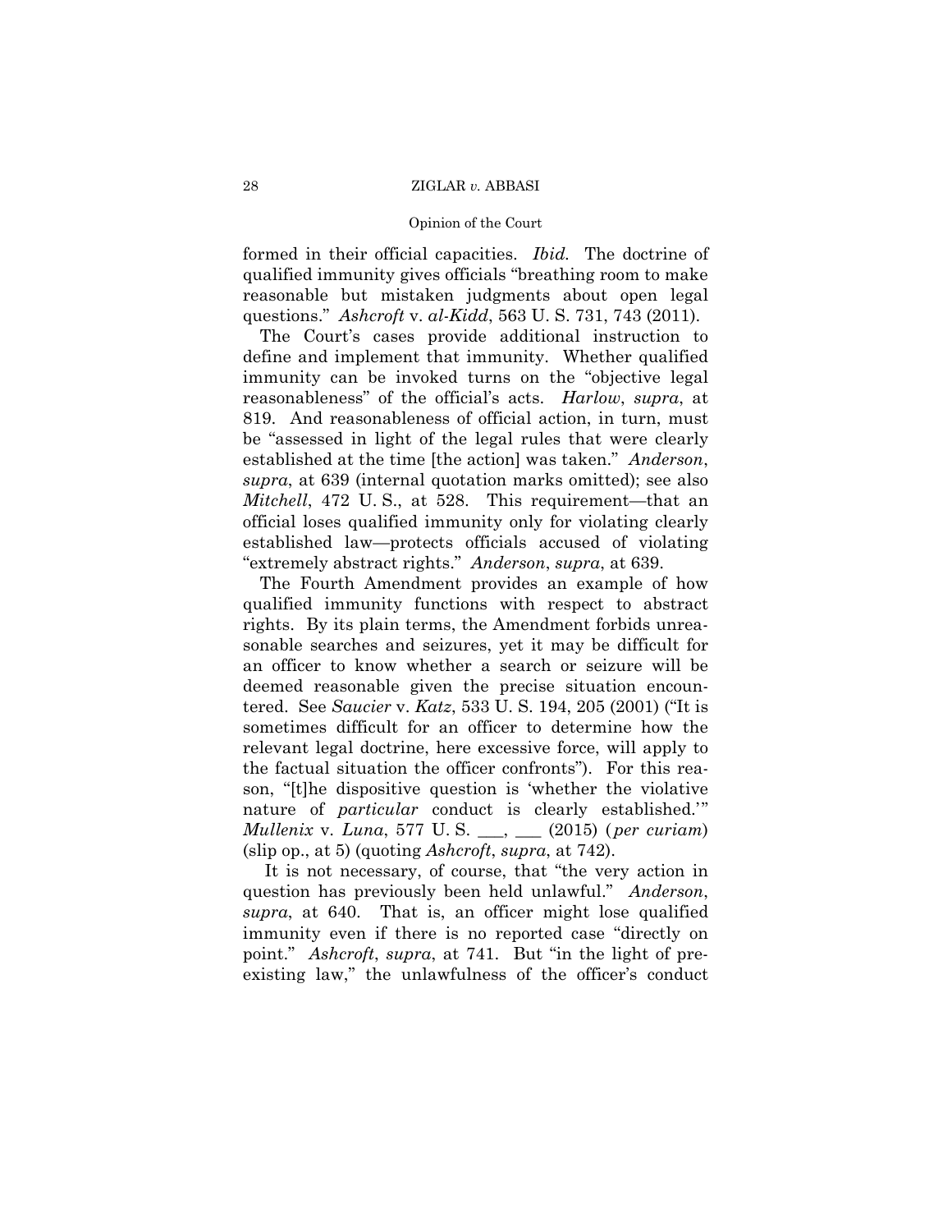formed in their official capacities. *Ibid.* The doctrine of qualified immunity gives officials "breathing room to make reasonable but mistaken judgments about open legal questions." *Ashcroft* v. *al-Kidd*, 563 U. S. 731, 743 (2011).

The Court's cases provide additional instruction to define and implement that immunity. Whether qualified immunity can be invoked turns on the "objective legal reasonableness" of the official's acts. *Harlow*, *supra*, at 819. And reasonableness of official action, in turn, must be "assessed in light of the legal rules that were clearly established at the time [the action] was taken." *Anderson*, *supra*, at 639 (internal quotation marks omitted); see also *Mitchell*, 472 U. S., at 528. This requirement—that an official loses qualified immunity only for violating clearly established law—protects officials accused of violating "extremely abstract rights." *Anderson*, *supra*, at 639.

The Fourth Amendment provides an example of how qualified immunity functions with respect to abstract rights. By its plain terms, the Amendment forbids unreasonable searches and seizures, yet it may be difficult for an officer to know whether a search or seizure will be deemed reasonable given the precise situation encountered. See *Saucier* v. *Katz*, 533 U. S. 194, 205 (2001) ("It is sometimes difficult for an officer to determine how the relevant legal doctrine, here excessive force, will apply to the factual situation the officer confronts"). For this reason, "[t]he dispositive question is 'whether the violative nature of *particular* conduct is clearly established.'" *Mullenix* v. *Luna*, 577 U. S. ___, ___ (2015) (*per curiam*) (slip op., at 5) (quoting *Ashcroft*, *supra*, at 742).

It is not necessary, of course, that "the very action in question has previously been held unlawful." *Anderson*, *supra*, at 640. That is, an officer might lose qualified immunity even if there is no reported case "directly on point." *Ashcroft*, *supra*, at 741. But "in the light of pre-existing law," the unlawfulness of the officer's conduct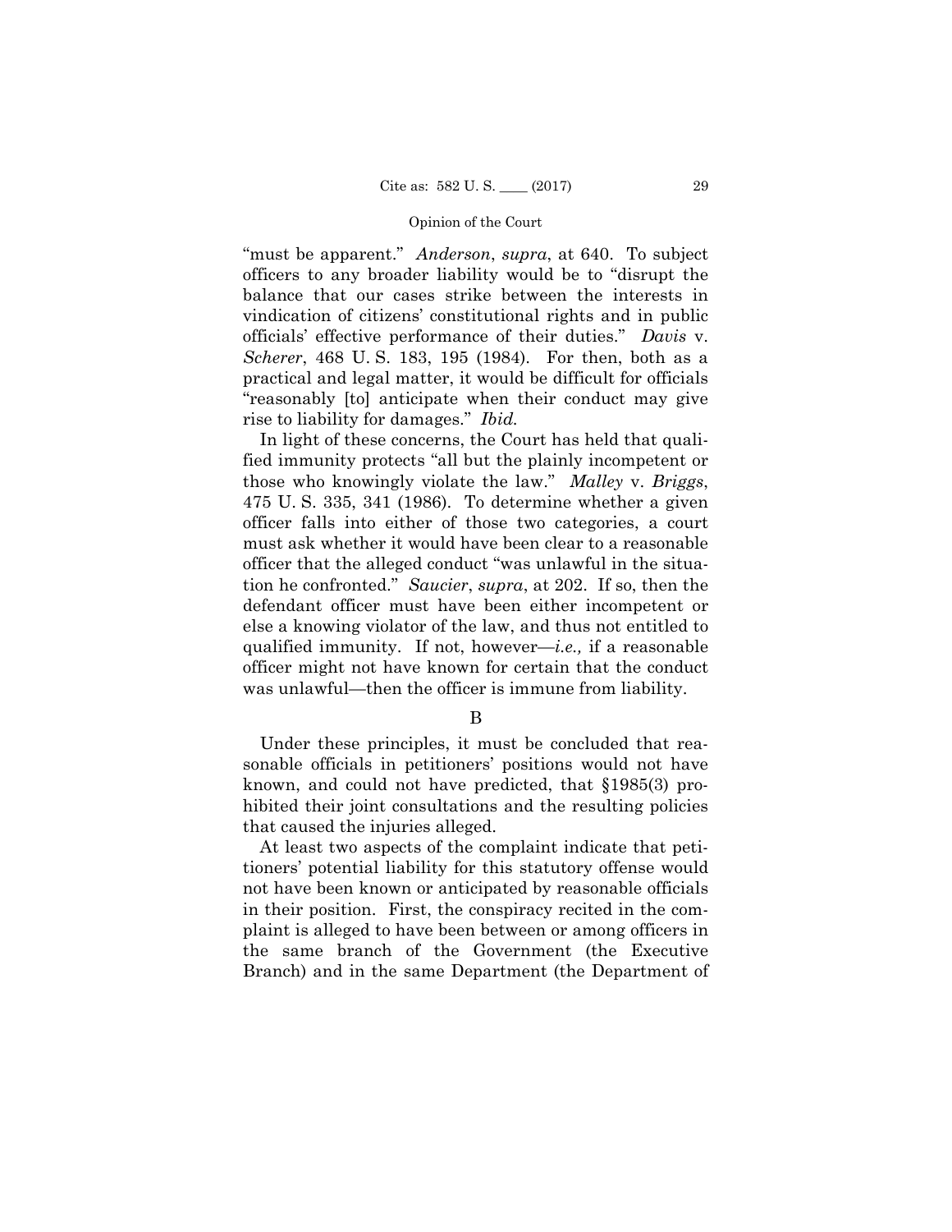"must be apparent." *Anderson*, *supra*, at 640. To subject officers to any broader liability would be to "disrupt the balance that our cases strike between the interests in vindication of citizens' constitutional rights and in public officials' effective performance of their duties." *Davis* v. *Scherer*, 468 U. S. 183, 195 (1984). For then, both as a practical and legal matter, it would be difficult for officials "reasonably [to] anticipate when their conduct may give rise to liability for damages." *Ibid.*

In light of these concerns, the Court has held that qualified immunity protects "all but the plainly incompetent or those who knowingly violate the law." *Malley* v. *Briggs*, 475 U. S. 335, 341 (1986). To determine whether a given officer falls into either of those two categories, a court must ask whether it would have been clear to a reasonable officer that the alleged conduct "was unlawful in the situation he confronted." *Saucier*, *supra*, at 202. If so, then the defendant officer must have been either incompetent or else a knowing violator of the law, and thus not entitled to qualified immunity. If not, however—*i.e.,* if a reasonable officer might not have known for certain that the conduct was unlawful—then the officer is immune from liability.

B

Under these principles, it must be concluded that reasonable officials in petitioners' positions would not have known, and could not have predicted, that §1985(3) prohibited their joint consultations and the resulting policies that caused the injuries alleged.

At least two aspects of the complaint indicate that petitioners' potential liability for this statutory offense would not have been known or anticipated by reasonable officials in their position. First, the conspiracy recited in the complaint is alleged to have been between or among officers in the same branch of the Government (the Executive Branch) and in the same Department (the Department of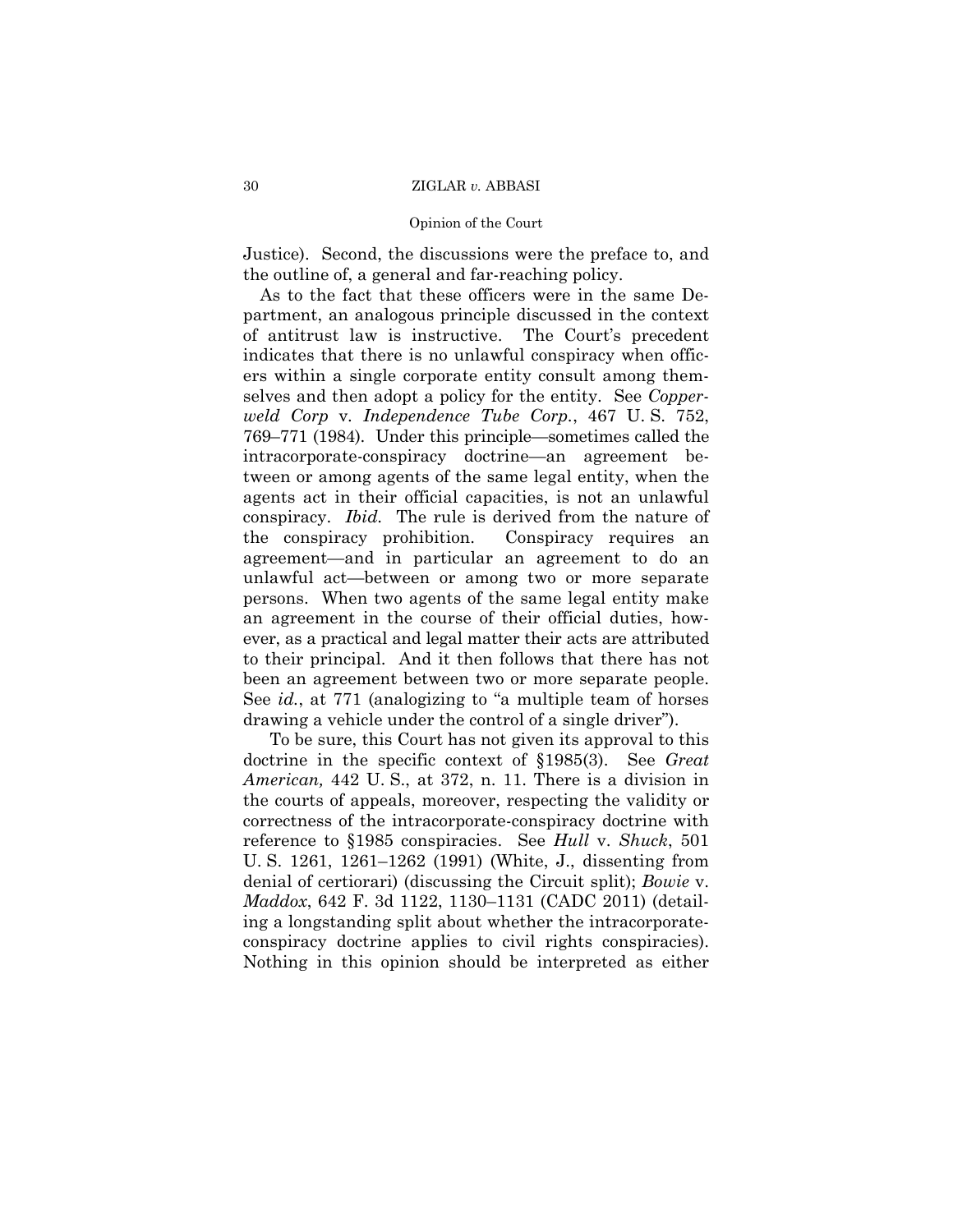Justice). Second, the discussions were the preface to, and the outline of, a general and far-reaching policy.

As to the fact that these officers were in the same Department, an analogous principle discussed in the context of antitrust law is instructive. The Court's precedent indicates that there is no unlawful conspiracy when officers within a single corporate entity consult among themselves and then adopt a policy for the entity. See *Copperweld Corp* v. *Independence Tube Corp.*, 467 U. S. 752, 769–771 (1984). Under this principle—sometimes called the intracorporate-conspiracy doctrine—an agreement between or among agents of the same legal entity, when the agents act in their official capacities, is not an unlawful conspiracy. *Ibid.* The rule is derived from the nature of the conspiracy prohibition. Conspiracy requires an agreement—and in particular an agreement to do an unlawful act—between or among two or more separate persons. When two agents of the same legal entity make an agreement in the course of their official duties, however, as a practical and legal matter their acts are attributed to their principal. And it then follows that there has not been an agreement between two or more separate people. See *id.*, at 771 (analogizing to "a multiple team of horses drawing a vehicle under the control of a single driver").

To be sure, this Court has not given its approval to this doctrine in the specific context of §1985(3). See *Great American,* 442 U. S., at 372, n. 11. There is a division in the courts of appeals, moreover, respecting the validity or correctness of the intracorporate-conspiracy doctrine with reference to §1985 conspiracies. See *Hull* v. *Shuck*, 501 U. S. 1261, 1261–1262 (1991) (White, J., dissenting from denial of certiorari) (discussing the Circuit split); *Bowie* v. *Maddox*, 642 F. 3d 1122, 1130–1131 (CADC 2011) (detailing a longstanding split about whether the intracorporate-conspiracy doctrine applies to civil rights conspiracies). Nothing in this opinion should be interpreted as either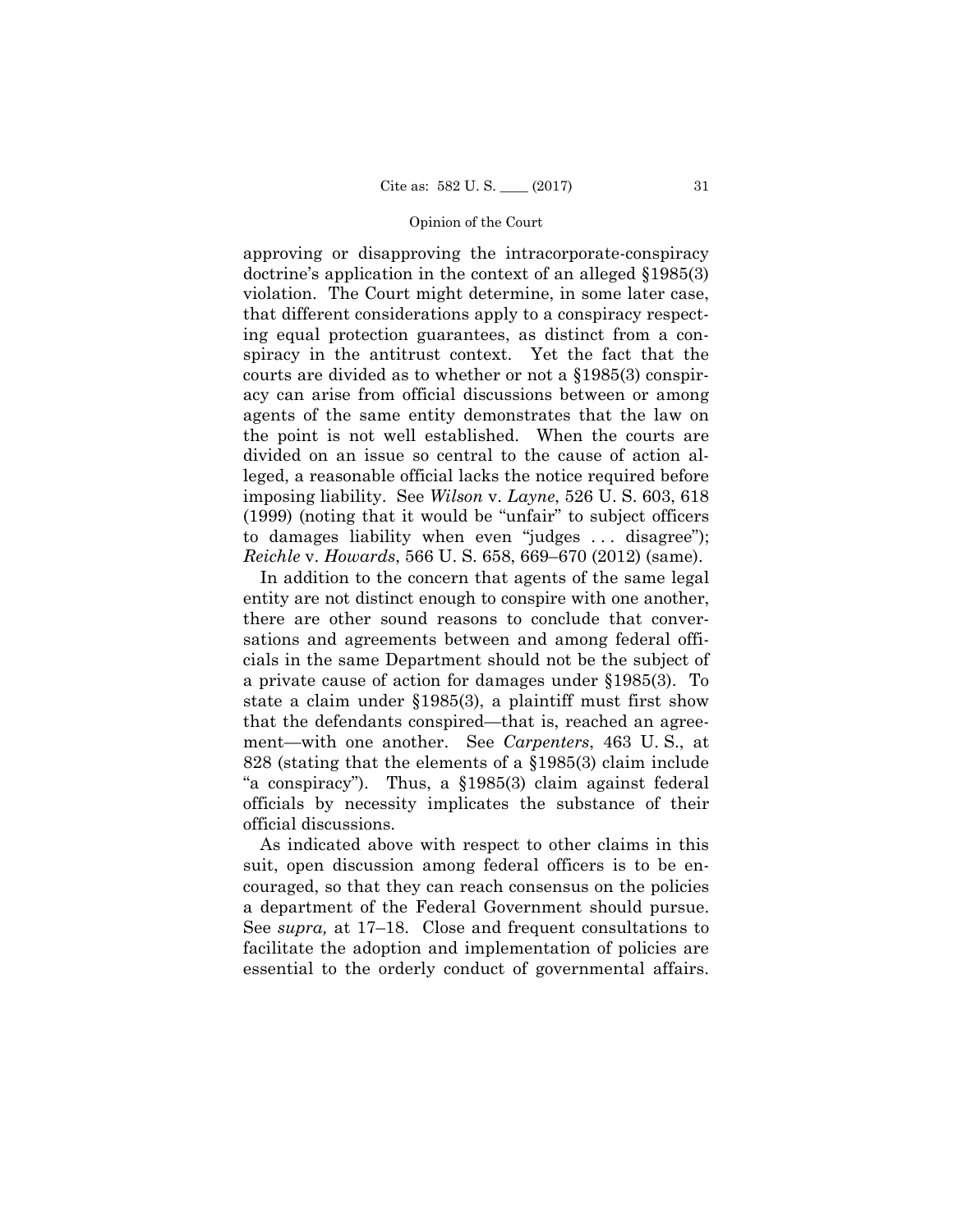approving or disapproving the intracorporate-conspiracy doctrine's application in the context of an alleged §1985(3) violation. The Court might determine, in some later case, that different considerations apply to a conspiracy respecting equal protection guarantees, as distinct from a conspiracy in the antitrust context. Yet the fact that the courts are divided as to whether or not a §1985(3) conspiracy can arise from official discussions between or among agents of the same entity demonstrates that the law on the point is not well established. When the courts are divided on an issue so central to the cause of action alleged, a reasonable official lacks the notice required before imposing liability. See *Wilson* v. *Layne*, 526 U. S. 603, 618 (1999) (noting that it would be "unfair" to subject officers to damages liability when even "judges . . . disagree"); *Reichle* v. *Howards*, 566 U. S. 658, 669–670 (2012) (same).

In addition to the concern that agents of the same legal entity are not distinct enough to conspire with one another, there are other sound reasons to conclude that conversations and agreements between and among federal officials in the same Department should not be the subject of a private cause of action for damages under §1985(3). To state a claim under §1985(3), a plaintiff must first show that the defendants conspired—that is, reached an agreement—with one another. See *Carpenters*, 463 U. S., at 828 (stating that the elements of a §1985(3) claim include "a conspiracy"). Thus, a §1985(3) claim against federal officials by necessity implicates the substance of their official discussions.

As indicated above with respect to other claims in this suit, open discussion among federal officers is to be encouraged, so that they can reach consensus on the policies a department of the Federal Government should pursue. See *supra,* at 17–18. Close and frequent consultations to facilitate the adoption and implementation of policies are essential to the orderly conduct of governmental affairs.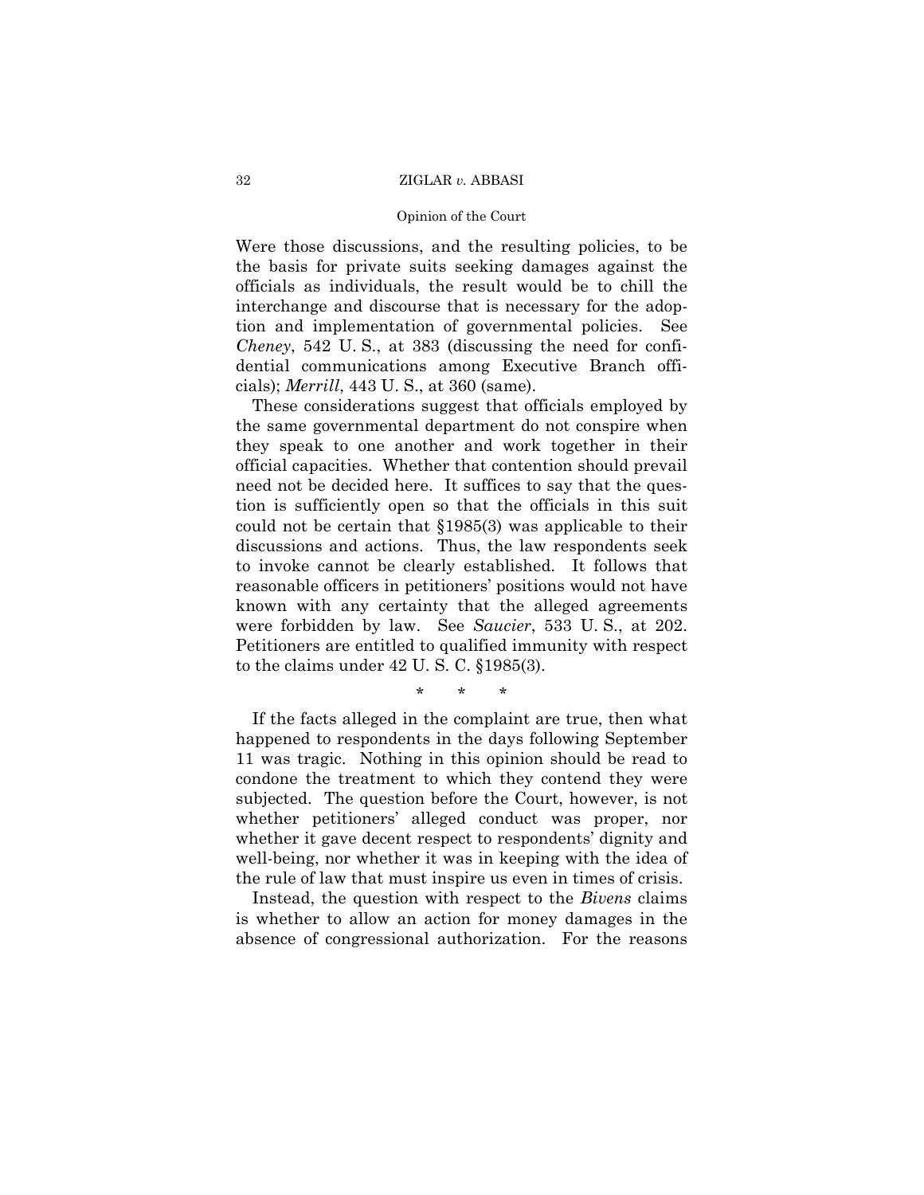Were those discussions, and the resulting policies, to be the basis for private suits seeking damages against the officials as individuals, the result would be to chill the interchange and discourse that is necessary for the adoption and implementation of governmental policies. See *Cheney*, 542 U. S., at 383 (discussing the need for confidential communications among Executive Branch officials); *Merrill*, 443 U. S., at 360 (same).

These considerations suggest that officials employed by the same governmental department do not conspire when they speak to one another and work together in their official capacities. Whether that contention should prevail need not be decided here. It suffices to say that the question is sufficiently open so that the officials in this suit could not be certain that §1985(3) was applicable to their discussions and actions. Thus, the law respondents seek to invoke cannot be clearly established. It follows that reasonable officers in petitioners' positions would not have known with any certainty that the alleged agreements were forbidden by law. See *Saucier*, 533 U. S., at 202. Petitioners are entitled to qualified immunity with respect to the claims under 42 U. S. C. §1985(3).

\* \* \*

If the facts alleged in the complaint are true, then what happened to respondents in the days following September 11 was tragic. Nothing in this opinion should be read to condone the treatment to which they contend they were subjected. The question before the Court, however, is not whether petitioners' alleged conduct was proper, nor whether it gave decent respect to respondents' dignity and well-being, nor whether it was in keeping with the idea of the rule of law that must inspire us even in times of crisis.

Instead, the question with respect to the *Bivens* claims is whether to allow an action for money damages in the absence of congressional authorization. For the reasons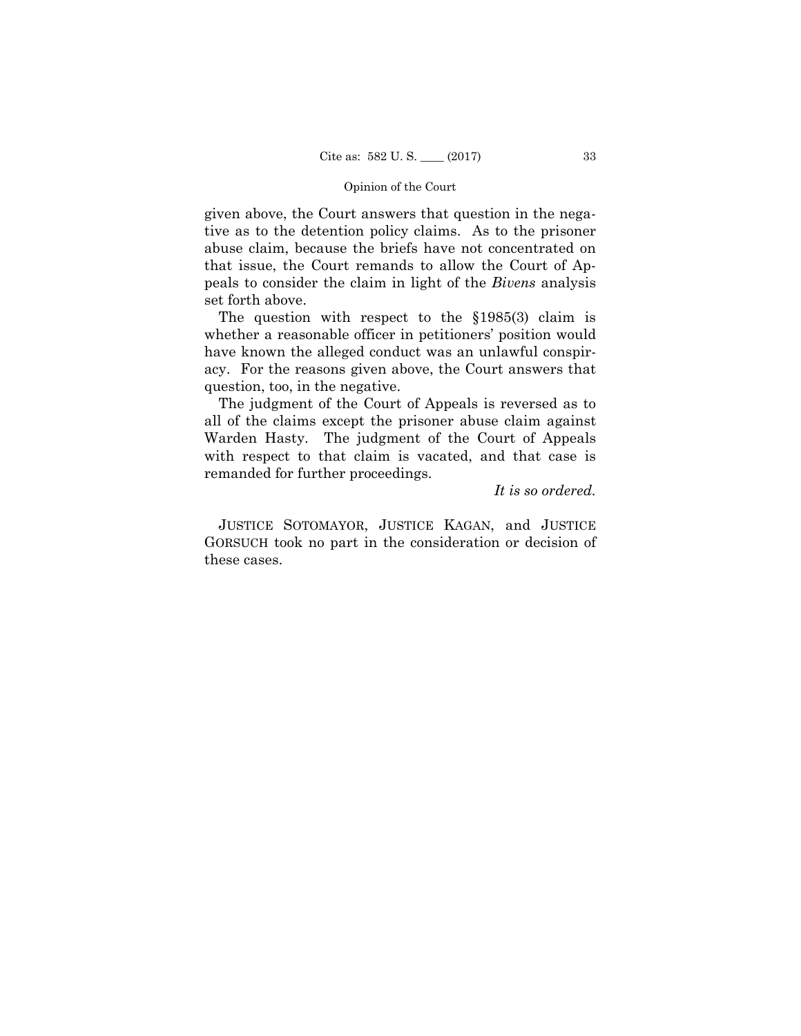given above, the Court answers that question in the negative as to the detention policy claims. As to the prisoner abuse claim, because the briefs have not concentrated on that issue, the Court remands to allow the Court of Appeals to consider the claim in light of the *Bivens* analysis set forth above.

The question with respect to the §1985(3) claim is whether a reasonable officer in petitioners' position would have known the alleged conduct was an unlawful conspiracy. For the reasons given above, the Court answers that question, too, in the negative.

The judgment of the Court of Appeals is reversed as to all of the claims except the prisoner abuse claim against Warden Hasty. The judgment of the Court of Appeals with respect to that claim is vacated, and that case is remanded for further proceedings.

*It is so ordered.*

JUSTICE SOTOMAYOR, JUSTICE KAGAN, and JUSTICE GORSUCH took no part in the consideration or decision of these cases.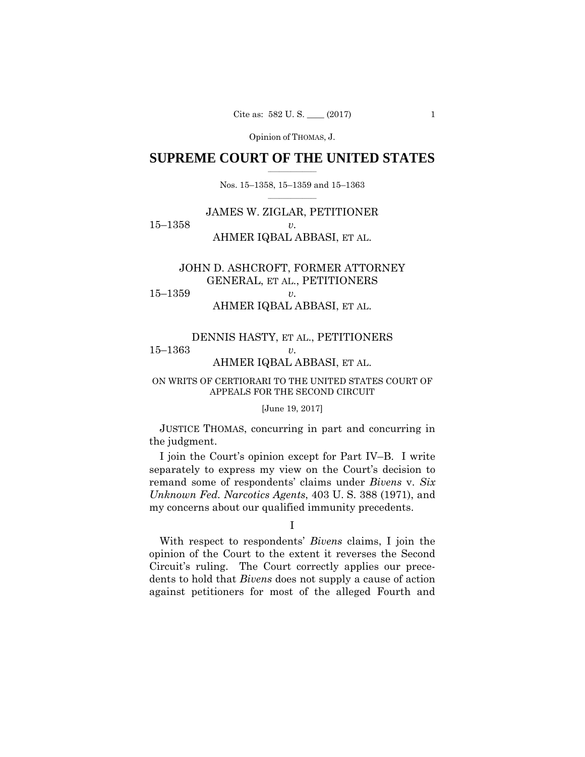# SUPREME COURT OF THE UNITED STATES

Nos. 15–1358, 15–1359 and 15–1363

JAMES W. ZIGLAR, PETITIONER

15–1358 *v.*

AHMER IQBAL ABBASI, ET AL.

JOHN D. ASHCROFT, FORMER ATTORNEY GENERAL, ET AL., PETITIONERS

15–1359 *v.*

AHMER IQBAL ABBASI, ET AL.

DENNIS HASTY, ET AL., PETITIONERS

15–1363 *v.*

AHMER IQBAL ABBASI, ET AL.

ON WRITS OF CERTIORARI TO THE UNITED STATES COURT OF APPEALS FOR THE SECOND CIRCUIT

[June 19, 2017]

JUSTICE THOMAS, concurring in part and concurring in the judgment.

I join the Court's opinion except for Part IV–B. I write separately to express my view on the Court's decision to remand some of respondents' claims under *Bivens* v. *Six Unknown Fed. Narcotics Agents*, 403 U. S. 388 (1971), and my concerns about our qualified immunity precedents.

## I

With respect to respondents' *Bivens* claims, I join the opinion of the Court to the extent it reverses the Second Circuit's ruling. The Court correctly applies our precedents to hold that *Bivens* does not supply a cause of action against petitioners for most of the alleged Fourth and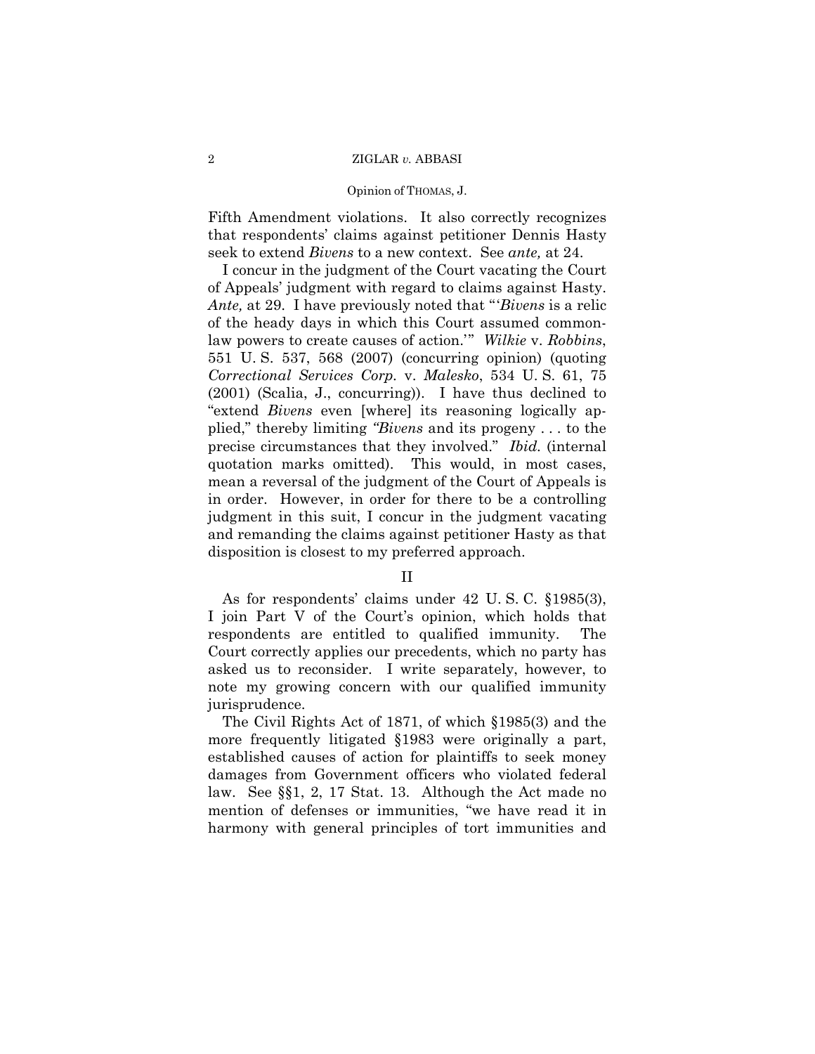Fifth Amendment violations. It also correctly recognizes that respondents' claims against petitioner Dennis Hasty seek to extend *Bivens* to a new context. See *ante,* at 24.

I concur in the judgment of the Court vacating the Court of Appeals' judgment with regard to claims against Hasty. *Ante,* at 29. I have previously noted that "'*Bivens* is a relic of the heady days in which this Court assumed common-law powers to create causes of action.'" *Wilkie* v. *Robbins*, 551 U. S. 537, 568 (2007) (concurring opinion) (quoting *Correctional Services Corp.* v. *Malesko*, 534 U. S. 61, 75 (2001) (Scalia, J., concurring)). I have thus declined to "extend *Bivens* even [where] its reasoning logically applied," thereby limiting "*Bivens* and its progeny . . . to the precise circumstances that they involved." *Ibid.* (internal quotation marks omitted). This would, in most cases, mean a reversal of the judgment of the Court of Appeals is in order. However, in order for there to be a controlling judgment in this suit, I concur in the judgment vacating and remanding the claims against petitioner Hasty as that disposition is closest to my preferred approach.

## II

As for respondents' claims under 42 U. S. C. §1985(3), I join Part V of the Court's opinion, which holds that respondents are entitled to qualified immunity. The Court correctly applies our precedents, which no party has asked us to reconsider. I write separately, however, to note my growing concern with our qualified immunity jurisprudence.

The Civil Rights Act of 1871, of which §1985(3) and the more frequently litigated §1983 were originally a part, established causes of action for plaintiffs to seek money damages from Government officers who violated federal law. See §§1, 2, 17 Stat. 13. Although the Act made no mention of defenses or immunities, "we have read it in harmony with general principles of tort immunities and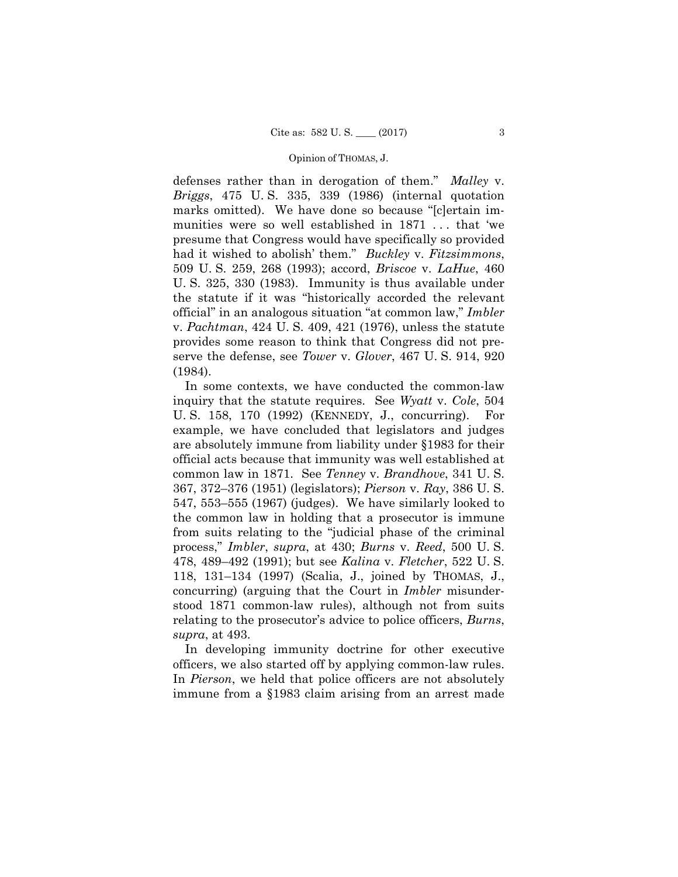defenses rather than in derogation of them." *Malley* v. *Briggs*, 475 U. S. 335, 339 (1986) (internal quotation marks omitted). We have done so because "[c]ertain immunities were so well established in 1871 . . . that 'we presume that Congress would have specifically so provided had it wished to abolish' them." *Buckley* v. *Fitzsimmons*, 509 U. S. 259, 268 (1993); accord, *Briscoe* v. *LaHue*, 460 U. S. 325, 330 (1983). Immunity is thus available under the statute if it was "historically accorded the relevant official" in an analogous situation "at common law," *Imbler* v. *Pachtman*, 424 U. S. 409, 421 (1976), unless the statute provides some reason to think that Congress did not preserve the defense, see *Tower* v. *Glover*, 467 U. S. 914, 920 (1984).

In some contexts, we have conducted the common-law inquiry that the statute requires. See *Wyatt* v. *Cole*, 504 U. S. 158, 170 (1992) (KENNEDY, J., concurring). For example, we have concluded that legislators and judges are absolutely immune from liability under §1983 for their official acts because that immunity was well established at common law in 1871. See *Tenney* v. *Brandhove*, 341 U. S. 367, 372–376 (1951) (legislators); *Pierson* v. *Ray*, 386 U. S. 547, 553–555 (1967) (judges). We have similarly looked to the common law in holding that a prosecutor is immune from suits relating to the "judicial phase of the criminal process," *Imbler*, *supra*, at 430; *Burns* v. *Reed*, 500 U. S. 478, 489–492 (1991); but see *Kalina* v. *Fletcher*, 522 U. S. 118, 131–134 (1997) (Scalia, J., joined by THOMAS, J., concurring) (arguing that the Court in *Imbler* misunderstood 1871 common-law rules), although not from suits relating to the prosecutor's advice to police officers, *Burns*, *supra*, at 493.

In developing immunity doctrine for other executive officers, we also started off by applying common-law rules. In *Pierson*, we held that police officers are not absolutely immune from a §1983 claim arising from an arrest made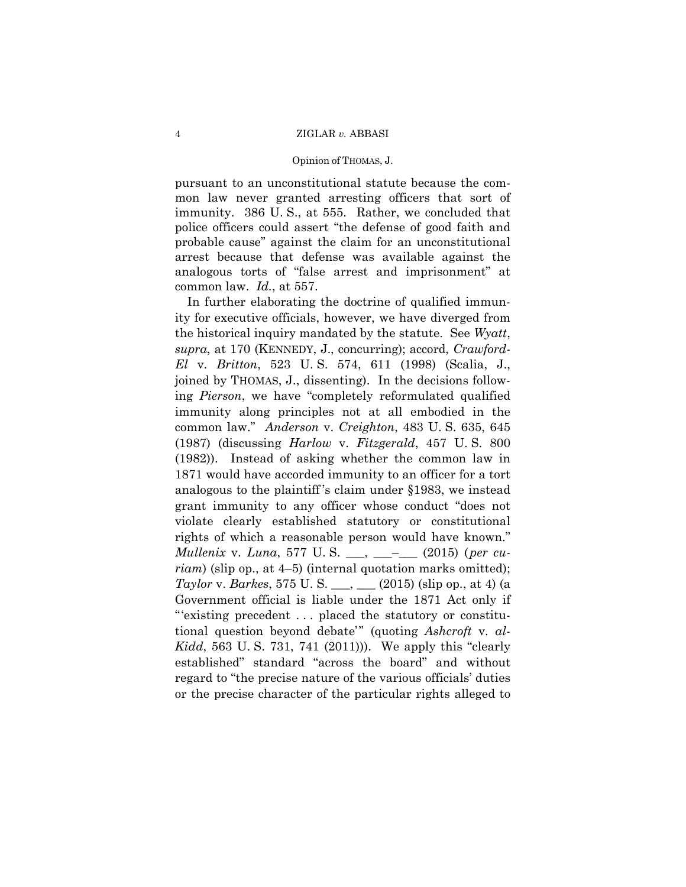pursuant to an unconstitutional statute because the common law never granted arresting officers that sort of immunity. 386 U. S., at 555. Rather, we concluded that police officers could assert "the defense of good faith and probable cause" against the claim for an unconstitutional arrest because that defense was available against the analogous torts of "false arrest and imprisonment" at common law. *Id.*, at 557.

In further elaborating the doctrine of qualified immunity for executive officials, however, we have diverged from the historical inquiry mandated by the statute. See *Wyatt*, *supra*, at 170 (KENNEDY, J., concurring); accord, *Crawford-El* v. *Britton*, 523 U. S. 574, 611 (1998) (Scalia, J., joined by THOMAS, J., dissenting). In the decisions following *Pierson*, we have "completely reformulated qualified immunity along principles not at all embodied in the common law." *Anderson* v. *Creighton*, 483 U. S. 635, 645 (1987) (discussing *Harlow* v. *Fitzgerald*, 457 U. S. 800 (1982)). Instead of asking whether the common law in 1871 would have accorded immunity to an officer for a tort analogous to the plaintiff's claim under §1983, we instead grant immunity to any officer whose conduct "does not violate clearly established statutory or constitutional rights of which a reasonable person would have known." *Mullenix* v. *Luna*, 577 U. S. ___, ___–___ (2015) (*per curiam*) (slip op., at 4–5) (internal quotation marks omitted); *Taylor* v. *Barkes*, 575 U. S. ___, ___ (2015) (slip op., at 4) (a Government official is liable under the 1871 Act only if "'existing precedent . . . placed the statutory or constitutional question beyond debate'" (quoting *Ashcroft* v. *al-Kidd*, 563 U. S. 731, 741 (2011))). We apply this "clearly established" standard "across the board" and without regard to "the precise nature of the various officials' duties or the precise character of the particular rights alleged to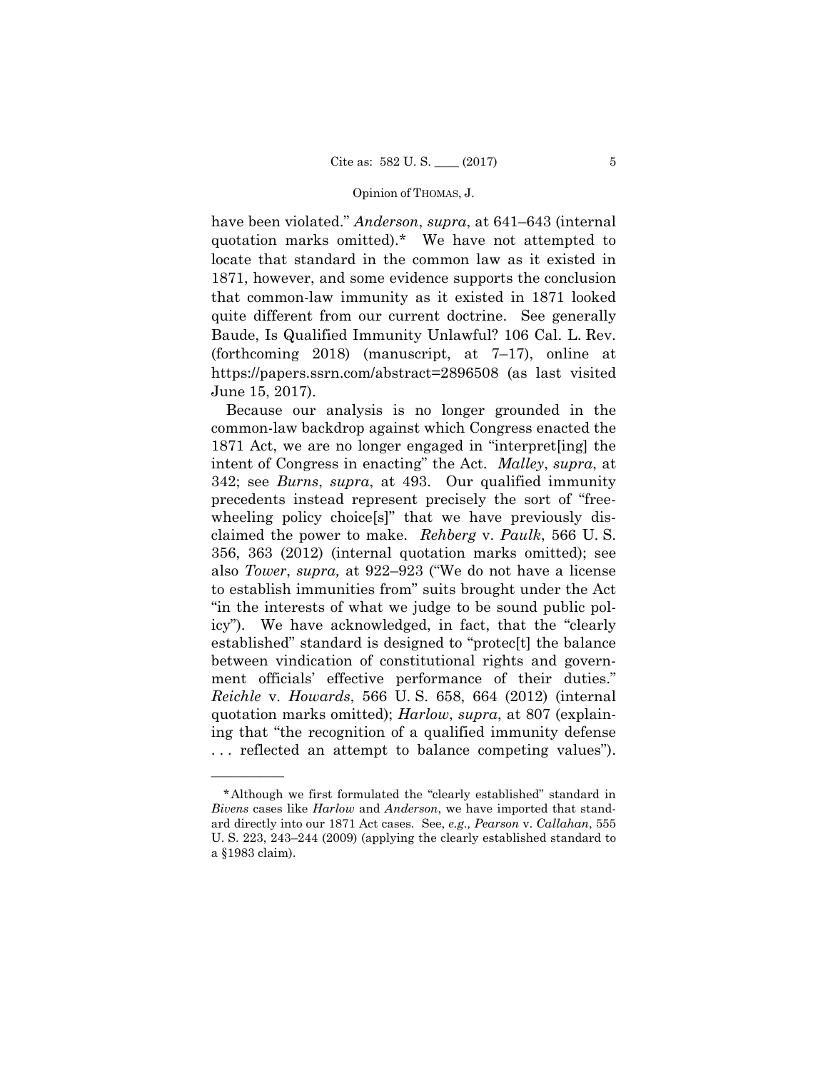have been violated." *Anderson*, *supra*, at 641–643 (internal quotation marks omitted).* We have not attempted to locate that standard in the common law as it existed in 1871, however, and some evidence supports the conclusion that common-law immunity as it existed in 1871 looked quite different from our current doctrine. See generally Baude, Is Qualified Immunity Unlawful? 106 Cal. L. Rev. (forthcoming 2018) (manuscript, at 7–17), online at https://papers.ssrn.com/abstract=2896508 (as last visited June 15, 2017).

Because our analysis is no longer grounded in the common-law backdrop against which Congress enacted the 1871 Act, we are no longer engaged in "interpret[ing] the intent of Congress in enacting" the Act. *Malley*, *supra*, at 342; see *Burns*, *supra*, at 493. Our qualified immunity precedents instead represent precisely the sort of "freewheeling policy choice[s]" that we have previously disclaimed the power to make. *Rehberg* v. *Paulk*, 566 U. S. 356, 363 (2012) (internal quotation marks omitted); see also *Tower*, *supra,* at 922–923 ("We do not have a license to establish immunities from" suits brought under the Act "in the interests of what we judge to be sound public policy"). We have acknowledged, in fact, that the "clearly established" standard is designed to "protec[t] the balance between vindication of constitutional rights and government officials' effective performance of their duties." *Reichle* v. *Howards*, 566 U. S. 658, 664 (2012) (internal quotation marks omitted); *Harlow*, *supra*, at 807 (explaining that "the recognition of a qualified immunity defense . . . reflected an attempt to balance competing values").

---

*Although we first formulated the "clearly established" standard in *Bivens* cases like *Harlow* and *Anderson*, we have imported that standard directly into our 1871 Act cases. See, *e.g., Pearson* v. *Callahan*, 555 U. S. 223, 243–244 (2009) (applying the clearly established standard to a §1983 claim).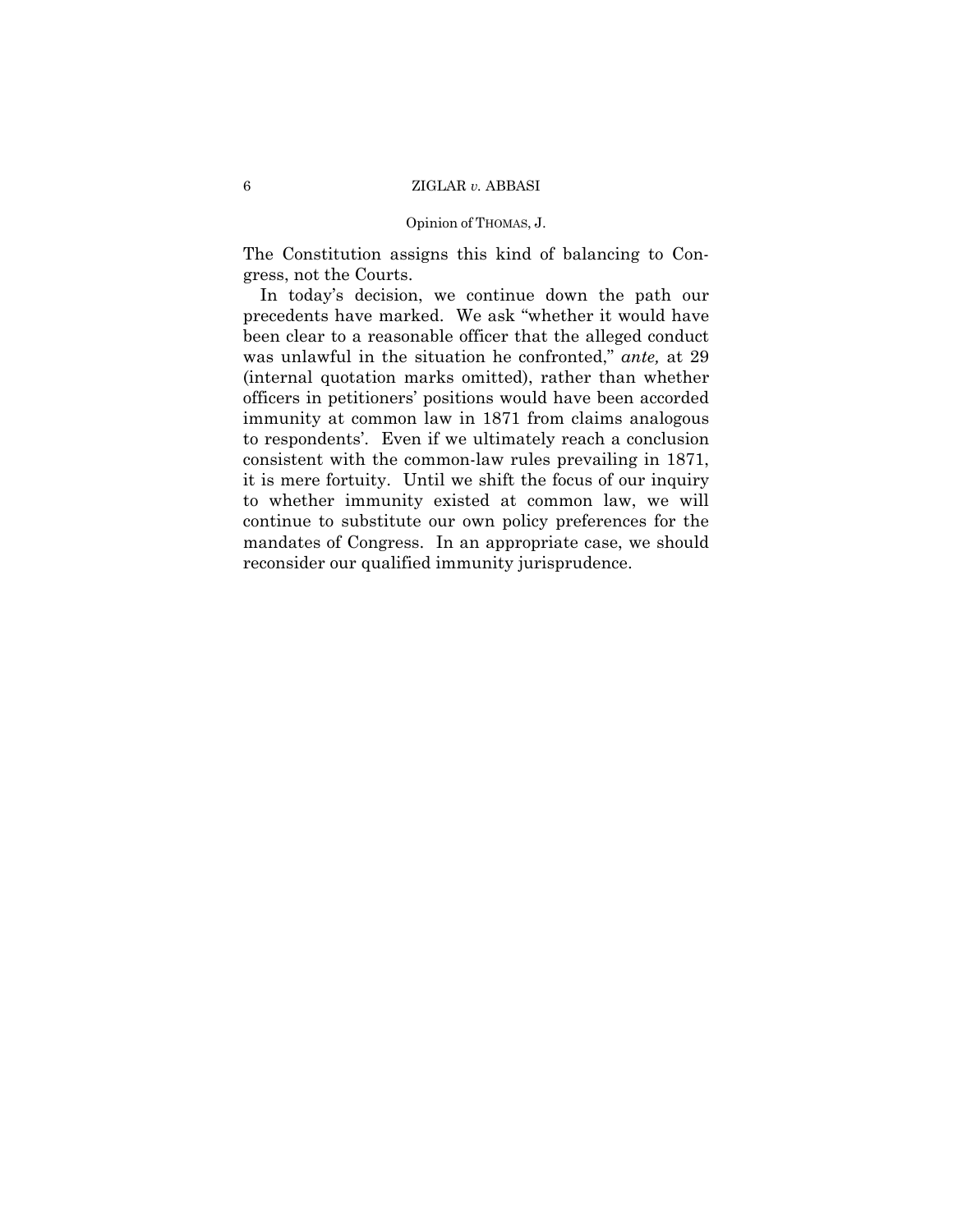The Constitution assigns this kind of balancing to Congress, not the Courts.

In today's decision, we continue down the path our precedents have marked. We ask "whether it would have been clear to a reasonable officer that the alleged conduct was unlawful in the situation he confronted," *ante,* at 29 (internal quotation marks omitted), rather than whether officers in petitioners' positions would have been accorded immunity at common law in 1871 from claims analogous to respondents'. Even if we ultimately reach a conclusion consistent with the common-law rules prevailing in 1871, it is mere fortuity. Until we shift the focus of our inquiry to whether immunity existed at common law, we will continue to substitute our own policy preferences for the mandates of Congress. In an appropriate case, we should reconsider our qualified immunity jurisprudence.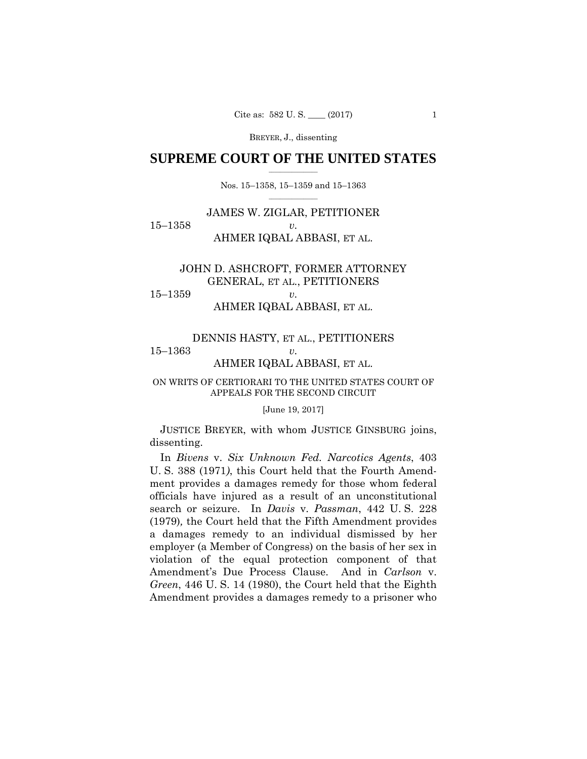# SUPREME COURT OF THE UNITED STATES

Nos. 15–1358, 15–1359 and 15–1363

JAMES W. ZIGLAR, PETITIONER
15–1358 *v.*
AHMER IQBAL ABBASI, ET AL.

JOHN D. ASHCROFT, FORMER ATTORNEY GENERAL, ET AL., PETITIONERS
15–1359 *v.*
AHMER IQBAL ABBASI, ET AL.

DENNIS HASTY, ET AL., PETITIONERS
15–1363 *v.*
AHMER IQBAL ABBASI, ET AL.

ON WRITS OF CERTIORARI TO THE UNITED STATES COURT OF APPEALS FOR THE SECOND CIRCUIT

[June 19, 2017]

JUSTICE BREYER, with whom JUSTICE GINSBURG joins, dissenting.

In *Bivens* v. *Six Unknown Fed. Narcotics Agents*, 403 U. S. 388 (1971), this Court held that the Fourth Amendment provides a damages remedy for those whom federal officials have injured as a result of an unconstitutional search or seizure. In *Davis* v. *Passman*, 442 U. S. 228 (1979), the Court held that the Fifth Amendment provides a damages remedy to an individual dismissed by her employer (a Member of Congress) on the basis of her sex in violation of the equal protection component of that Amendment's Due Process Clause. And in *Carlson* v. *Green*, 446 U. S. 14 (1980), the Court held that the Eighth Amendment provides a damages remedy to a prisoner who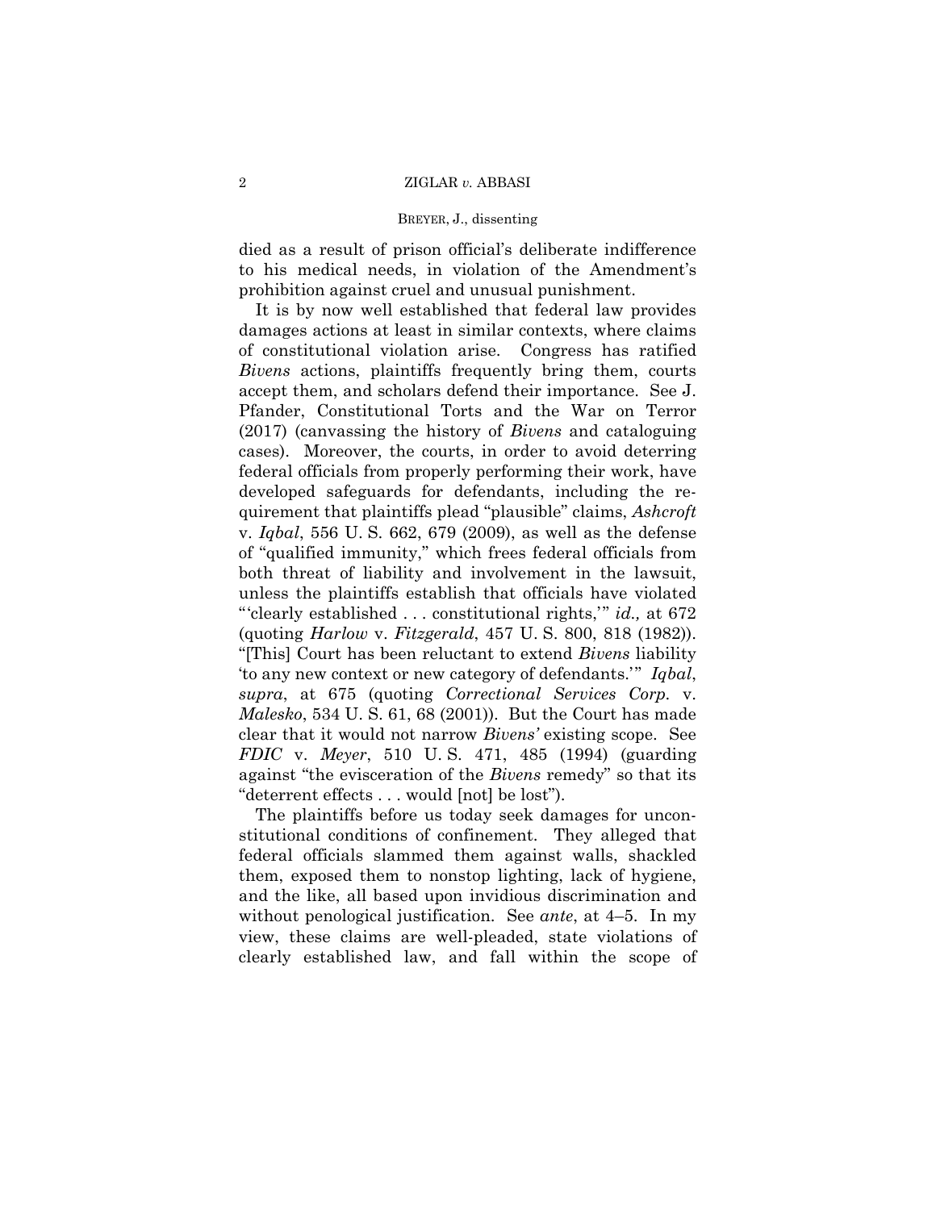died as a result of prison official's deliberate indifference to his medical needs, in violation of the Amendment's prohibition against cruel and unusual punishment.

It is by now well established that federal law provides damages actions at least in similar contexts, where claims of constitutional violation arise. Congress has ratified *Bivens* actions, plaintiffs frequently bring them, courts accept them, and scholars defend their importance. See J. Pfander, Constitutional Torts and the War on Terror (2017) (canvassing the history of *Bivens* and cataloguing cases). Moreover, the courts, in order to avoid deterring federal officials from properly performing their work, have developed safeguards for defendants, including the requirement that plaintiffs plead "plausible" claims, *Ashcroft* v. *Iqbal*, 556 U. S. 662, 679 (2009), as well as the defense of "qualified immunity," which frees federal officials from both threat of liability and involvement in the lawsuit, unless the plaintiffs establish that officials have violated "'clearly established . . . constitutional rights,'" *id.,* at 672 (quoting *Harlow* v. *Fitzgerald*, 457 U. S. 800, 818 (1982)). "[This] Court has been reluctant to extend *Bivens* liability 'to any new context or new category of defendants.'" *Iqbal*, *supra*, at 675 (quoting *Correctional Services Corp.* v. *Malesko*, 534 U. S. 61, 68 (2001)). But the Court has made clear that it would not narrow *Bivens'* existing scope. See *FDIC* v. *Meyer*, 510 U. S. 471, 485 (1994) (guarding against "the evisceration of the *Bivens* remedy" so that its "deterrent effects . . . would [not] be lost").

The plaintiffs before us today seek damages for unconstitutional conditions of confinement. They alleged that federal officials slammed them against walls, shackled them, exposed them to nonstop lighting, lack of hygiene, and the like, all based upon invidious discrimination and without penological justification. See *ante*, at 4–5. In my view, these claims are well-pleaded, state violations of clearly established law, and fall within the scope of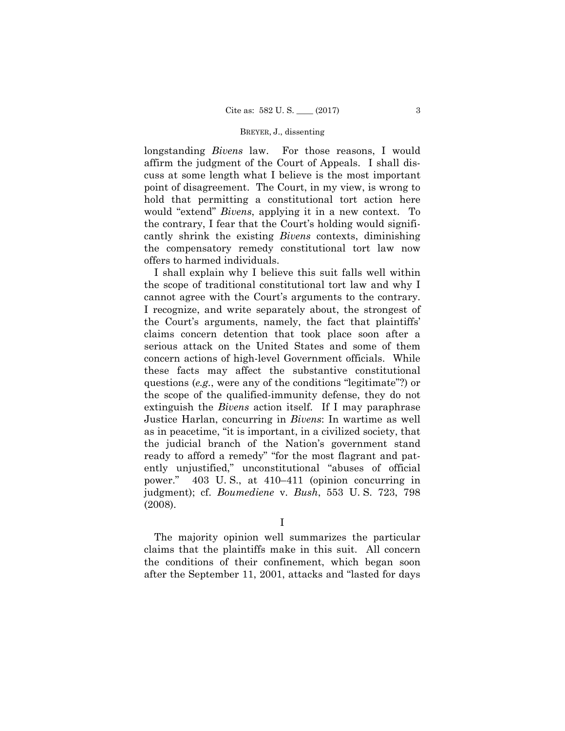longstanding *Bivens* law. For those reasons, I would affirm the judgment of the Court of Appeals. I shall discuss at some length what I believe is the most important point of disagreement. The Court, in my view, is wrong to hold that permitting a constitutional tort action here would "extend" *Bivens*, applying it in a new context. To the contrary, I fear that the Court's holding would significantly shrink the existing *Bivens* contexts, diminishing the compensatory remedy constitutional tort law now offers to harmed individuals.

I shall explain why I believe this suit falls well within the scope of traditional constitutional tort law and why I cannot agree with the Court's arguments to the contrary. I recognize, and write separately about, the strongest of the Court's arguments, namely, the fact that plaintiffs' claims concern detention that took place soon after a serious attack on the United States and some of them concern actions of high-level Government officials. While these facts may affect the substantive constitutional questions (*e.g.*, were any of the conditions "legitimate"?) or the scope of the qualified-immunity defense, they do not extinguish the *Bivens* action itself. If I may paraphrase Justice Harlan, concurring in *Bivens*: In wartime as well as in peacetime, "it is important, in a civilized society, that the judicial branch of the Nation's government stand ready to afford a remedy" "for the most flagrant and patently unjustified," unconstitutional "abuses of official power." 403 U. S., at 410–411 (opinion concurring in judgment); cf. *Boumediene* v. *Bush*, 553 U. S. 723, 798 (2008).

## I

The majority opinion well summarizes the particular claims that the plaintiffs make in this suit. All concern the conditions of their confinement, which began soon after the September 11, 2001, attacks and "lasted for days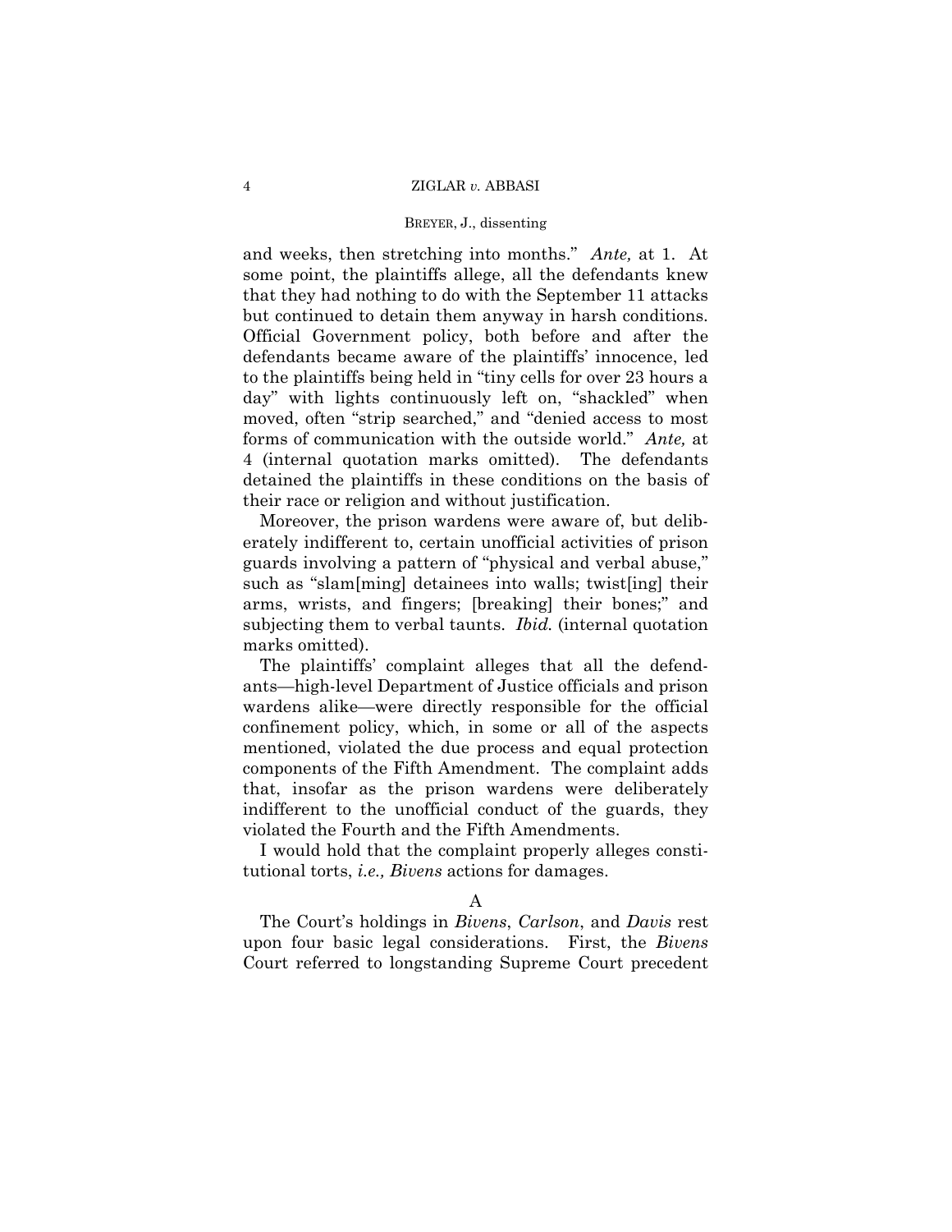and weeks, then stretching into months." *Ante,* at 1. At some point, the plaintiffs allege, all the defendants knew that they had nothing to do with the September 11 attacks but continued to detain them anyway in harsh conditions. Official Government policy, both before and after the defendants became aware of the plaintiffs' innocence, led to the plaintiffs being held in "tiny cells for over 23 hours a day" with lights continuously left on, "shackled" when moved, often "strip searched," and "denied access to most forms of communication with the outside world." *Ante,* at 4 (internal quotation marks omitted). The defendants detained the plaintiffs in these conditions on the basis of their race or religion and without justification.

Moreover, the prison wardens were aware of, but deliberately indifferent to, certain unofficial activities of prison guards involving a pattern of "physical and verbal abuse," such as "slam[ming] detainees into walls; twist[ing] their arms, wrists, and fingers; [breaking] their bones;" and subjecting them to verbal taunts. *Ibid.* (internal quotation marks omitted).

The plaintiffs' complaint alleges that all the defendants—high-level Department of Justice officials and prison wardens alike—were directly responsible for the official confinement policy, which, in some or all of the aspects mentioned, violated the due process and equal protection components of the Fifth Amendment. The complaint adds that, insofar as the prison wardens were deliberately indifferent to the unofficial conduct of the guards, they violated the Fourth and the Fifth Amendments.

I would hold that the complaint properly alleges constitutional torts, *i.e., Bivens* actions for damages.

A

The Court's holdings in *Bivens*, *Carlson*, and *Davis* rest upon four basic legal considerations. First, the *Bivens* Court referred to longstanding Supreme Court precedent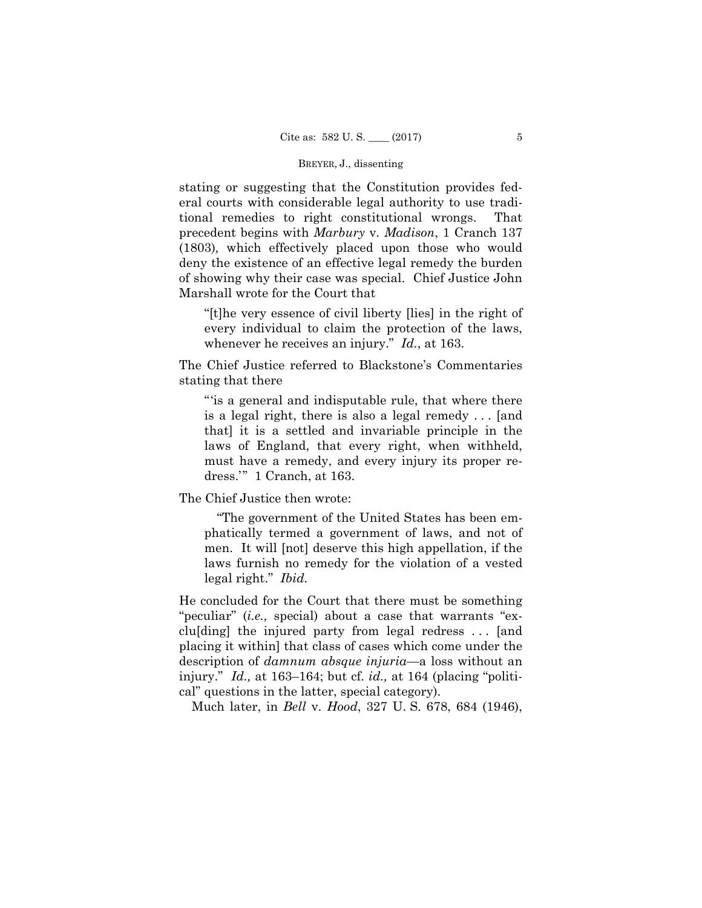stating or suggesting that the Constitution provides federal courts with considerable legal authority to use traditional remedies to right constitutional wrongs. That precedent begins with *Marbury* v. *Madison*, 1 Cranch 137 (1803), which effectively placed upon those who would deny the existence of an effective legal remedy the burden of showing why their case was special. Chief Justice John Marshall wrote for the Court that

> "[t]he very essence of civil liberty [lies] in the right of every individual to claim the protection of the laws, whenever he receives an injury." *Id.*, at 163.

The Chief Justice referred to Blackstone's Commentaries stating that there

> "'is a general and indisputable rule, that where there is a legal right, there is also a legal remedy . . . [and that] it is a settled and invariable principle in the laws of England, that every right, when withheld, must have a remedy, and every injury its proper redress.'" 1 Cranch, at 163.

The Chief Justice then wrote:

> "The government of the United States has been emphatically termed a government of laws, and not of men. It will [not] deserve this high appellation, if the laws furnish no remedy for the violation of a vested legal right." *Ibid.*

He concluded for the Court that there must be something "peculiar" (*i.e.,* special) about a case that warrants "exclu[ding] the injured party from legal redress . . . [and placing it within] that class of cases which come under the description of *damnum absque injuria*—a loss without an injury." *Id.,* at 163–164; but cf. *id.,* at 164 (placing "political" questions in the latter, special category).

Much later, in *Bell* v. *Hood*, 327 U. S. 678, 684 (1946),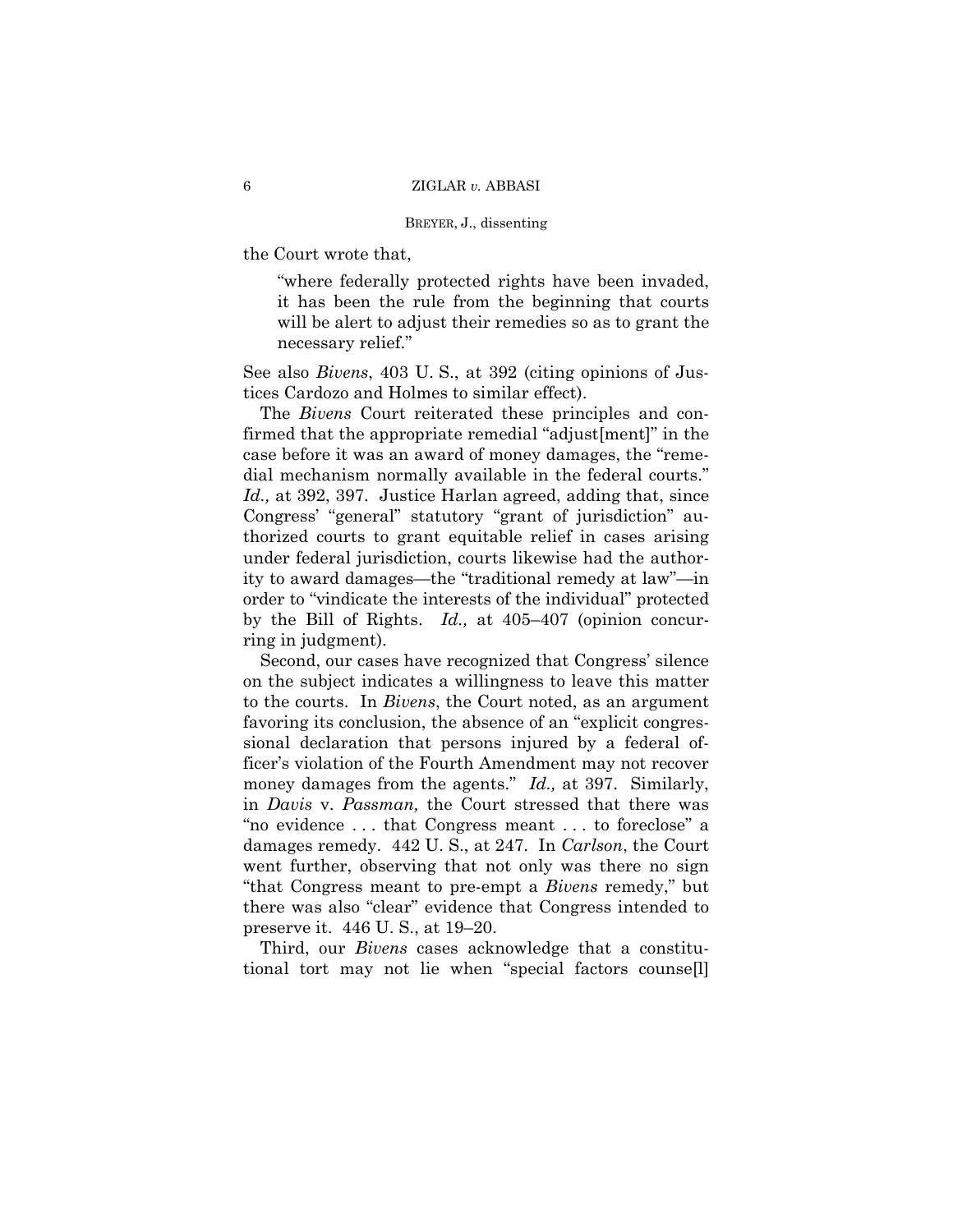the Court wrote that,

> "where federally protected rights have been invaded, it has been the rule from the beginning that courts will be alert to adjust their remedies so as to grant the necessary relief."

See also *Bivens*, 403 U. S., at 392 (citing opinions of Justices Cardozo and Holmes to similar effect).

The *Bivens* Court reiterated these principles and confirmed that the appropriate remedial "adjust[ment]" in the case before it was an award of money damages, the "remedial mechanism normally available in the federal courts." *Id.,* at 392, 397. Justice Harlan agreed, adding that, since Congress' "general" statutory "grant of jurisdiction" authorized courts to grant equitable relief in cases arising under federal jurisdiction, courts likewise had the authority to award damages—the "traditional remedy at law"—in order to "vindicate the interests of the individual" protected by the Bill of Rights. *Id.,* at 405–407 (opinion concurring in judgment).

Second, our cases have recognized that Congress' silence on the subject indicates a willingness to leave this matter to the courts. In *Bivens*, the Court noted, as an argument favoring its conclusion, the absence of an "explicit congressional declaration that persons injured by a federal officer's violation of the Fourth Amendment may not recover money damages from the agents." *Id.,* at 397. Similarly, in *Davis* v. *Passman,* the Court stressed that there was "no evidence . . . that Congress meant . . . to foreclose" a damages remedy. 442 U. S., at 247. In *Carlson*, the Court went further, observing that not only was there no sign "that Congress meant to pre-empt a *Bivens* remedy," but there was also "clear" evidence that Congress intended to preserve it. 446 U. S., at 19–20.

Third, our *Bivens* cases acknowledge that a constitutional tort may not lie when "special factors counse[l]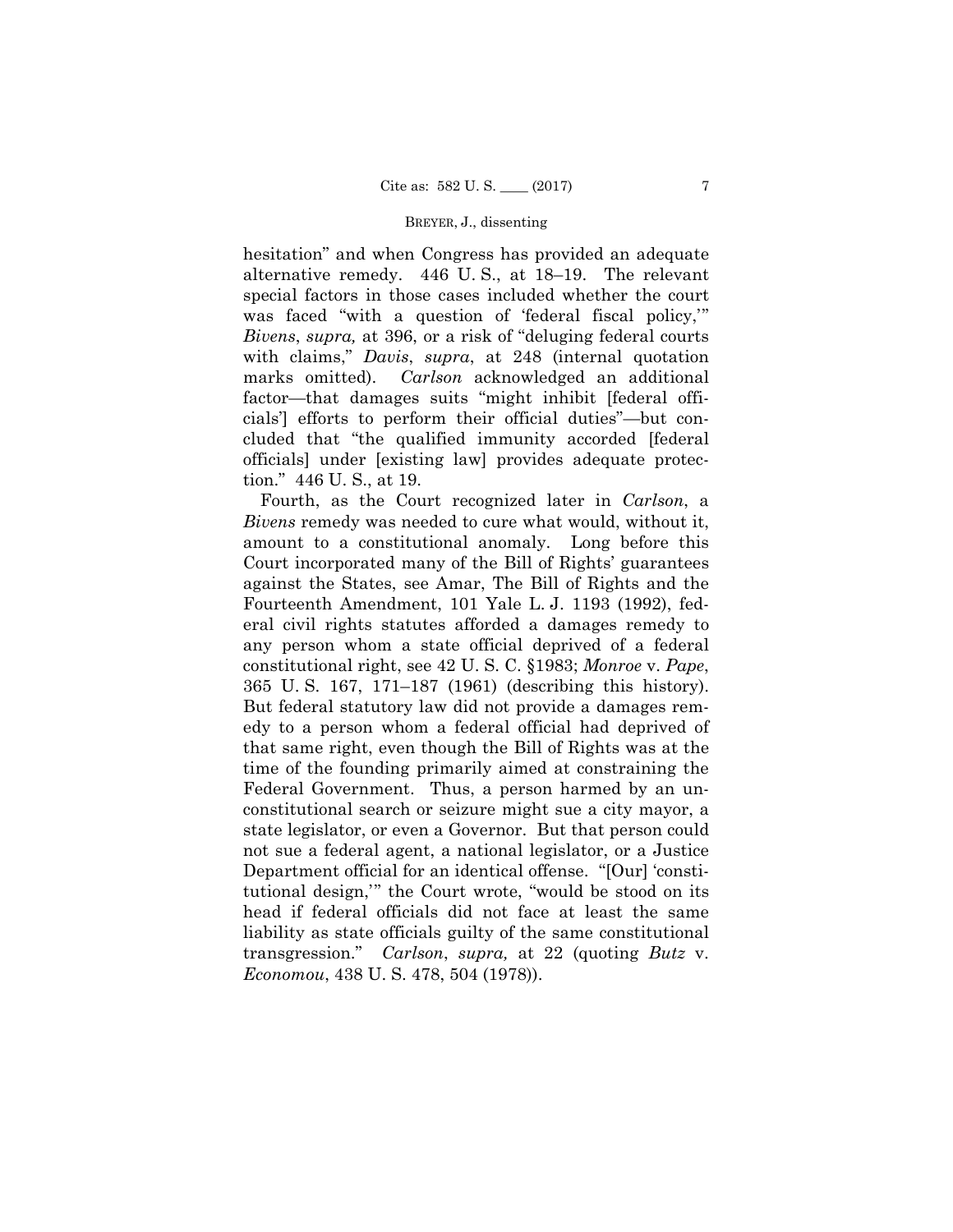hesitation" and when Congress has provided an adequate alternative remedy. 446 U. S., at 18–19. The relevant special factors in those cases included whether the court was faced "with a question of 'federal fiscal policy,'" *Bivens*, *supra,* at 396, or a risk of "deluging federal courts with claims," *Davis*, *supra*, at 248 (internal quotation marks omitted). *Carlson* acknowledged an additional factor—that damages suits "might inhibit [federal officials'] efforts to perform their official duties"—but concluded that "the qualified immunity accorded [federal officials] under [existing law] provides adequate protection." 446 U. S., at 19.

Fourth, as the Court recognized later in *Carlson*, a *Bivens* remedy was needed to cure what would, without it, amount to a constitutional anomaly. Long before this Court incorporated many of the Bill of Rights' guarantees against the States, see Amar, The Bill of Rights and the Fourteenth Amendment, 101 Yale L. J. 1193 (1992), federal civil rights statutes afforded a damages remedy to any person whom a state official deprived of a federal constitutional right, see 42 U. S. C. §1983; *Monroe* v. *Pape*, 365 U. S. 167, 171–187 (1961) (describing this history). But federal statutory law did not provide a damages remedy to a person whom a federal official had deprived of that same right, even though the Bill of Rights was at the time of the founding primarily aimed at constraining the Federal Government. Thus, a person harmed by an unconstitutional search or seizure might sue a city mayor, a state legislator, or even a Governor. But that person could not sue a federal agent, a national legislator, or a Justice Department official for an identical offense. "[Our] 'constitutional design,'" the Court wrote, "would be stood on its head if federal officials did not face at least the same liability as state officials guilty of the same constitutional transgression." *Carlson*, *supra,* at 22 (quoting *Butz* v. *Economou*, 438 U. S. 478, 504 (1978)).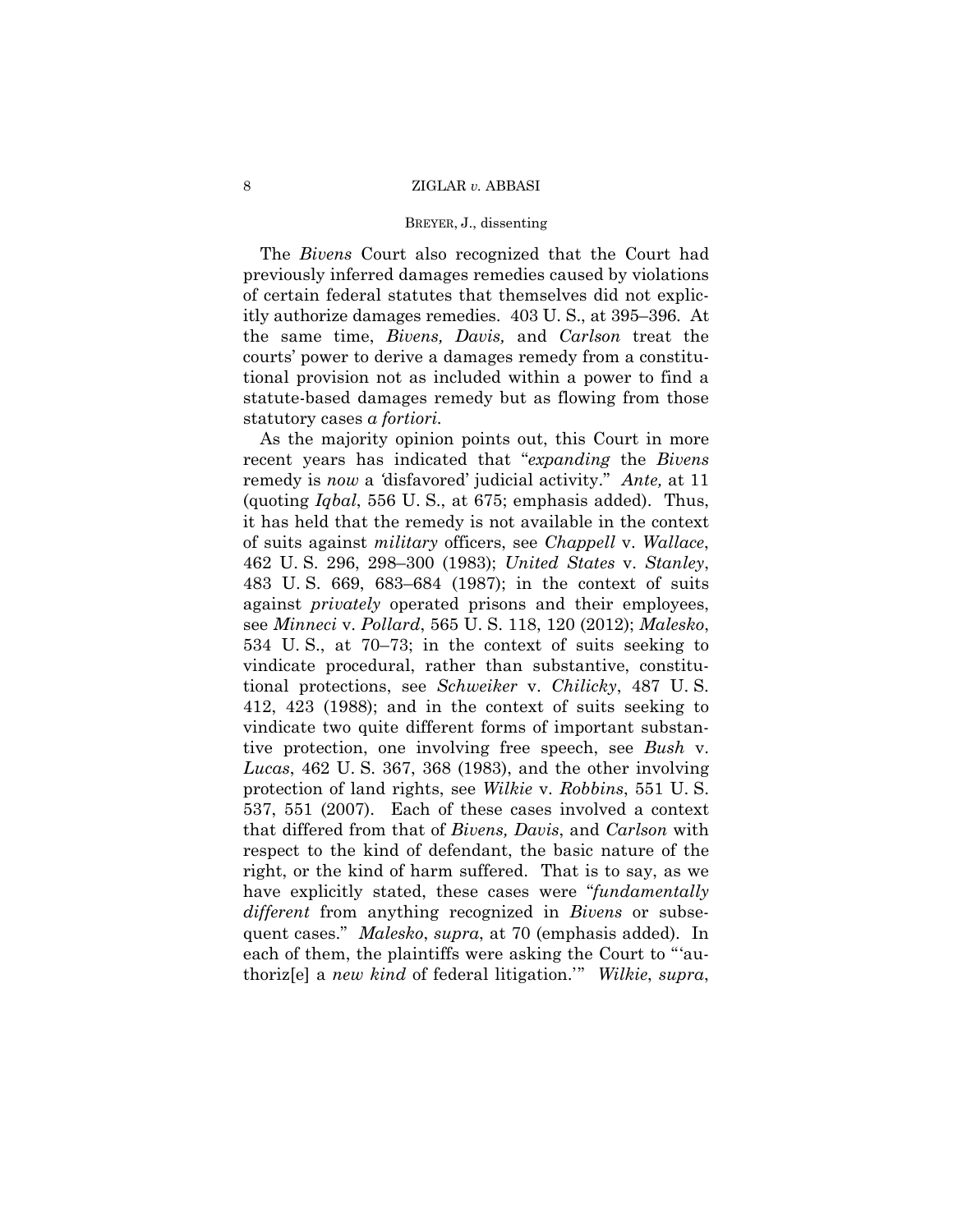The *Bivens* Court also recognized that the Court had previously inferred damages remedies caused by violations of certain federal statutes that themselves did not explicitly authorize damages remedies. 403 U. S., at 395–396. At the same time, *Bivens, Davis,* and *Carlson* treat the courts' power to derive a damages remedy from a constitutional provision not as included within a power to find a statute-based damages remedy but as flowing from those statutory cases *a fortiori*.

As the majority opinion points out, this Court in more recent years has indicated that "*expanding* the *Bivens* remedy is *now* a 'disfavored' judicial activity." *Ante,* at 11 (quoting *Iqbal*, 556 U. S., at 675; emphasis added). Thus, it has held that the remedy is not available in the context of suits against *military* officers, see *Chappell* v. *Wallace*, 462 U. S. 296, 298–300 (1983); *United States* v. *Stanley*, 483 U. S. 669, 683–684 (1987); in the context of suits against *privately* operated prisons and their employees, see *Minneci* v. *Pollard*, 565 U. S. 118, 120 (2012); *Malesko*, 534 U. S., at 70–73; in the context of suits seeking to vindicate procedural, rather than substantive, constitutional protections, see *Schweiker* v. *Chilicky*, 487 U. S. 412, 423 (1988); and in the context of suits seeking to vindicate two quite different forms of important substantive protection, one involving free speech, see *Bush* v. *Lucas*, 462 U. S. 367, 368 (1983), and the other involving protection of land rights, see *Wilkie* v. *Robbins*, 551 U. S. 537, 551 (2007). Each of these cases involved a context that differed from that of *Bivens, Davis*, and *Carlson* with respect to the kind of defendant, the basic nature of the right, or the kind of harm suffered. That is to say, as we have explicitly stated, these cases were "*fundamentally different* from anything recognized in *Bivens* or subsequent cases." *Malesko*, *supra*, at 70 (emphasis added). In each of them, the plaintiffs were asking the Court to "'authoriz[e] a *new kind* of federal litigation.'" *Wilkie*, *supra*,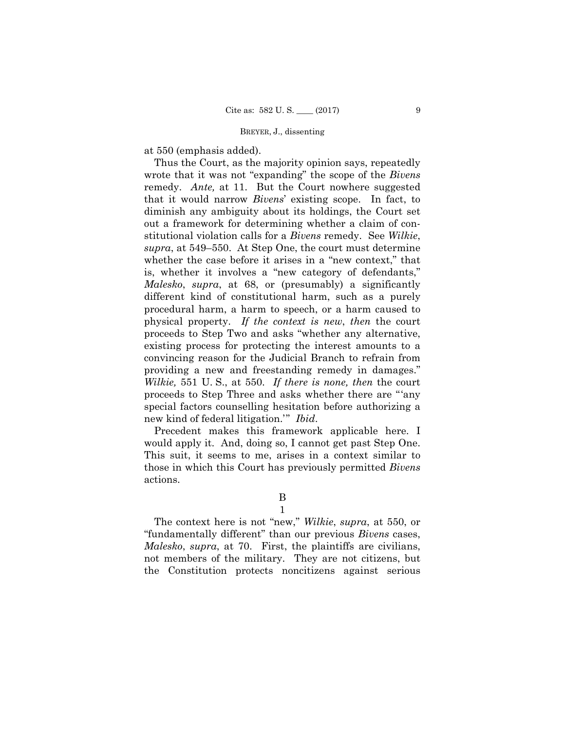at 550 (emphasis added).

Thus the Court, as the majority opinion says, repeatedly wrote that it was not "expanding" the scope of the *Bivens* remedy. *Ante,* at 11. But the Court nowhere suggested that it would narrow *Bivens*' existing scope. In fact, to diminish any ambiguity about its holdings, the Court set out a framework for determining whether a claim of constitutional violation calls for a *Bivens* remedy. See *Wilkie*, *supra*, at 549–550. At Step One, the court must determine whether the case before it arises in a "new context," that is, whether it involves a "new category of defendants," *Malesko*, *supra*, at 68, or (presumably) a significantly different kind of constitutional harm, such as a purely procedural harm, a harm to speech, or a harm caused to physical property. *If the context is new*, *then* the court proceeds to Step Two and asks "whether any alternative, existing process for protecting the interest amounts to a convincing reason for the Judicial Branch to refrain from providing a new and freestanding remedy in damages." *Wilkie,* 551 U. S., at 550. *If there is none, then* the court proceeds to Step Three and asks whether there are "'any special factors counselling hesitation before authorizing a new kind of federal litigation.'" *Ibid*.

Precedent makes this framework applicable here. I would apply it. And, doing so, I cannot get past Step One. This suit, it seems to me, arises in a context similar to those in which this Court has previously permitted *Bivens* actions.

B

1

The context here is not "new," *Wilkie*, *supra*, at 550, or "fundamentally different" than our previous *Bivens* cases, *Malesko*, *supra*, at 70. First, the plaintiffs are civilians, not members of the military. They are not citizens, but the Constitution protects noncitizens against serious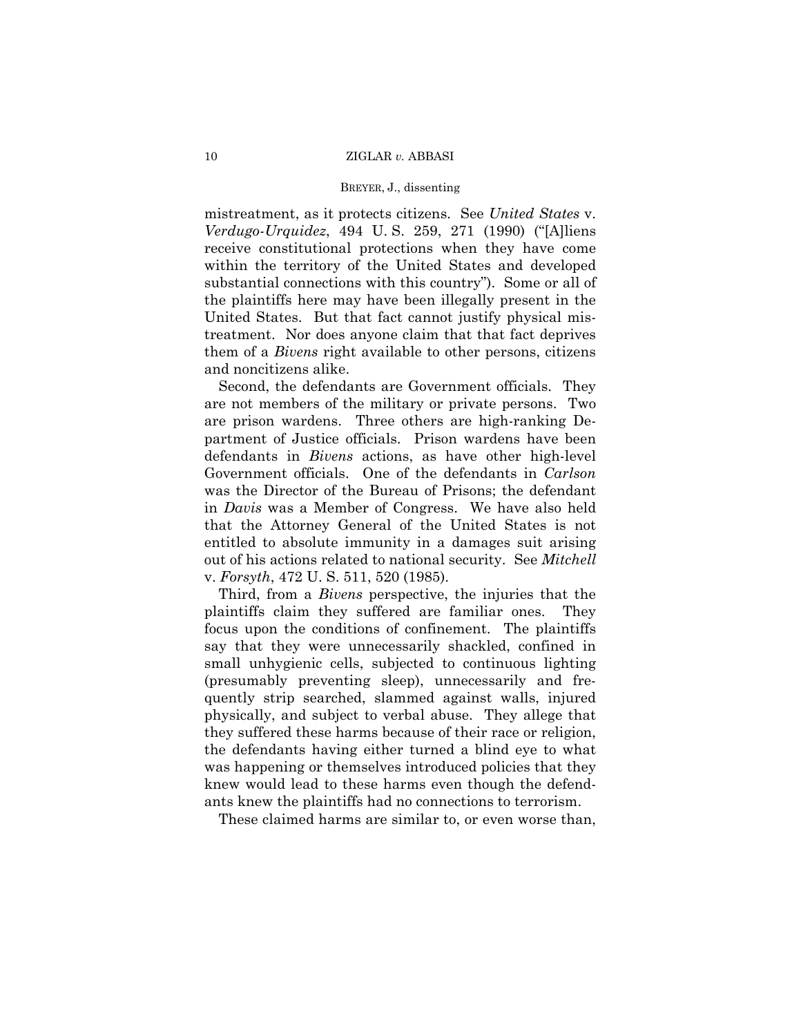mistreatment, as it protects citizens. See *United States* v. *Verdugo-Urquidez*, 494 U. S. 259, 271 (1990) ("[A]liens receive constitutional protections when they have come within the territory of the United States and developed substantial connections with this country"). Some or all of the plaintiffs here may have been illegally present in the United States. But that fact cannot justify physical mistreatment. Nor does anyone claim that that fact deprives them of a *Bivens* right available to other persons, citizens and noncitizens alike.

Second, the defendants are Government officials. They are not members of the military or private persons. Two are prison wardens. Three others are high-ranking Department of Justice officials. Prison wardens have been defendants in *Bivens* actions, as have other high-level Government officials. One of the defendants in *Carlson* was the Director of the Bureau of Prisons; the defendant in *Davis* was a Member of Congress. We have also held that the Attorney General of the United States is not entitled to absolute immunity in a damages suit arising out of his actions related to national security. See *Mitchell* v. *Forsyth*, 472 U. S. 511, 520 (1985).

Third, from a *Bivens* perspective, the injuries that the plaintiffs claim they suffered are familiar ones. They focus upon the conditions of confinement. The plaintiffs say that they were unnecessarily shackled, confined in small unhygienic cells, subjected to continuous lighting (presumably preventing sleep), unnecessarily and frequently strip searched, slammed against walls, injured physically, and subject to verbal abuse. They allege that they suffered these harms because of their race or religion, the defendants having either turned a blind eye to what was happening or themselves introduced policies that they knew would lead to these harms even though the defendants knew the plaintiffs had no connections to terrorism.

These claimed harms are similar to, or even worse than,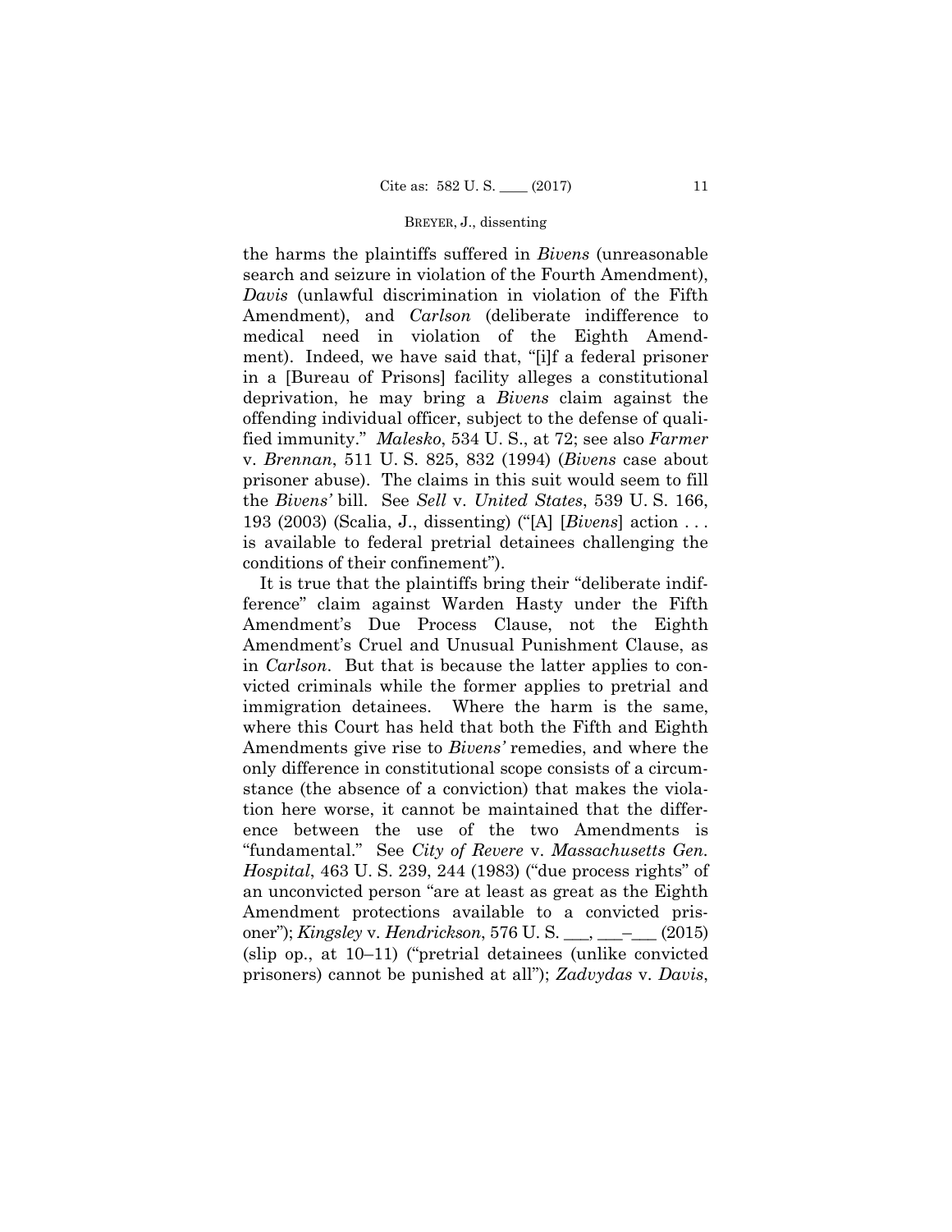the harms the plaintiffs suffered in *Bivens* (unreasonable search and seizure in violation of the Fourth Amendment), *Davis* (unlawful discrimination in violation of the Fifth Amendment), and *Carlson* (deliberate indifference to medical need in violation of the Eighth Amendment). Indeed, we have said that, "[i]f a federal prisoner in a [Bureau of Prisons] facility alleges a constitutional deprivation, he may bring a *Bivens* claim against the offending individual officer, subject to the defense of qualified immunity." *Malesko*, 534 U. S., at 72; see also *Farmer* v. *Brennan*, 511 U. S. 825, 832 (1994) (*Bivens* case about prisoner abuse). The claims in this suit would seem to fill the *Bivens'* bill. See *Sell* v. *United States*, 539 U. S. 166, 193 (2003) (Scalia, J., dissenting) ("[A] [*Bivens*] action . . . is available to federal pretrial detainees challenging the conditions of their confinement").

It is true that the plaintiffs bring their "deliberate indifference" claim against Warden Hasty under the Fifth Amendment's Due Process Clause, not the Eighth Amendment's Cruel and Unusual Punishment Clause, as in *Carlson*. But that is because the latter applies to convicted criminals while the former applies to pretrial and immigration detainees. Where the harm is the same, where this Court has held that both the Fifth and Eighth Amendments give rise to *Bivens'* remedies, and where the only difference in constitutional scope consists of a circumstance (the absence of a conviction) that makes the violation here worse, it cannot be maintained that the difference between the use of the two Amendments is "fundamental." See *City of Revere* v. *Massachusetts Gen. Hospital*, 463 U. S. 239, 244 (1983) ("due process rights" of an unconvicted person "are at least as great as the Eighth Amendment protections available to a convicted prisoner"); *Kingsley* v. *Hendrickson*, 576 U. S. ___, ___–___ (2015) (slip op., at 10–11) ("pretrial detainees (unlike convicted prisoners) cannot be punished at all"); *Zadvydas* v. *Davis*,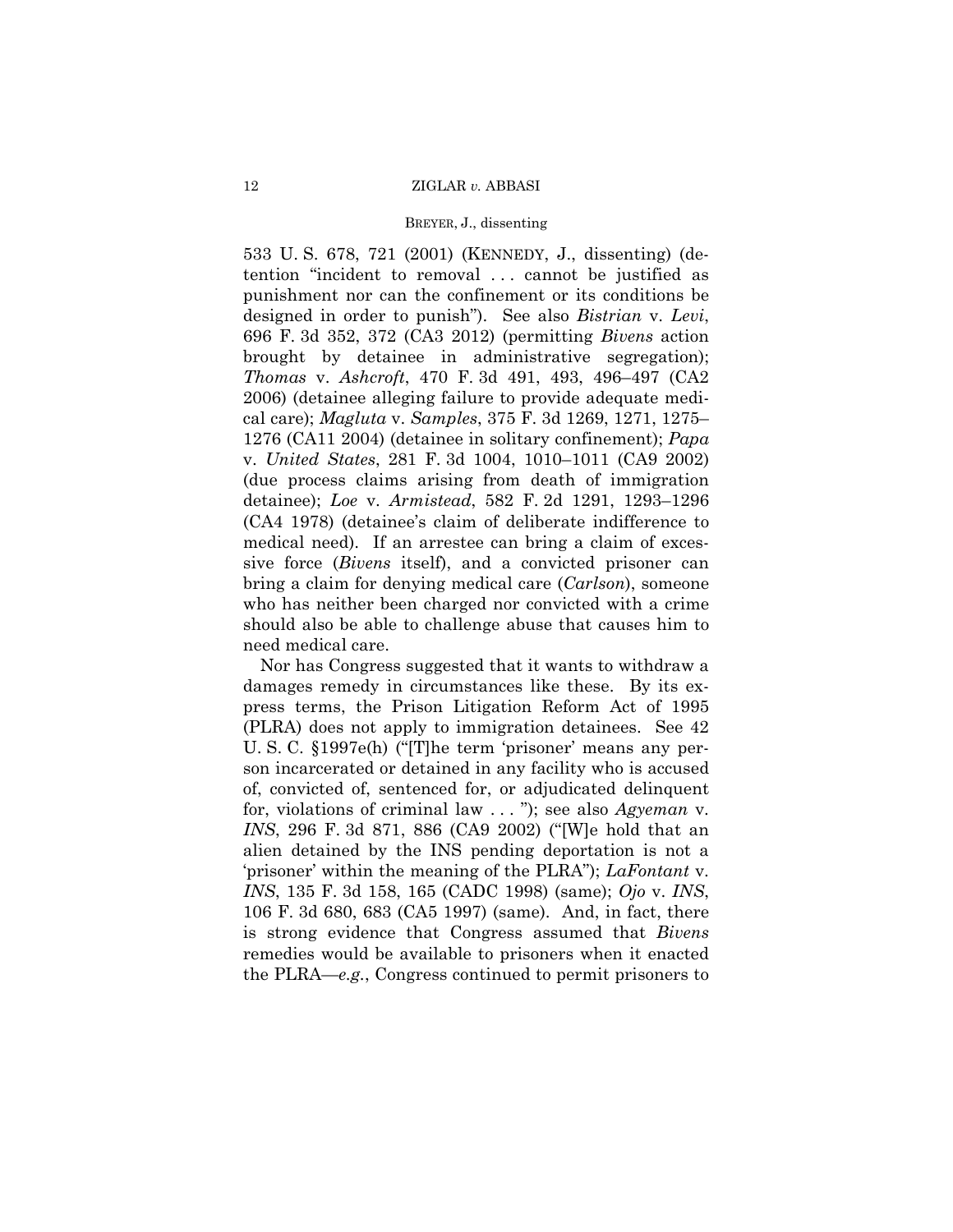533 U. S. 678, 721 (2001) (KENNEDY, J., dissenting) (detention "incident to removal . . . cannot be justified as punishment nor can the confinement or its conditions be designed in order to punish"). See also *Bistrian* v. *Levi*, 696 F. 3d 352, 372 (CA3 2012) (permitting *Bivens* action brought by detainee in administrative segregation); *Thomas* v. *Ashcroft*, 470 F. 3d 491, 493, 496–497 (CA2 2006) (detainee alleging failure to provide adequate medical care); *Magluta* v. *Samples*, 375 F. 3d 1269, 1271, 1275–1276 (CA11 2004) (detainee in solitary confinement); *Papa* v. *United States*, 281 F. 3d 1004, 1010–1011 (CA9 2002) (due process claims arising from death of immigration detainee); *Loe* v. *Armistead*, 582 F. 2d 1291, 1293–1296 (CA4 1978) (detainee's claim of deliberate indifference to medical need). If an arrestee can bring a claim of excessive force (*Bivens* itself), and a convicted prisoner can bring a claim for denying medical care (*Carlson*), someone who has neither been charged nor convicted with a crime should also be able to challenge abuse that causes him to need medical care.

Nor has Congress suggested that it wants to withdraw a damages remedy in circumstances like these. By its express terms, the Prison Litigation Reform Act of 1995 (PLRA) does not apply to immigration detainees. See 42 U. S. C. §1997e(h) ("[T]he term 'prisoner' means any person incarcerated or detained in any facility who is accused of, convicted of, sentenced for, or adjudicated delinquent for, violations of criminal law . . . "); see also *Agyeman* v. *INS*, 296 F. 3d 871, 886 (CA9 2002) ("[W]e hold that an alien detained by the INS pending deportation is not a 'prisoner' within the meaning of the PLRA"); *LaFontant* v. *INS*, 135 F. 3d 158, 165 (CADC 1998) (same); *Ojo* v. *INS*, 106 F. 3d 680, 683 (CA5 1997) (same). And, in fact, there is strong evidence that Congress assumed that *Bivens* remedies would be available to prisoners when it enacted the PLRA—*e.g.*, Congress continued to permit prisoners to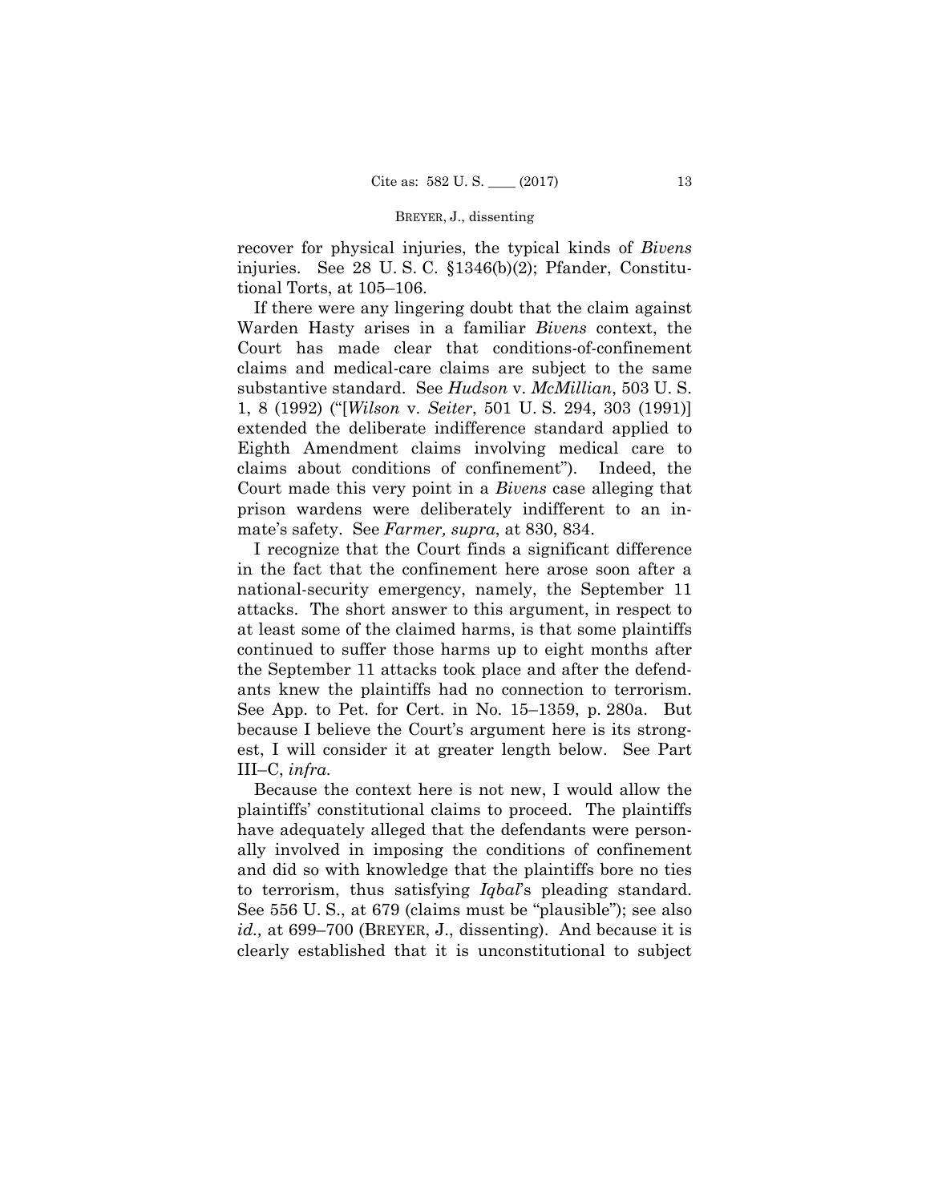recover for physical injuries, the typical kinds of *Bivens* injuries. See 28 U. S. C. §1346(b)(2); Pfander, Constitutional Torts, at 105–106.

If there were any lingering doubt that the claim against Warden Hasty arises in a familiar *Bivens* context, the Court has made clear that conditions-of-confinement claims and medical-care claims are subject to the same substantive standard. See *Hudson* v. *McMillian*, 503 U. S. 1, 8 (1992) ("[*Wilson* v. *Seiter*, 501 U. S. 294, 303 (1991)] extended the deliberate indifference standard applied to Eighth Amendment claims involving medical care to claims about conditions of confinement"). Indeed, the Court made this very point in a *Bivens* case alleging that prison wardens were deliberately indifferent to an inmate's safety. See *Farmer, supra*, at 830, 834.

I recognize that the Court finds a significant difference in the fact that the confinement here arose soon after a national-security emergency, namely, the September 11 attacks. The short answer to this argument, in respect to at least some of the claimed harms, is that some plaintiffs continued to suffer those harms up to eight months after the September 11 attacks took place and after the defendants knew the plaintiffs had no connection to terrorism. See App. to Pet. for Cert. in No. 15–1359, p. 280a. But because I believe the Court's argument here is its strongest, I will consider it at greater length below. See Part III–C, *infra.*

Because the context here is not new, I would allow the plaintiffs' constitutional claims to proceed. The plaintiffs have adequately alleged that the defendants were personally involved in imposing the conditions of confinement and did so with knowledge that the plaintiffs bore no ties to terrorism, thus satisfying *Iqbal*'s pleading standard. See 556 U. S., at 679 (claims must be "plausible"); see also *id.,* at 699–700 (BREYER, J., dissenting). And because it is clearly established that it is unconstitutional to subject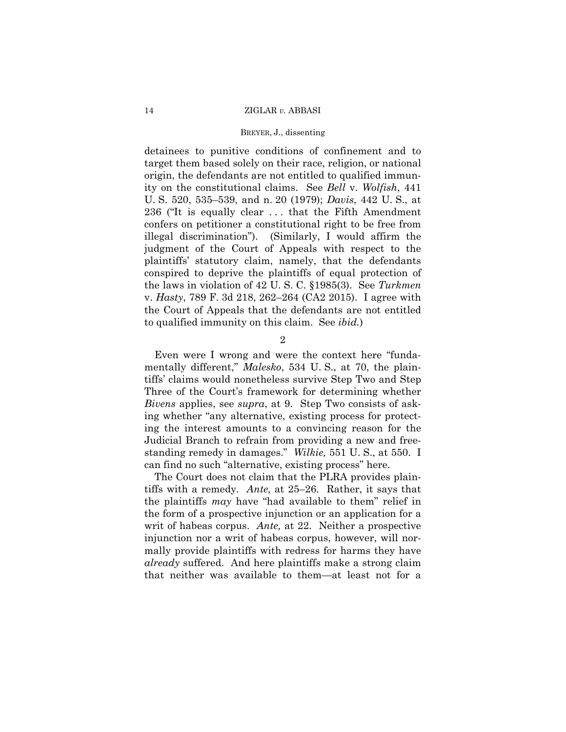detainees to punitive conditions of confinement and to target them based solely on their race, religion, or national origin, the defendants are not entitled to qualified immunity on the constitutional claims. See *Bell* v. *Wolfish*, 441 U. S. 520, 535–539, and n. 20 (1979); *Davis*, 442 U. S., at 236 ("It is equally clear . . . that the Fifth Amendment confers on petitioner a constitutional right to be free from illegal discrimination"). (Similarly, I would affirm the judgment of the Court of Appeals with respect to the plaintiffs' statutory claim, namely, that the defendants conspired to deprive the plaintiffs of equal protection of the laws in violation of 42 U. S. C. §1985(3). See *Turkmen* v. *Hasty*, 789 F. 3d 218, 262–264 (CA2 2015). I agree with the Court of Appeals that the defendants are not entitled to qualified immunity on this claim. See *ibid.*)

2

Even were I wrong and were the context here "fundamentally different," *Malesko*, 534 U. S., at 70, the plaintiffs' claims would nonetheless survive Step Two and Step Three of the Court's framework for determining whether *Bivens* applies, see *supra*, at 9. Step Two consists of asking whether "any alternative, existing process for protecting the interest amounts to a convincing reason for the Judicial Branch to refrain from providing a new and freestanding remedy in damages." *Wilkie,* 551 U. S., at 550. I can find no such "alternative, existing process" here.

The Court does not claim that the PLRA provides plaintiffs with a remedy. *Ante,* at 25–26. Rather, it says that the plaintiffs *may* have "had available to them" relief in the form of a prospective injunction or an application for a writ of habeas corpus. *Ante,* at 22. Neither a prospective injunction nor a writ of habeas corpus, however, will normally provide plaintiffs with redress for harms they have *already* suffered. And here plaintiffs make a strong claim that neither was available to them—at least not for a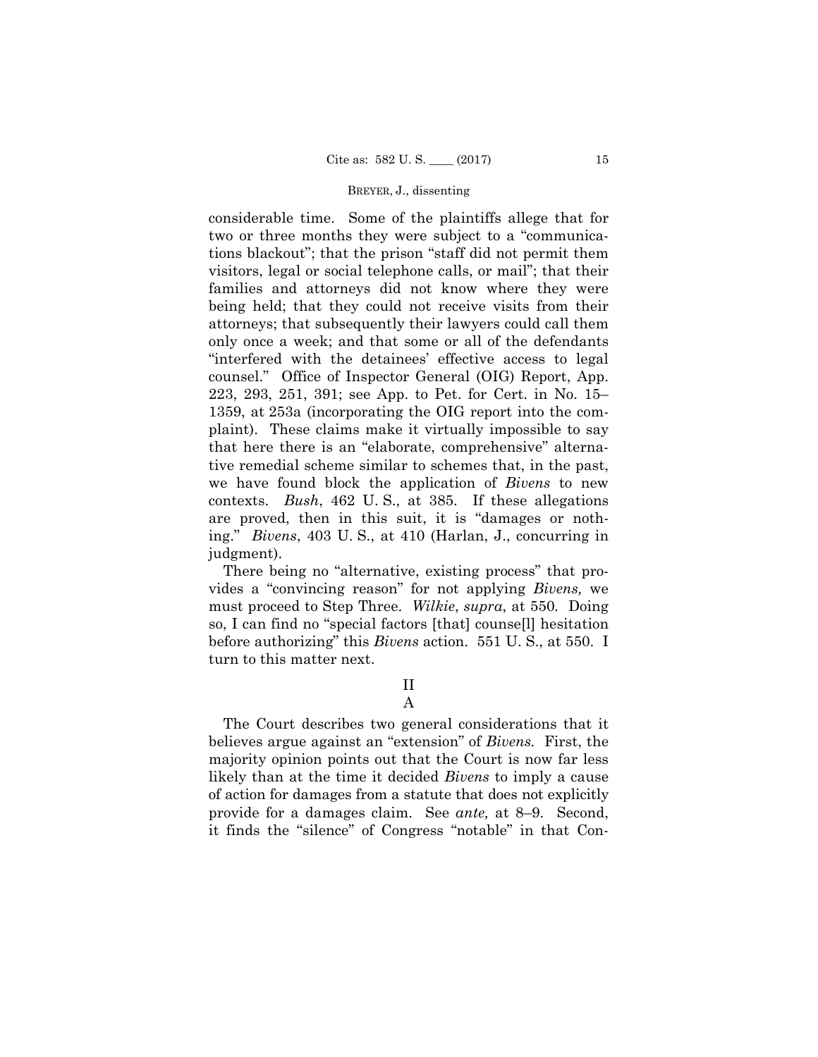considerable time. Some of the plaintiffs allege that for two or three months they were subject to a "communications blackout"; that the prison "staff did not permit them visitors, legal or social telephone calls, or mail"; that their families and attorneys did not know where they were being held; that they could not receive visits from their attorneys; that subsequently their lawyers could call them only once a week; and that some or all of the defendants "interfered with the detainees' effective access to legal counsel." Office of Inspector General (OIG) Report, App. 223, 293, 251, 391; see App. to Pet. for Cert. in No. 15–1359, at 253a (incorporating the OIG report into the complaint). These claims make it virtually impossible to say that here there is an "elaborate, comprehensive" alternative remedial scheme similar to schemes that, in the past, we have found block the application of *Bivens* to new contexts. *Bush*, 462 U. S., at 385. If these allegations are proved, then in this suit, it is "damages or nothing." *Bivens*, 403 U. S., at 410 (Harlan, J., concurring in judgment).

There being no "alternative, existing process" that provides a "convincing reason" for not applying *Bivens,* we must proceed to Step Three. *Wilkie*, *supra*, at 550. Doing so, I can find no "special factors [that] counse[l] hesitation before authorizing" this *Bivens* action. 551 U. S., at 550. I turn to this matter next.

## II

### A

The Court describes two general considerations that it believes argue against an "extension" of *Bivens.* First, the majority opinion points out that the Court is now far less likely than at the time it decided *Bivens* to imply a cause of action for damages from a statute that does not explicitly provide for a damages claim. See *ante,* at 8–9. Second, it finds the "silence" of Congress "notable" in that Con-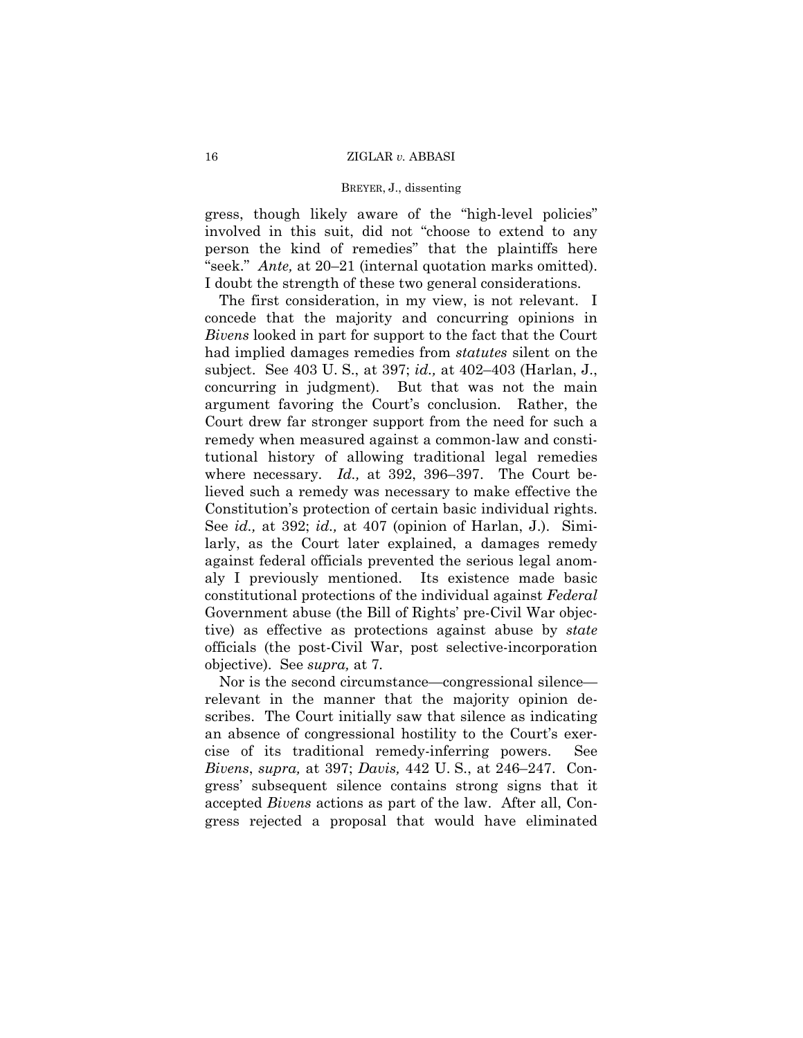gress, though likely aware of the "high-level policies" involved in this suit, did not "choose to extend to any person the kind of remedies" that the plaintiffs here "seek." *Ante,* at 20–21 (internal quotation marks omitted). I doubt the strength of these two general considerations.

The first consideration, in my view, is not relevant. I concede that the majority and concurring opinions in *Bivens* looked in part for support to the fact that the Court had implied damages remedies from *statutes* silent on the subject. See 403 U. S., at 397; *id.,* at 402–403 (Harlan, J., concurring in judgment). But that was not the main argument favoring the Court's conclusion. Rather, the Court drew far stronger support from the need for such a remedy when measured against a common-law and constitutional history of allowing traditional legal remedies where necessary. *Id.,* at 392, 396–397. The Court believed such a remedy was necessary to make effective the Constitution's protection of certain basic individual rights. See *id.,* at 392; *id.,* at 407 (opinion of Harlan, J.). Similarly, as the Court later explained, a damages remedy against federal officials prevented the serious legal anomaly I previously mentioned. Its existence made basic constitutional protections of the individual against *Federal* Government abuse (the Bill of Rights' pre-Civil War objective) as effective as protections against abuse by *state* officials (the post-Civil War, post selective-incorporation objective). See *supra,* at 7.

Nor is the second circumstance—congressional silence—relevant in the manner that the majority opinion describes. The Court initially saw that silence as indicating an absence of congressional hostility to the Court's exercise of its traditional remedy-inferring powers. See *Bivens*, *supra,* at 397; *Davis,* 442 U. S., at 246–247. Congress' subsequent silence contains strong signs that it accepted *Bivens* actions as part of the law. After all, Congress rejected a proposal that would have eliminated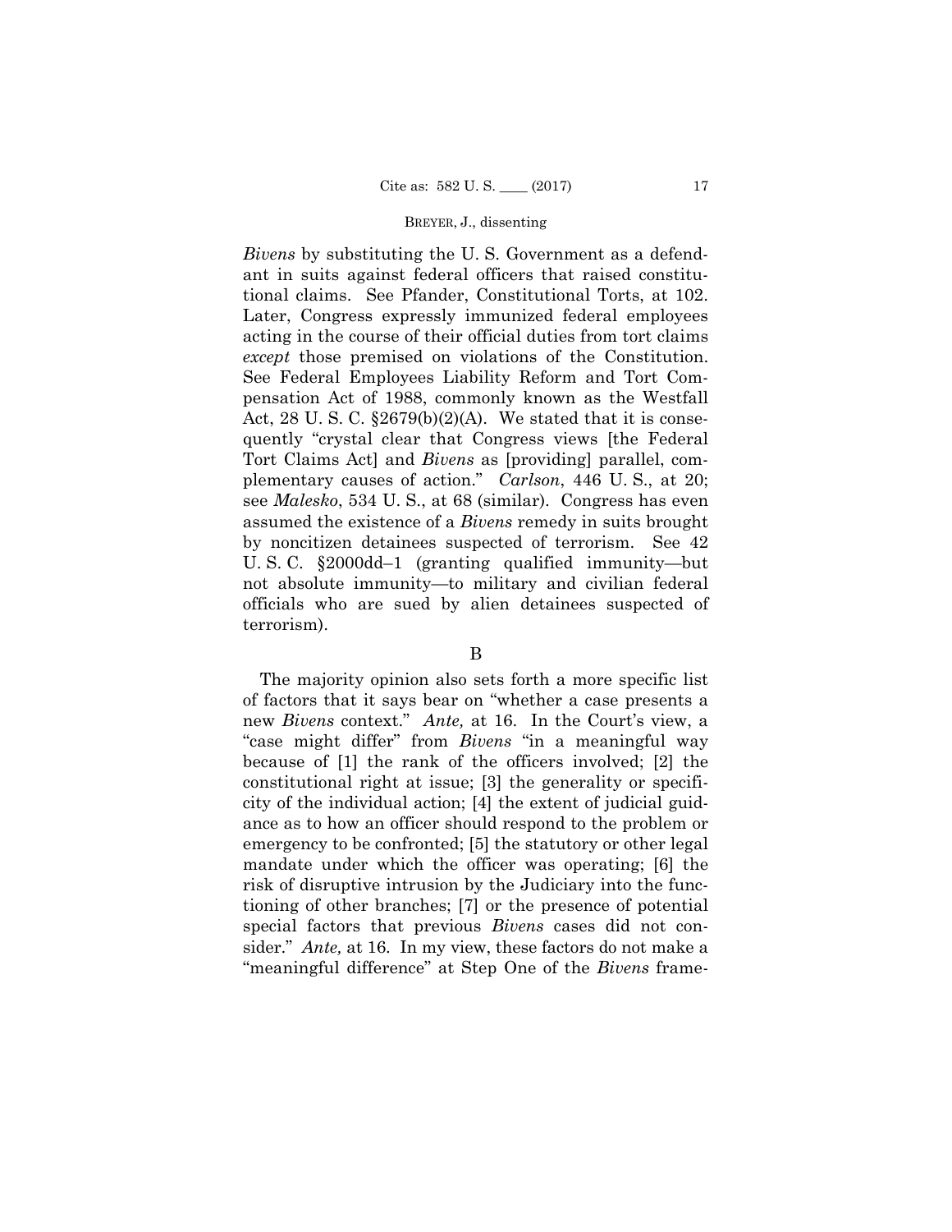*Bivens* by substituting the U. S. Government as a defendant in suits against federal officers that raised constitutional claims. See Pfander, Constitutional Torts, at 102. Later, Congress expressly immunized federal employees acting in the course of their official duties from tort claims *except* those premised on violations of the Constitution. See Federal Employees Liability Reform and Tort Compensation Act of 1988, commonly known as the Westfall Act, 28 U. S. C. §2679(b)(2)(A). We stated that it is consequently "crystal clear that Congress views [the Federal Tort Claims Act] and *Bivens* as [providing] parallel, complementary causes of action." *Carlson*, 446 U. S., at 20; see *Malesko*, 534 U. S., at 68 (similar). Congress has even assumed the existence of a *Bivens* remedy in suits brought by noncitizen detainees suspected of terrorism. See 42 U. S. C. §2000dd–1 (granting qualified immunity—but not absolute immunity—to military and civilian federal officials who are sued by alien detainees suspected of terrorism).

B

The majority opinion also sets forth a more specific list of factors that it says bear on "whether a case presents a new *Bivens* context." *Ante,* at 16. In the Court's view, a "case might differ" from *Bivens* "in a meaningful way because of [1] the rank of the officers involved; [2] the constitutional right at issue; [3] the generality or specificity of the individual action; [4] the extent of judicial guidance as to how an officer should respond to the problem or emergency to be confronted; [5] the statutory or other legal mandate under which the officer was operating; [6] the risk of disruptive intrusion by the Judiciary into the functioning of other branches; [7] or the presence of potential special factors that previous *Bivens* cases did not consider." *Ante,* at 16. In my view, these factors do not make a "meaningful difference" at Step One of the *Bivens* frame-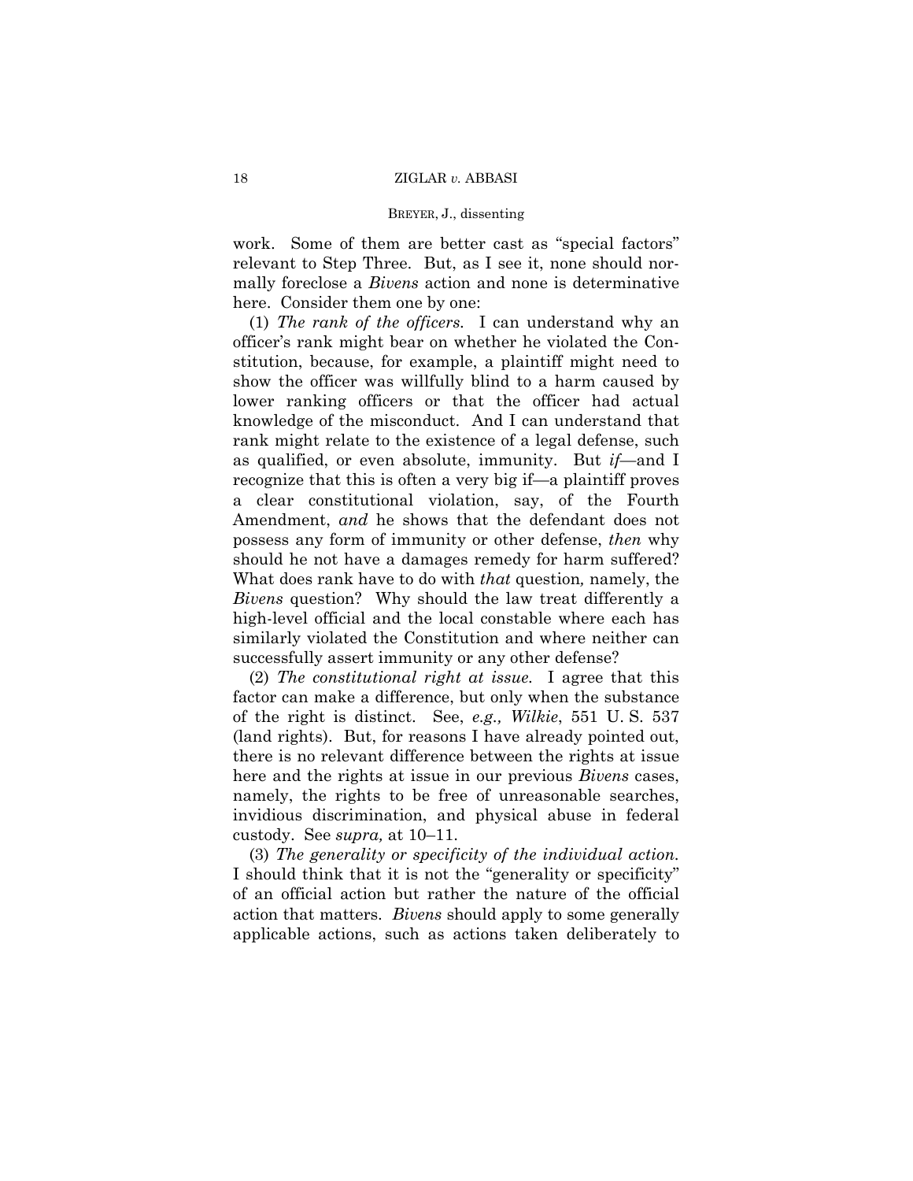work. Some of them are better cast as "special factors" relevant to Step Three. But, as I see it, none should normally foreclose a *Bivens* action and none is determinative here. Consider them one by one:

(1) *The rank of the officers.* I can understand why an officer's rank might bear on whether he violated the Constitution, because, for example, a plaintiff might need to show the officer was willfully blind to a harm caused by lower ranking officers or that the officer had actual knowledge of the misconduct. And I can understand that rank might relate to the existence of a legal defense, such as qualified, or even absolute, immunity. But *if*—and I recognize that this is often a very big if—a plaintiff proves a clear constitutional violation, say, of the Fourth Amendment, *and* he shows that the defendant does not possess any form of immunity or other defense, *then* why should he not have a damages remedy for harm suffered? What does rank have to do with *that* question, namely, the *Bivens* question? Why should the law treat differently a high-level official and the local constable where each has similarly violated the Constitution and where neither can successfully assert immunity or any other defense?

(2) *The constitutional right at issue.* I agree that this factor can make a difference, but only when the substance of the right is distinct. See, *e.g., Wilkie*, 551 U. S. 537 (land rights). But, for reasons I have already pointed out, there is no relevant difference between the rights at issue here and the rights at issue in our previous *Bivens* cases, namely, the rights to be free of unreasonable searches, invidious discrimination, and physical abuse in federal custody. See *supra,* at 10–11.

(3) *The generality or specificity of the individual action.* I should think that it is not the "generality or specificity" of an official action but rather the nature of the official action that matters. *Bivens* should apply to some generally applicable actions, such as actions taken deliberately to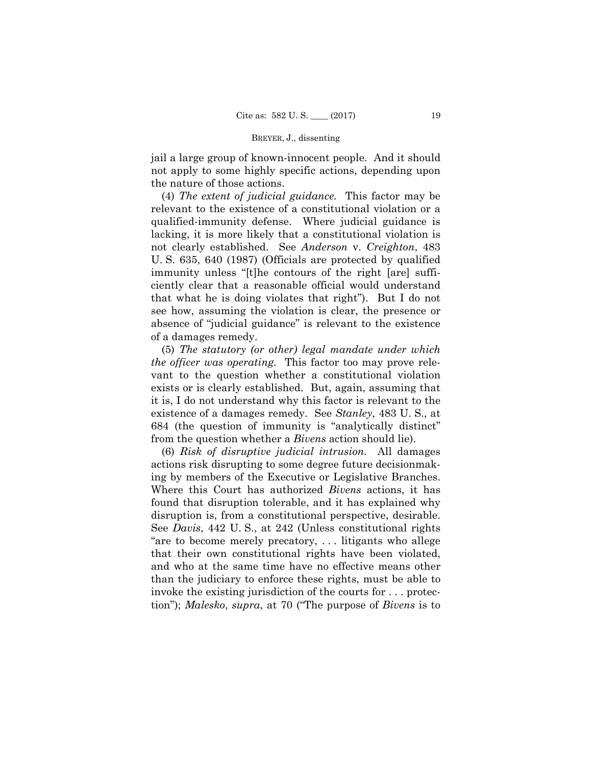jail a large group of known-innocent people. And it should not apply to some highly specific actions, depending upon the nature of those actions.

(4) *The extent of judicial guidance.* This factor may be relevant to the existence of a constitutional violation or a qualified-immunity defense. Where judicial guidance is lacking, it is more likely that a constitutional violation is not clearly established. See *Anderson* v. *Creighton*, 483 U. S. 635, 640 (1987) (Officials are protected by qualified immunity unless "[t]he contours of the right [are] sufficiently clear that a reasonable official would understand that what he is doing violates that right"). But I do not see how, assuming the violation is clear, the presence or absence of "judicial guidance" is relevant to the existence of a damages remedy.

(5) *The statutory (or other) legal mandate under which the officer was operating.* This factor too may prove relevant to the question whether a constitutional violation exists or is clearly established. But, again, assuming that it is, I do not understand why this factor is relevant to the existence of a damages remedy. See *Stanley*, 483 U. S., at 684 (the question of immunity is "analytically distinct" from the question whether a *Bivens* action should lie).

(6) *Risk of disruptive judicial intrusion.* All damages actions risk disrupting to some degree future decisionmaking by members of the Executive or Legislative Branches. Where this Court has authorized *Bivens* actions, it has found that disruption tolerable, and it has explained why disruption is, from a constitutional perspective, desirable. See *Davis*, 442 U. S., at 242 (Unless constitutional rights "are to become merely precatory, . . . litigants who allege that their own constitutional rights have been violated, and who at the same time have no effective means other than the judiciary to enforce these rights, must be able to invoke the existing jurisdiction of the courts for . . . protection"); *Malesko*, *supra*, at 70 ("The purpose of *Bivens* is to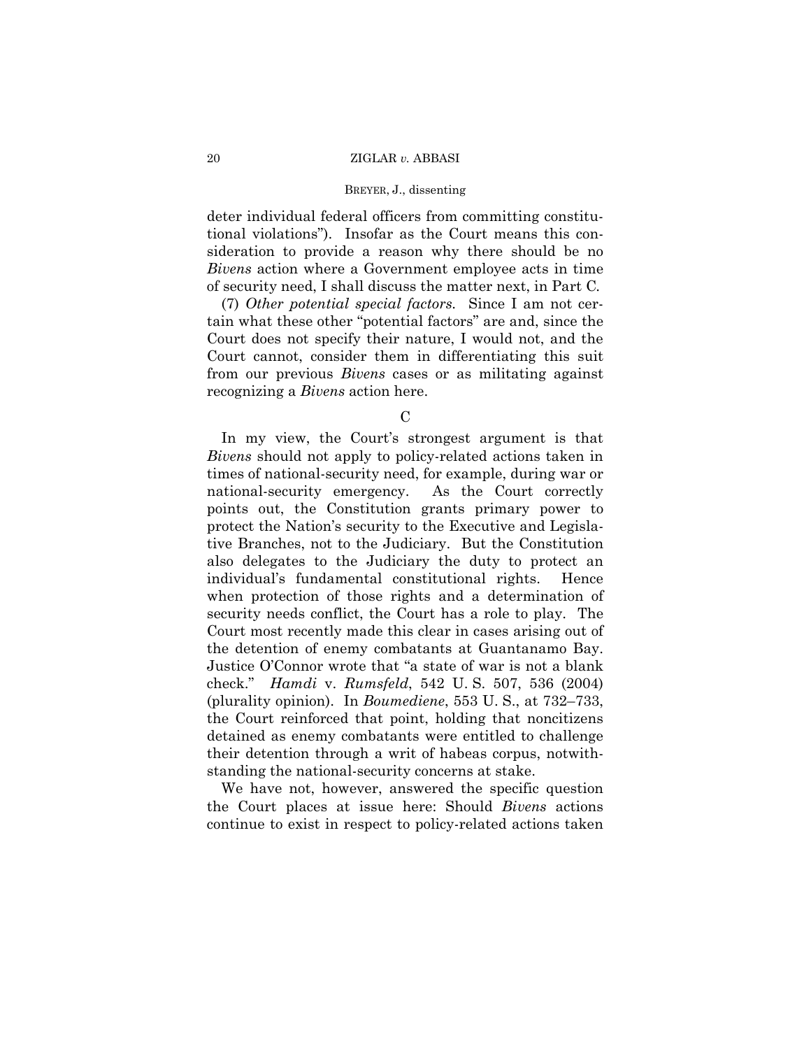deter individual federal officers from committing constitutional violations"). Insofar as the Court means this consideration to provide a reason why there should be no *Bivens* action where a Government employee acts in time of security need, I shall discuss the matter next, in Part C.

(7) *Other potential special factors.* Since I am not certain what these other "potential factors" are and, since the Court does not specify their nature, I would not, and the Court cannot, consider them in differentiating this suit from our previous *Bivens* cases or as militating against recognizing a *Bivens* action here.

C

In my view, the Court's strongest argument is that *Bivens* should not apply to policy-related actions taken in times of national-security need, for example, during war or national-security emergency. As the Court correctly points out, the Constitution grants primary power to protect the Nation's security to the Executive and Legislative Branches, not to the Judiciary. But the Constitution also delegates to the Judiciary the duty to protect an individual's fundamental constitutional rights. Hence when protection of those rights and a determination of security needs conflict, the Court has a role to play. The Court most recently made this clear in cases arising out of the detention of enemy combatants at Guantanamo Bay. Justice O'Connor wrote that "a state of war is not a blank check." *Hamdi* v. *Rumsfeld*, 542 U. S. 507, 536 (2004) (plurality opinion). In *Boumediene*, 553 U. S., at 732–733, the Court reinforced that point, holding that noncitizens detained as enemy combatants were entitled to challenge their detention through a writ of habeas corpus, notwithstanding the national-security concerns at stake.

We have not, however, answered the specific question the Court places at issue here: Should *Bivens* actions continue to exist in respect to policy-related actions taken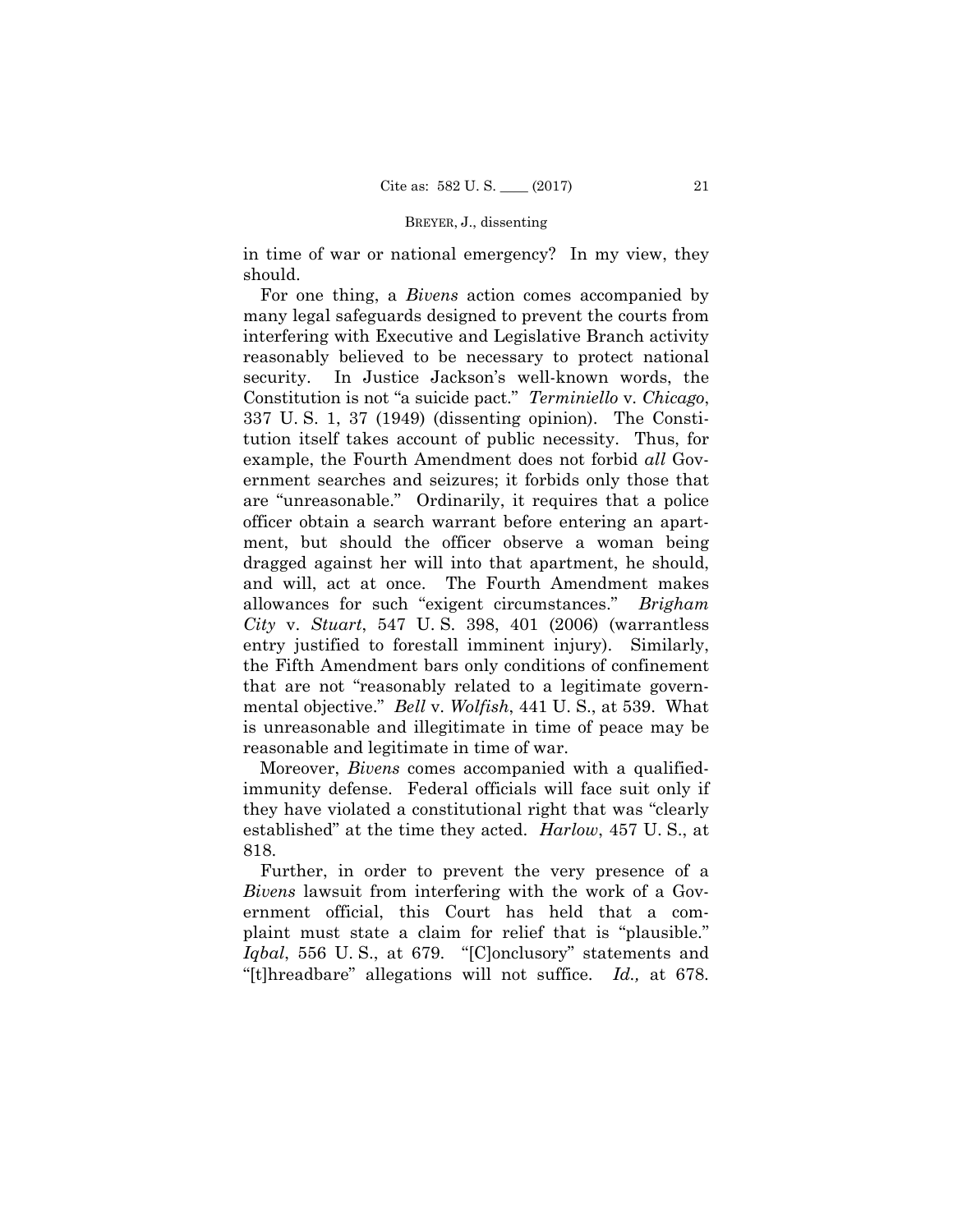in time of war or national emergency? In my view, they should.

For one thing, a *Bivens* action comes accompanied by many legal safeguards designed to prevent the courts from interfering with Executive and Legislative Branch activity reasonably believed to be necessary to protect national security. In Justice Jackson's well-known words, the Constitution is not "a suicide pact." *Terminiello* v. *Chicago*, 337 U. S. 1, 37 (1949) (dissenting opinion). The Constitution itself takes account of public necessity. Thus, for example, the Fourth Amendment does not forbid *all* Government searches and seizures; it forbids only those that are "unreasonable." Ordinarily, it requires that a police officer obtain a search warrant before entering an apartment, but should the officer observe a woman being dragged against her will into that apartment, he should, and will, act at once. The Fourth Amendment makes allowances for such "exigent circumstances." *Brigham City* v. *Stuart*, 547 U. S. 398, 401 (2006) (warrantless entry justified to forestall imminent injury). Similarly, the Fifth Amendment bars only conditions of confinement that are not "reasonably related to a legitimate governmental objective." *Bell* v. *Wolfish*, 441 U. S., at 539. What is unreasonable and illegitimate in time of peace may be reasonable and legitimate in time of war.

Moreover, *Bivens* comes accompanied with a qualified-immunity defense. Federal officials will face suit only if they have violated a constitutional right that was "clearly established" at the time they acted. *Harlow*, 457 U. S., at 818.

Further, in order to prevent the very presence of a *Bivens* lawsuit from interfering with the work of a Government official, this Court has held that a complaint must state a claim for relief that is "plausible." *Iqbal*, 556 U. S., at 679. "[C]onclusory" statements and "[t]hreadbare" allegations will not suffice. *Id.,* at 678.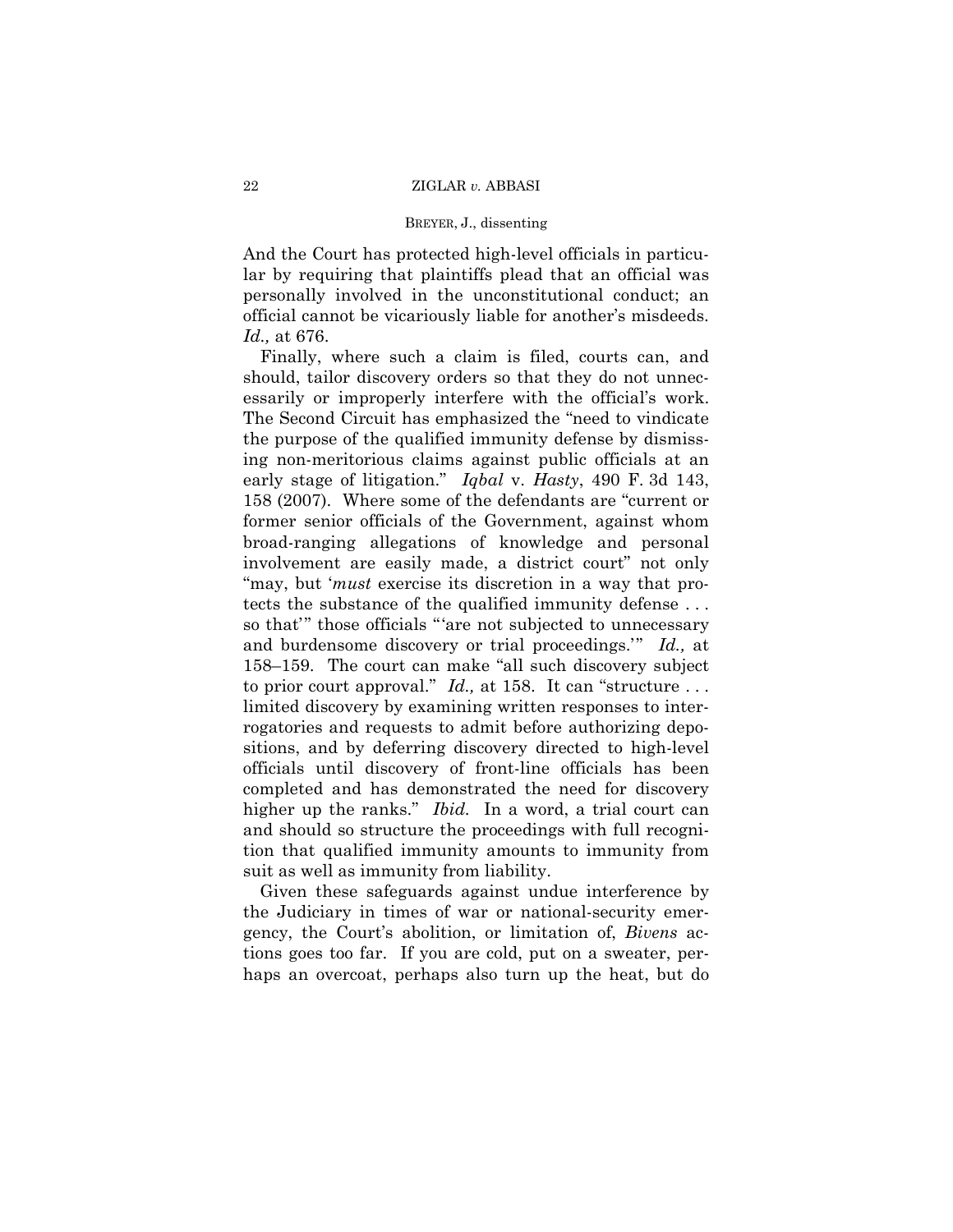And the Court has protected high-level officials in particular by requiring that plaintiffs plead that an official was personally involved in the unconstitutional conduct; an official cannot be vicariously liable for another's misdeeds. *Id.,* at 676.

Finally, where such a claim is filed, courts can, and should, tailor discovery orders so that they do not unnecessarily or improperly interfere with the official's work. The Second Circuit has emphasized the "need to vindicate the purpose of the qualified immunity defense by dismissing non-meritorious claims against public officials at an early stage of litigation." *Iqbal* v. *Hasty*, 490 F. 3d 143, 158 (2007). Where some of the defendants are "current or former senior officials of the Government, against whom broad-ranging allegations of knowledge and personal involvement are easily made, a district court" not only "may, but '*must* exercise its discretion in a way that protects the substance of the qualified immunity defense . . . so that'" those officials "'are not subjected to unnecessary and burdensome discovery or trial proceedings.'" *Id.,* at 158–159. The court can make "all such discovery subject to prior court approval." *Id.,* at 158. It can "structure . . . limited discovery by examining written responses to interrogatories and requests to admit before authorizing depositions, and by deferring discovery directed to high-level officials until discovery of front-line officials has been completed and has demonstrated the need for discovery higher up the ranks." *Ibid.* In a word, a trial court can and should so structure the proceedings with full recognition that qualified immunity amounts to immunity from suit as well as immunity from liability.

Given these safeguards against undue interference by the Judiciary in times of war or national-security emergency, the Court's abolition, or limitation of, *Bivens* actions goes too far. If you are cold, put on a sweater, perhaps an overcoat, perhaps also turn up the heat, but do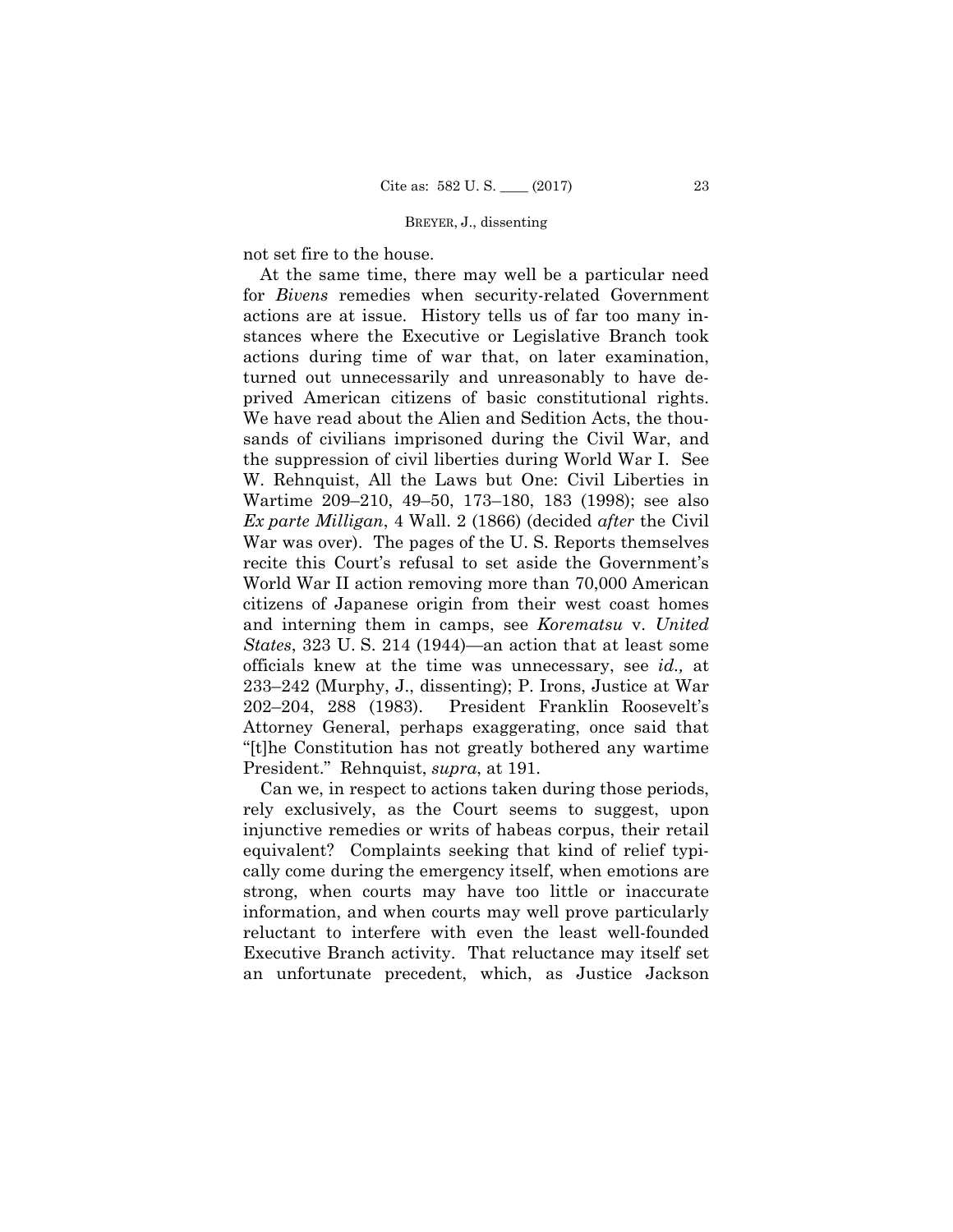not set fire to the house.

At the same time, there may well be a particular need for *Bivens* remedies when security-related Government actions are at issue. History tells us of far too many instances where the Executive or Legislative Branch took actions during time of war that, on later examination, turned out unnecessarily and unreasonably to have deprived American citizens of basic constitutional rights. We have read about the Alien and Sedition Acts, the thousands of civilians imprisoned during the Civil War, and the suppression of civil liberties during World War I. See W. Rehnquist, All the Laws but One: Civil Liberties in Wartime 209–210, 49–50, 173–180, 183 (1998); see also *Ex parte Milligan*, 4 Wall. 2 (1866) (decided *after* the Civil War was over). The pages of the U. S. Reports themselves recite this Court's refusal to set aside the Government's World War II action removing more than 70,000 American citizens of Japanese origin from their west coast homes and interning them in camps, see *Korematsu* v. *United States*, 323 U. S. 214 (1944)—an action that at least some officials knew at the time was unnecessary, see *id.,* at 233–242 (Murphy, J., dissenting); P. Irons, Justice at War 202–204, 288 (1983). President Franklin Roosevelt's Attorney General, perhaps exaggerating, once said that "[t]he Constitution has not greatly bothered any wartime President." Rehnquist, *supra*, at 191.

Can we, in respect to actions taken during those periods, rely exclusively, as the Court seems to suggest, upon injunctive remedies or writs of habeas corpus, their retail equivalent? Complaints seeking that kind of relief typically come during the emergency itself, when emotions are strong, when courts may have too little or inaccurate information, and when courts may well prove particularly reluctant to interfere with even the least well-founded Executive Branch activity. That reluctance may itself set an unfortunate precedent, which, as Justice Jackson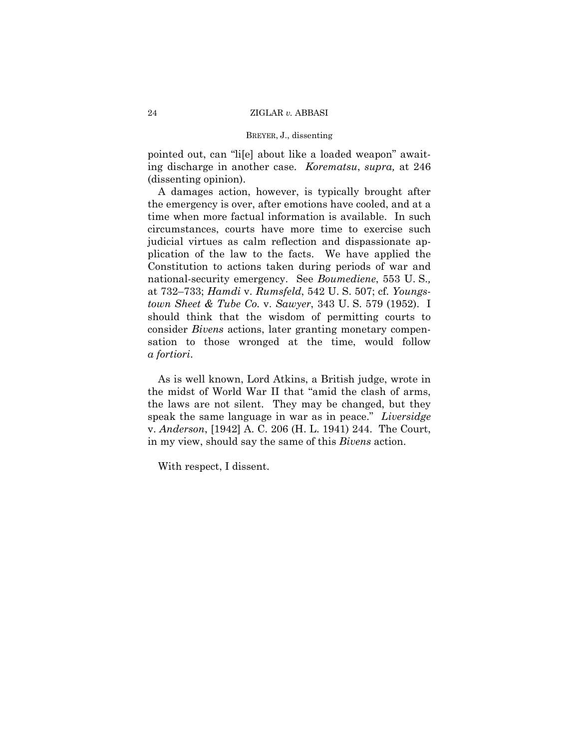pointed out, can "li[e] about like a loaded weapon" awaiting discharge in another case. *Korematsu*, *supra,* at 246 (dissenting opinion).

A damages action, however, is typically brought after the emergency is over, after emotions have cooled, and at a time when more factual information is available. In such circumstances, courts have more time to exercise such judicial virtues as calm reflection and dispassionate application of the law to the facts. We have applied the Constitution to actions taken during periods of war and national-security emergency. See *Boumediene*, 553 U. S., at 732–733; *Hamdi* v. *Rumsfeld*, 542 U. S. 507; cf. *Youngstown Sheet & Tube Co.* v. *Sawyer*, 343 U. S. 579 (1952). I should think that the wisdom of permitting courts to consider *Bivens* actions, later granting monetary compensation to those wronged at the time, would follow *a fortiori*.

As is well known, Lord Atkins, a British judge, wrote in the midst of World War II that "amid the clash of arms, the laws are not silent. They may be changed, but they speak the same language in war as in peace." *Liversidge* v. *Anderson*, [1942] A. C. 206 (H. L. 1941) 244. The Court, in my view, should say the same of this *Bivens* action.

With respect, I dissent.